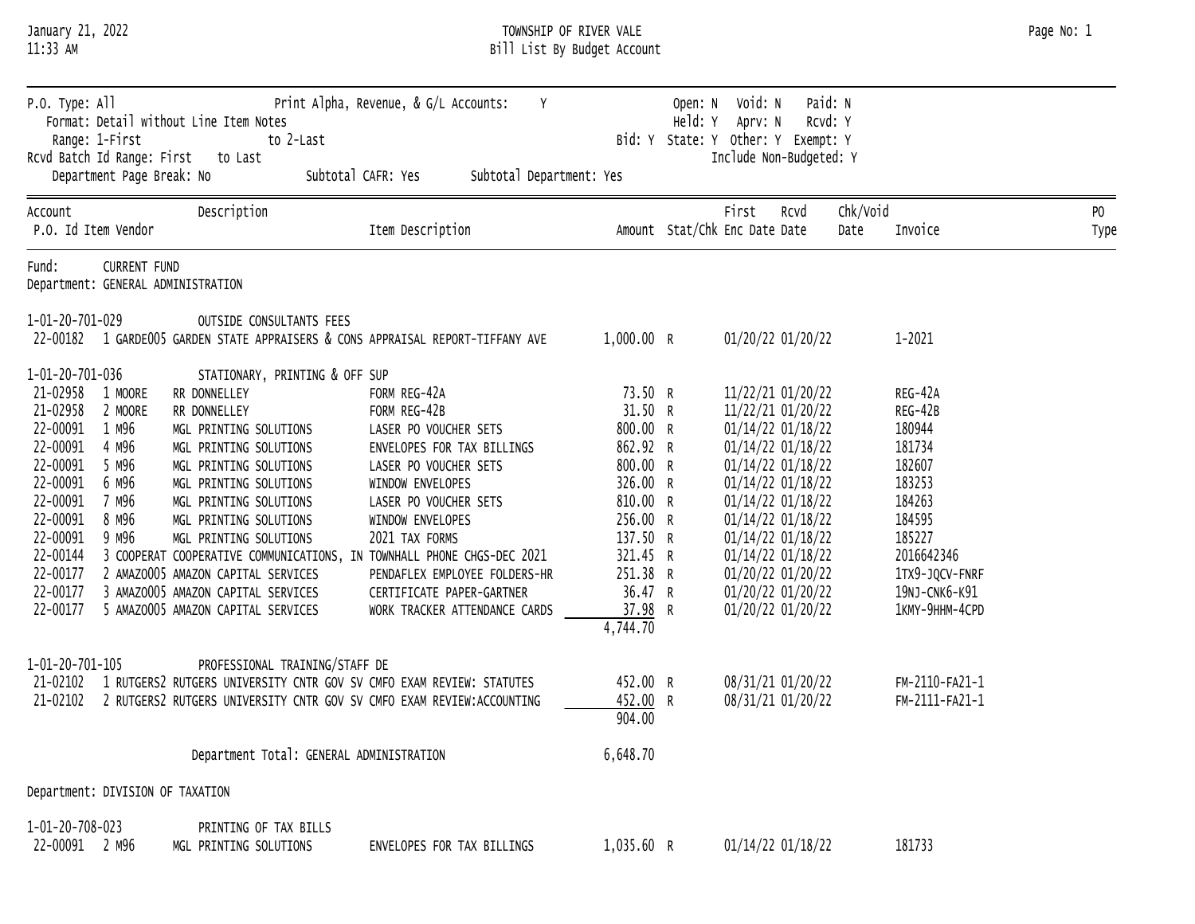TOWNSHIP OF RIVER VALE
Bill List By Budget Account

January 21, 2022
11:33 AM

P.O. Type: All    Print Alpha, Revenue, & G/L Accounts: Y    Open: N  Void: N  Paid: N
Format: Detail without Line Item Notes    Held: Y  Aprv: N  Rcvd: Y
Range: 1-First to 2-Last    Bid: Y  State: Y  Other: Y  Exempt: Y
Rcvd Batch Id Range: First to Last    Include Non-Budgeted: Y
Department Page Break: No    Subtotal CAFR: Yes    Subtotal Department: Yes

| Account / P.O. Id | Item | Vendor | Description / Item Description | Amount | Stat/Chk | First Enc Date | Rcvd Date | Chk/Void Date | Invoice | PO Type |
|---|---|---|---|---|---|---|---|---|---|---|
| **Fund: CURRENT FUND** | | | | | | | | | | |
| **Department: GENERAL ADMINISTRATION** | | | | | | | | | | |
| 1-01-20-701-029 | | | OUTSIDE CONSULTANTS FEES | | | | | | | |
| 22-00182 | 1 | GARDE005 GARDEN STATE APPRAISERS & CONS | APPRAISAL REPORT-TIFFANY AVE | 1,000.00 | R | 01/20/22 | 01/20/22 | | 1-2021 | |
| 1-01-20-701-036 | | | STATIONARY, PRINTING & OFF SUP | | | | | | | |
| 21-02958 | 1 | MOORE RR DONNELLEY | FORM REG-42A | 73.50 | R | 11/22/21 | 01/20/22 | | REG-42A | |
| 21-02958 | 2 | MOORE RR DONNELLEY | FORM REG-42B | 31.50 | R | 11/22/21 | 01/20/22 | | REG-42B | |
| 22-00091 | 1 | M96 MGL PRINTING SOLUTIONS | LASER PO VOUCHER SETS | 800.00 | R | 01/14/22 | 01/18/22 | | 180944 | |
| 22-00091 | 4 | M96 MGL PRINTING SOLUTIONS | ENVELOPES FOR TAX BILLINGS | 862.92 | R | 01/14/22 | 01/18/22 | | 181734 | |
| 22-00091 | 5 | M96 MGL PRINTING SOLUTIONS | LASER PO VOUCHER SETS | 800.00 | R | 01/14/22 | 01/18/22 | | 182607 | |
| 22-00091 | 6 | M96 MGL PRINTING SOLUTIONS | WINDOW ENVELOPES | 326.00 | R | 01/14/22 | 01/18/22 | | 183253 | |
| 22-00091 | 7 | M96 MGL PRINTING SOLUTIONS | LASER PO VOUCHER SETS | 810.00 | R | 01/14/22 | 01/18/22 | | 184263 | |
| 22-00091 | 8 | M96 MGL PRINTING SOLUTIONS | WINDOW ENVELOPES | 256.00 | R | 01/14/22 | 01/18/22 | | 184595 | |
| 22-00091 | 9 | M96 MGL PRINTING SOLUTIONS | 2021 TAX FORMS | 137.50 | R | 01/14/22 | 01/18/22 | | 185227 | |
| 22-00144 | 3 | COOPERAT COOPERATIVE COMMUNICATIONS, IN | TOWNHALL PHONE CHGS-DEC 2021 | 321.45 | R | 01/14/22 | 01/18/22 | | 2016642346 | |
| 22-00177 | 2 | AMAZO005 AMAZON CAPITAL SERVICES | PENDAFLEX EMPLOYEE FOLDERS-HR | 251.38 | R | 01/20/22 | 01/20/22 | | 1TX9-JQCV-FNRF | |
| 22-00177 | 3 | AMAZO005 AMAZON CAPITAL SERVICES | CERTIFICATE PAPER-GARTNER | 36.47 | R | 01/20/22 | 01/20/22 | | 19NJ-CNK6-K91 | |
| 22-00177 | 5 | AMAZO005 AMAZON CAPITAL SERVICES | WORK TRACKER ATTENDANCE CARDS | 37.98 | R | 01/20/22 | 01/20/22 | | 1KMY-9HHM-4CPD | |
| | | | | 4,744.70 | | | | | | |
| 1-01-20-701-105 | | | PROFESSIONAL TRAINING/STAFF DE | | | | | | | |
| 21-02102 | 1 | RUTGERS2 RUTGERS UNIVERSITY CNTR GOV SV | CMFO EXAM REVIEW: STATUTES | 452.00 | R | 08/31/21 | 01/20/22 | | FM-2110-FA21-1 | |
| 21-02102 | 2 | RUTGERS2 RUTGERS UNIVERSITY CNTR GOV SV | CMFO EXAM REVIEW:ACCOUNTING | 452.00 | R | 08/31/21 | 01/20/22 | | FM-2111-FA21-1 | |
| | | | | 904.00 | | | | | | |
| | | | Department Total: GENERAL ADMINISTRATION | 6,648.70 | | | | | | |
| **Department: DIVISION OF TAXATION** | | | | | | | | | | |
| 1-01-20-708-023 | | | PRINTING OF TAX BILLS | | | | | | | |
| 22-00091 | 2 | M96 MGL PRINTING SOLUTIONS | ENVELOPES FOR TAX BILLINGS | 1,035.60 | R | 01/14/22 | 01/18/22 | | 181733 | |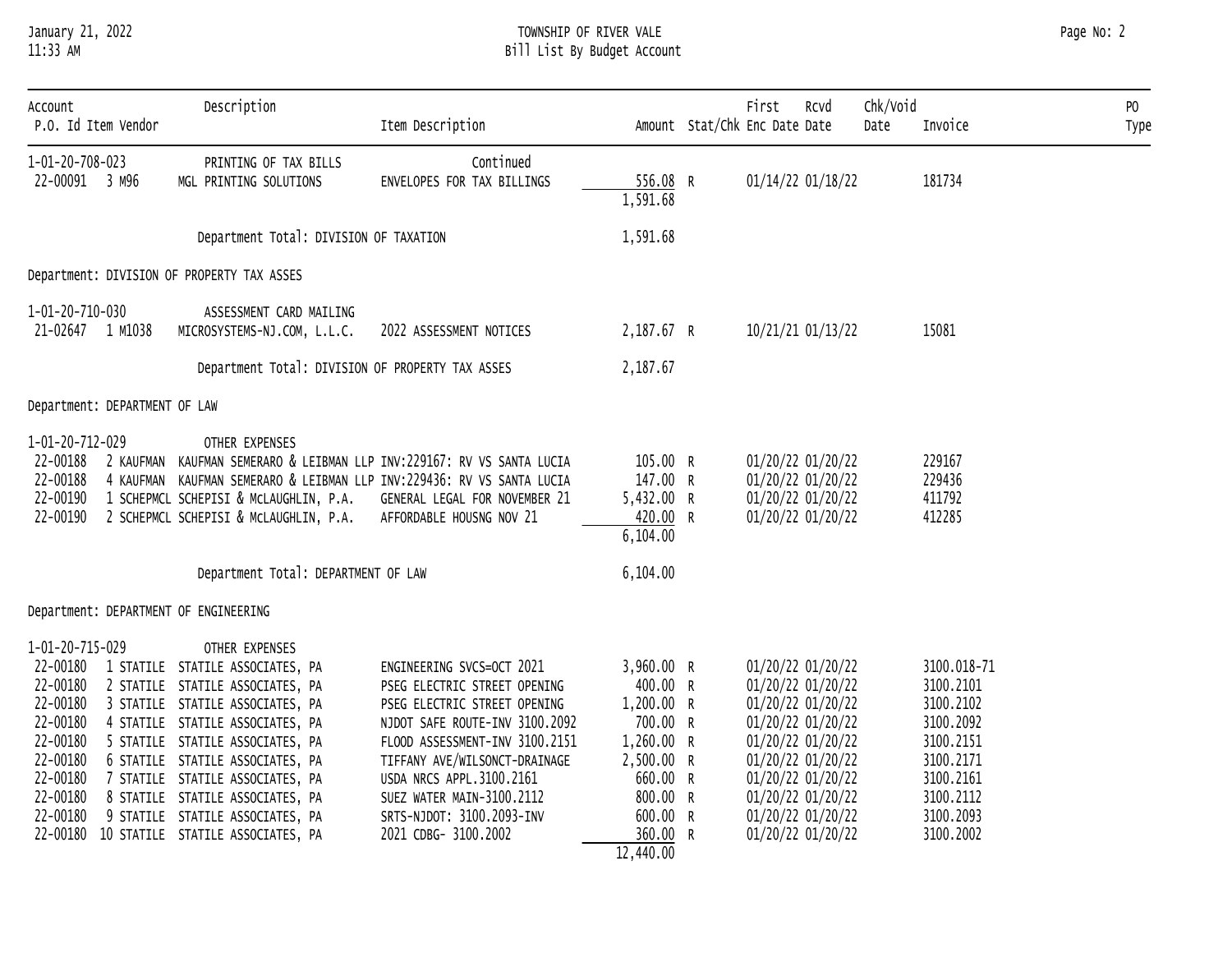TOWNSHIP OF RIVER VALE
Bill List By Budget Account

January 21, 2022
11:33 AM

| Account<br>P.O. Id | Item | Vendor | Description | Item Description | Amount | Stat/Chk | First Enc Date | Rcvd Date | Chk/Void Date | Invoice | PO Type |
|---|---|---|---|---|---|---|---|---|---|---|---|
| 1-01-20-708-023 | | | PRINTING OF TAX BILLS | Continued | | | | | | | |
| 22-00091 | 3 | M96 | MGL PRINTING SOLUTIONS | ENVELOPES FOR TAX BILLINGS | 556.08 | R | 01/14/22 | 01/18/22 | | 181734 | |
| | | | | | 1,591.68 | | | | | | |
| | | | Department Total: DIVISION OF TAXATION | | 1,591.68 | | | | | | |

Department: DIVISION OF PROPERTY TAX ASSES

| Account<br>P.O. Id | Item | Vendor | Description | Item Description | Amount | Stat/Chk | First Enc Date | Rcvd Date | Chk/Void Date | Invoice | PO Type |
|---|---|---|---|---|---|---|---|---|---|---|---|
| 1-01-20-710-030 | | | ASSESSMENT CARD MAILING | | | | | | | | |
| 21-02647 | 1 | M1038 | MICROSYSTEMS-NJ.COM, L.L.C. | 2022 ASSESSMENT NOTICES | 2,187.67 | R | 10/21/21 | 01/13/22 | | 15081 | |
| | | | Department Total: DIVISION OF PROPERTY TAX ASSES | | 2,187.67 | | | | | | |

Department: DEPARTMENT OF LAW

| Account<br>P.O. Id | Item | Vendor | Description | Item Description | Amount | Stat/Chk | First Enc Date | Rcvd Date | Chk/Void Date | Invoice | PO Type |
|---|---|---|---|---|---|---|---|---|---|---|---|
| 1-01-20-712-029 | | | OTHER EXPENSES | | | | | | | | |
| 22-00188 | 2 | KAUFMAN | KAUFMAN SEMERARO & LEIBMAN LLP | INV:229167: RV VS SANTA LUCIA | 105.00 | R | 01/20/22 | 01/20/22 | | 229167 | |
| 22-00188 | 4 | KAUFMAN | KAUFMAN SEMERARO & LEIBMAN LLP | INV:229436: RV VS SANTA LUCIA | 147.00 | R | 01/20/22 | 01/20/22 | | 229436 | |
| 22-00190 | 1 | SCHEPMCL | SCHEPISI & McLAUGHLIN, P.A. | GENERAL LEGAL FOR NOVEMBER 21 | 5,432.00 | R | 01/20/22 | 01/20/22 | | 411792 | |
| 22-00190 | 2 | SCHEPMCL | SCHEPISI & McLAUGHLIN, P.A. | AFFORDABLE HOUSNG NOV 21 | 420.00 | R | 01/20/22 | 01/20/22 | | 412285 | |
| | | | | | 6,104.00 | | | | | | |
| | | | Department Total: DEPARTMENT OF LAW | | 6,104.00 | | | | | | |

Department: DEPARTMENT OF ENGINEERING

| Account<br>P.O. Id | Item | Vendor | Description | Item Description | Amount | Stat/Chk | First Enc Date | Rcvd Date | Chk/Void Date | Invoice | PO Type |
|---|---|---|---|---|---|---|---|---|---|---|---|
| 1-01-20-715-029 | | | OTHER EXPENSES | | | | | | | | |
| 22-00180 | 1 | STATILE | STATILE ASSOCIATES, PA | ENGINEERING SVCS=OCT 2021 | 3,960.00 | R | 01/20/22 | 01/20/22 | | 3100.018-71 | |
| 22-00180 | 2 | STATILE | STATILE ASSOCIATES, PA | PSEG ELECTRIC STREET OPENING | 400.00 | R | 01/20/22 | 01/20/22 | | 3100.2101 | |
| 22-00180 | 3 | STATILE | STATILE ASSOCIATES, PA | PSEG ELECTRIC STREET OPENING | 1,200.00 | R | 01/20/22 | 01/20/22 | | 3100.2102 | |
| 22-00180 | 4 | STATILE | STATILE ASSOCIATES, PA | NJDOT SAFE ROUTE-INV 3100.2092 | 700.00 | R | 01/20/22 | 01/20/22 | | 3100.2092 | |
| 22-00180 | 5 | STATILE | STATILE ASSOCIATES, PA | FLOOD ASSESSMENT-INV 3100.2151 | 1,260.00 | R | 01/20/22 | 01/20/22 | | 3100.2151 | |
| 22-00180 | 6 | STATILE | STATILE ASSOCIATES, PA | TIFFANY AVE/WILSONCT-DRAINAGE | 2,500.00 | R | 01/20/22 | 01/20/22 | | 3100.2171 | |
| 22-00180 | 7 | STATILE | STATILE ASSOCIATES, PA | USDA NRCS APPL.3100.2161 | 660.00 | R | 01/20/22 | 01/20/22 | | 3100.2161 | |
| 22-00180 | 8 | STATILE | STATILE ASSOCIATES, PA | SUEZ WATER MAIN-3100.2112 | 800.00 | R | 01/20/22 | 01/20/22 | | 3100.2112 | |
| 22-00180 | 9 | STATILE | STATILE ASSOCIATES, PA | SRTS-NJDOT: 3100.2093-INV | 600.00 | R | 01/20/22 | 01/20/22 | | 3100.2093 | |
| 22-00180 | 10 | STATILE | STATILE ASSOCIATES, PA | 2021 CDBG- 3100.2002 | 360.00 | R | 01/20/22 | 01/20/22 | | 3100.2002 | |
| | | | | | 12,440.00 | | | | | | |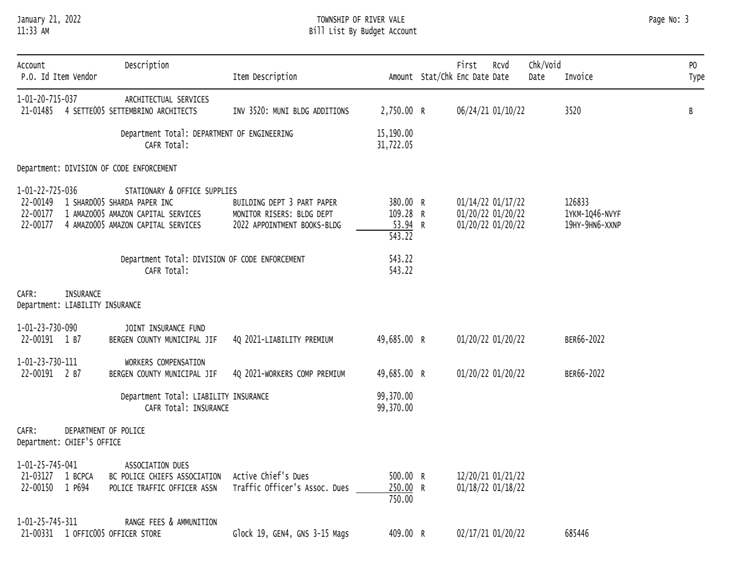| Account / P.O. Id | Item | Vendor | Description / Item Description | Amount | Stat/Chk | First Enc Date | Rcvd Date | Chk/Void Date | Invoice | PO Type |
|---|---|---|---|---|---|---|---|---|---|---|
| 1-01-20-715-037 | | | ARCHITECTUAL SERVICES | | | | | | | |
| 21-01485 | 4 | SETTE005 SETTEMBRINO ARCHITECTS | INV 3520: MUNI BLDG ADDITIONS | 2,750.00 | R | 06/24/21 | 01/10/22 | | 3520 | B |
| | | | Department Total: DEPARTMENT OF ENGINEERING | 15,190.00 | | | | | | |
| | | | CAFR Total: | 31,722.05 | | | | | | |

Department: DIVISION OF CODE ENFORCEMENT

| Account / P.O. Id | Item | Vendor | Description / Item Description | Amount | Stat/Chk | First Enc Date | Rcvd Date | Chk/Void Date | Invoice | PO Type |
|---|---|---|---|---|---|---|---|---|---|---|
| 1-01-22-725-036 | | | STATIONARY & OFFICE SUPPLIES | | | | | | | |
| 22-00149 | 1 | SHARD005 SHARDA PAPER INC | BUILDING DEPT 3 PART PAPER | 380.00 | R | 01/14/22 | 01/17/22 | | 126833 | |
| 22-00177 | 1 | AMAZO005 AMAZON CAPITAL SERVICES | MONITOR RISERS: BLDG DEPT | 109.28 | R | 01/20/22 | 01/20/22 | | 1YKM-1Q46-NVYF | |
| 22-00177 | 4 | AMAZO005 AMAZON CAPITAL SERVICES | 2022 APPOINTMENT BOOKS-BLDG | 53.94 | R | 01/20/22 | 01/20/22 | | 19HY-9HN6-XXNP | |
| | | | | 543.22 | | | | | | |
| | | | Department Total: DIVISION OF CODE ENFORCEMENT | 543.22 | | | | | | |
| | | | CAFR Total: | 543.22 | | | | | | |

CAFR: INSURANCE
Department: LIABILITY INSURANCE

| Account / P.O. Id | Item | Vendor | Description / Item Description | Amount | Stat/Chk | First Enc Date | Rcvd Date | Chk/Void Date | Invoice | PO Type |
|---|---|---|---|---|---|---|---|---|---|---|
| 1-01-23-730-090 | | | JOINT INSURANCE FUND | | | | | | | |
| 22-00191 | 1 | B7 BERGEN COUNTY MUNICIPAL JIF | 4Q 2021-LIABILITY PREMIUM | 49,685.00 | R | 01/20/22 | 01/20/22 | | BER66-2022 | |
| 1-01-23-730-111 | | | WORKERS COMPENSATION | | | | | | | |
| 22-00191 | 2 | B7 BERGEN COUNTY MUNICIPAL JIF | 4Q 2021-WORKERS COMP PREMIUM | 49,685.00 | R | 01/20/22 | 01/20/22 | | BER66-2022 | |
| | | | Department Total: LIABILITY INSURANCE | 99,370.00 | | | | | | |
| | | | CAFR Total: INSURANCE | 99,370.00 | | | | | | |

CAFR: DEPARTMENT OF POLICE
Department: CHIEF'S OFFICE

| Account / P.O. Id | Item | Vendor | Description / Item Description | Amount | Stat/Chk | First Enc Date | Rcvd Date | Chk/Void Date | Invoice | PO Type |
|---|---|---|---|---|---|---|---|---|---|---|
| 1-01-25-745-041 | | | ASSOCIATION DUES | | | | | | | |
| 21-03127 | 1 | BCPCA BC POLICE CHIEFS ASSOCIATION | Active Chief's Dues | 500.00 | R | 12/20/21 | 01/21/22 | | | |
| 22-00150 | 1 | P694 POLICE TRAFFIC OFFICER ASSN | Traffic Officer's Assoc. Dues | 250.00 | R | 01/18/22 | 01/18/22 | | | |
| | | | | 750.00 | | | | | | |
| 1-01-25-745-311 | | | RANGE FEES & AMMUNITION | | | | | | | |
| 21-00331 | 1 | OFFIC005 OFFICER STORE | Glock 19, GEN4, GNS 3-15 Mags | 409.00 | R | 02/17/21 | 01/20/22 | | 685446 | |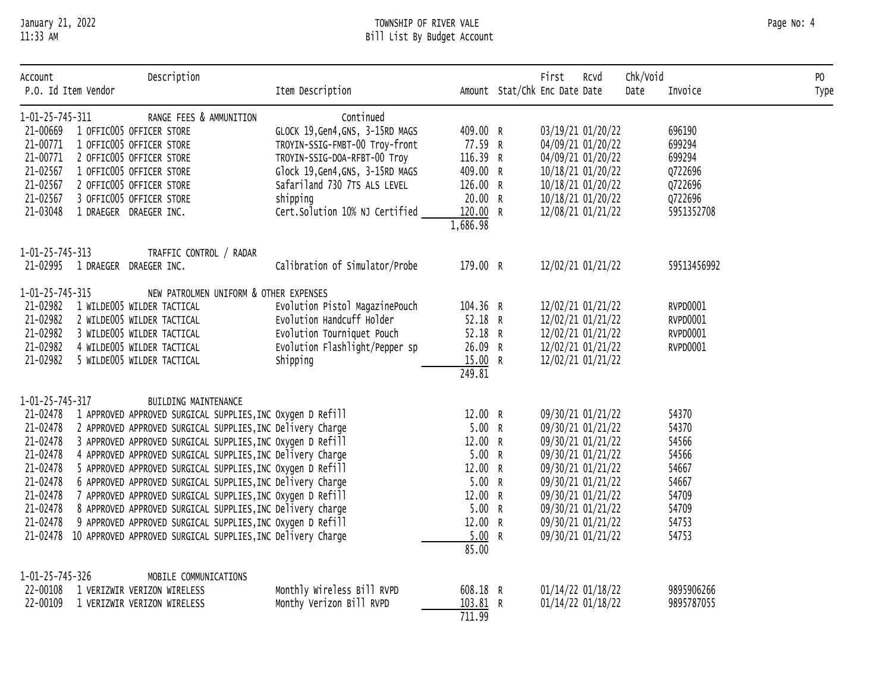January 21, 2022
11:33 AM

TOWNSHIP OF RIVER VALE
Bill List By Budget Account

| Account | P.O. Id | Item | Vendor | Description / Item Description | Amount | Stat/Chk | First Enc Date | Rcvd Date | Chk/Void Date | Invoice | PO Type |
|---|---|---|---|---|---|---|---|---|---|---|---|
| 1-01-25-745-311 | | | | RANGE FEES & AMMUNITION — Continued | | | | | | | |
| | 21-00669 | 1 | OFFIC005 OFFICER STORE | GLOCK 19,Gen4,GNS, 3-15RD MAGS | 409.00 | R | 03/19/21 | 01/20/22 | | 696190 | |
| | 21-00771 | 1 | OFFIC005 OFFICER STORE | TROYIN-SSIG-FMBT-00 Troy-front | 77.59 | R | 04/09/21 | 01/20/22 | | 699294 | |
| | 21-00771 | 2 | OFFIC005 OFFICER STORE | TROYIN-SSIG-DOA-RFBT-00 Troy | 116.39 | R | 04/09/21 | 01/20/22 | | 699294 | |
| | 21-02567 | 1 | OFFIC005 OFFICER STORE | Glock 19,Gen4,GNS, 3-15RD MAGS | 409.00 | R | 10/18/21 | 01/20/22 | | Q722696 | |
| | 21-02567 | 2 | OFFIC005 OFFICER STORE | Safariland 730 7TS ALS LEVEL | 126.00 | R | 10/18/21 | 01/20/22 | | Q722696 | |
| | 21-02567 | 3 | OFFIC005 OFFICER STORE | shipping | 20.00 | R | 10/18/21 | 01/20/22 | | Q722696 | |
| | 21-03048 | 1 | DRAEGER DRAEGER INC. | Cert.Solution 10% NJ Certified | 120.00 | R | 12/08/21 | 01/21/22 | | 5951352708 | |
| | | | | | 1,686.98 | | | | | | |
| 1-01-25-745-313 | | | | TRAFFIC CONTROL / RADAR | | | | | | | |
| | 21-02995 | 1 | DRAEGER DRAEGER INC. | Calibration of Simulator/Probe | 179.00 | R | 12/02/21 | 01/21/22 | | 59513456992 | |
| 1-01-25-745-315 | | | | NEW PATROLMEN UNIFORM & OTHER EXPENSES | | | | | | | |
| | 21-02982 | 1 | WILDE005 WILDER TACTICAL | Evolution Pistol MagazinePouch | 104.36 | R | 12/02/21 | 01/21/22 | | RVPD0001 | |
| | 21-02982 | 2 | WILDE005 WILDER TACTICAL | Evolution Handcuff Holder | 52.18 | R | 12/02/21 | 01/21/22 | | RVPD0001 | |
| | 21-02982 | 3 | WILDE005 WILDER TACTICAL | Evolution Tourniquet Pouch | 52.18 | R | 12/02/21 | 01/21/22 | | RVPD0001 | |
| | 21-02982 | 4 | WILDE005 WILDER TACTICAL | Evolution Flashlight/Pepper sp | 26.09 | R | 12/02/21 | 01/21/22 | | RVPD0001 | |
| | 21-02982 | 5 | WILDE005 WILDER TACTICAL | Shipping | 15.00 | R | 12/02/21 | 01/21/22 | | | |
| | | | | | 249.81 | | | | | | |
| 1-01-25-745-317 | | | | BUILDING MAINTENANCE | | | | | | | |
| | 21-02478 | 1 | APPROVED APPROVED SURGICAL SUPPLIES,INC | Oxygen D Refill | 12.00 | R | 09/30/21 | 01/21/22 | | 54370 | |
| | 21-02478 | 2 | APPROVED APPROVED SURGICAL SUPPLIES,INC | Delivery Charge | 5.00 | R | 09/30/21 | 01/21/22 | | 54370 | |
| | 21-02478 | 3 | APPROVED APPROVED SURGICAL SUPPLIES,INC | Oxygen D Refill | 12.00 | R | 09/30/21 | 01/21/22 | | 54566 | |
| | 21-02478 | 4 | APPROVED APPROVED SURGICAL SUPPLIES,INC | Delivery Charge | 5.00 | R | 09/30/21 | 01/21/22 | | 54566 | |
| | 21-02478 | 5 | APPROVED APPROVED SURGICAL SUPPLIES,INC | Oxygen D Refill | 12.00 | R | 09/30/21 | 01/21/22 | | 54667 | |
| | 21-02478 | 6 | APPROVED APPROVED SURGICAL SUPPLIES,INC | Delivery Charge | 5.00 | R | 09/30/21 | 01/21/22 | | 54667 | |
| | 21-02478 | 7 | APPROVED APPROVED SURGICAL SUPPLIES,INC | Oxygen D Refill | 12.00 | R | 09/30/21 | 01/21/22 | | 54709 | |
| | 21-02478 | 8 | APPROVED APPROVED SURGICAL SUPPLIES,INC | Delivery charge | 5.00 | R | 09/30/21 | 01/21/22 | | 54709 | |
| | 21-02478 | 9 | APPROVED APPROVED SURGICAL SUPPLIES,INC | Oxygen D Refill | 12.00 | R | 09/30/21 | 01/21/22 | | 54753 | |
| | 21-02478 | 10 | APPROVED APPROVED SURGICAL SUPPLIES,INC | Delivery Charge | 5.00 | R | 09/30/21 | 01/21/22 | | 54753 | |
| | | | | | 85.00 | | | | | | |
| 1-01-25-745-326 | | | | MOBILE COMMUNICATIONS | | | | | | | |
| | 22-00108 | 1 | VERIZWIR VERIZON WIRELESS | Monthly Wireless Bill RVPD | 608.18 | R | 01/14/22 | 01/18/22 | | 9895906266 | |
| | 22-00109 | 1 | VERIZWIR VERIZON WIRELESS | Monthy Verizon Bill RVPD | 103.81 | R | 01/14/22 | 01/18/22 | | 9895787055 | |
| | | | | | 711.99 | | | | | | |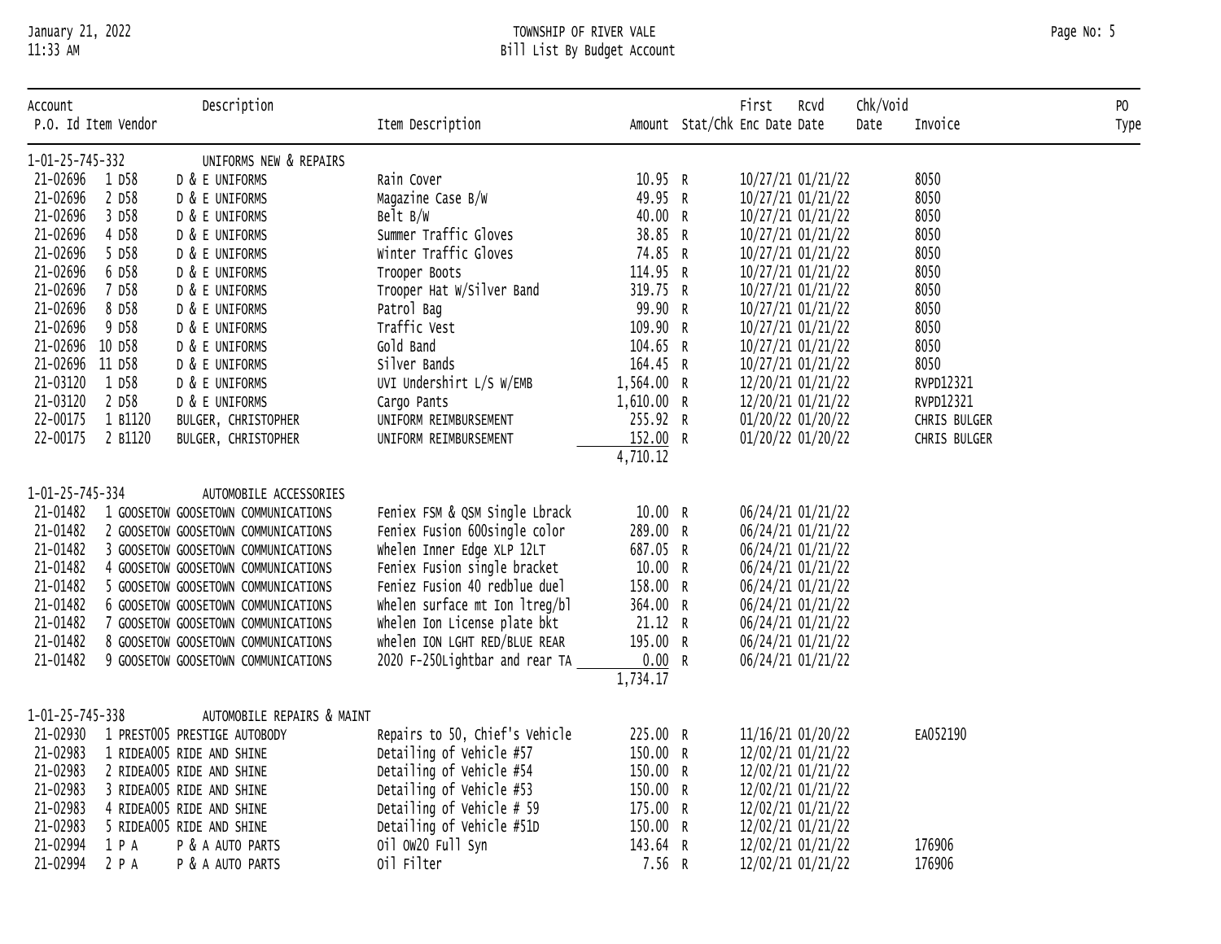# TOWNSHIP OF RIVER VALE

## Bill List By Budget Account

January 21, 2022
11:33 AM

| Account / P.O. Id | Item | Vendor | Description | Item Description | Amount | Stat/Chk | First Enc Date | Rcvd Date | Chk/Void Date | Invoice | PO Type |
|---|---|---|---|---|---|---|---|---|---|---|---|
| 1-01-25-745-332 | | | UNIFORMS NEW & REPAIRS | | | | | | | | |
| 21-02696 | 1 | D58 | D & E UNIFORMS | Rain Cover | 10.95 | R | 10/27/21 | 01/21/22 | | 8050 | |
| 21-02696 | 2 | D58 | D & E UNIFORMS | Magazine Case B/W | 49.95 | R | 10/27/21 | 01/21/22 | | 8050 | |
| 21-02696 | 3 | D58 | D & E UNIFORMS | Belt B/W | 40.00 | R | 10/27/21 | 01/21/22 | | 8050 | |
| 21-02696 | 4 | D58 | D & E UNIFORMS | Summer Traffic Gloves | 38.85 | R | 10/27/21 | 01/21/22 | | 8050 | |
| 21-02696 | 5 | D58 | D & E UNIFORMS | Winter Traffic Gloves | 74.85 | R | 10/27/21 | 01/21/22 | | 8050 | |
| 21-02696 | 6 | D58 | D & E UNIFORMS | Trooper Boots | 114.95 | R | 10/27/21 | 01/21/22 | | 8050 | |
| 21-02696 | 7 | D58 | D & E UNIFORMS | Trooper Hat W/Silver Band | 319.75 | R | 10/27/21 | 01/21/22 | | 8050 | |
| 21-02696 | 8 | D58 | D & E UNIFORMS | Patrol Bag | 99.90 | R | 10/27/21 | 01/21/22 | | 8050 | |
| 21-02696 | 9 | D58 | D & E UNIFORMS | Traffic Vest | 109.90 | R | 10/27/21 | 01/21/22 | | 8050 | |
| 21-02696 | 10 | D58 | D & E UNIFORMS | Gold Band | 104.65 | R | 10/27/21 | 01/21/22 | | 8050 | |
| 21-02696 | 11 | D58 | D & E UNIFORMS | Silver Bands | 164.45 | R | 10/27/21 | 01/21/22 | | 8050 | |
| 21-03120 | 1 | D58 | D & E UNIFORMS | UVI Undershirt L/S W/EMB | 1,564.00 | R | 12/20/21 | 01/21/22 | | RVPD12321 | |
| 21-03120 | 2 | D58 | D & E UNIFORMS | Cargo Pants | 1,610.00 | R | 12/20/21 | 01/21/22 | | RVPD12321 | |
| 22-00175 | 1 | B1120 | BULGER, CHRISTOPHER | UNIFORM REIMBURSEMENT | 255.92 | R | 01/20/22 | 01/20/22 | | CHRIS BULGER | |
| 22-00175 | 2 | B1120 | BULGER, CHRISTOPHER | UNIFORM REIMBURSEMENT | 152.00 | R | 01/20/22 | 01/20/22 | | CHRIS BULGER | |
| | | | | | 4,710.12 | | | | | | |
| 1-01-25-745-334 | | | AUTOMOBILE ACCESSORIES | | | | | | | | |
| 21-01482 | 1 | GOOSETOW | GOOSETOWN COMMUNICATIONS | Feniex FSM & QSM Single Lbrack | 10.00 | R | 06/24/21 | 01/21/22 | | | |
| 21-01482 | 2 | GOOSETOW | GOOSETOWN COMMUNICATIONS | Feniex Fusion 600single color | 289.00 | R | 06/24/21 | 01/21/22 | | | |
| 21-01482 | 3 | GOOSETOW | GOOSETOWN COMMUNICATIONS | Whelen Inner Edge XLP 12LT | 687.05 | R | 06/24/21 | 01/21/22 | | | |
| 21-01482 | 4 | GOOSETOW | GOOSETOWN COMMUNICATIONS | Feniex Fusion single bracket | 10.00 | R | 06/24/21 | 01/21/22 | | | |
| 21-01482 | 5 | GOOSETOW | GOOSETOWN COMMUNICATIONS | Feniez Fusion 40 redblue duel | 158.00 | R | 06/24/21 | 01/21/22 | | | |
| 21-01482 | 6 | GOOSETOW | GOOSETOWN COMMUNICATIONS | Whelen surface mt Ion ltreg/bl | 364.00 | R | 06/24/21 | 01/21/22 | | | |
| 21-01482 | 7 | GOOSETOW | GOOSETOWN COMMUNICATIONS | Whelen Ion License plate bkt | 21.12 | R | 06/24/21 | 01/21/22 | | | |
| 21-01482 | 8 | GOOSETOW | GOOSETOWN COMMUNICATIONS | whelen ION LGHT RED/BLUE REAR | 195.00 | R | 06/24/21 | 01/21/22 | | | |
| 21-01482 | 9 | GOOSETOW | GOOSETOWN COMMUNICATIONS | 2020 F-250Lightbar and rear TA | 0.00 | R | 06/24/21 | 01/21/22 | | | |
| | | | | | 1,734.17 | | | | | | |
| 1-01-25-745-338 | | | AUTOMOBILE REPAIRS & MAINT | | | | | | | | |
| 21-02930 | 1 | PREST005 | PRESTIGE AUTOBODY | Repairs to 50, Chief's Vehicle | 225.00 | R | 11/16/21 | 01/20/22 | | EA052190 | |
| 21-02983 | 1 | RIDEA005 | RIDE AND SHINE | Detailing of Vehicle #57 | 150.00 | R | 12/02/21 | 01/21/22 | | | |
| 21-02983 | 2 | RIDEA005 | RIDE AND SHINE | Detailing of Vehicle #54 | 150.00 | R | 12/02/21 | 01/21/22 | | | |
| 21-02983 | 3 | RIDEA005 | RIDE AND SHINE | Detailing of Vehicle #53 | 150.00 | R | 12/02/21 | 01/21/22 | | | |
| 21-02983 | 4 | RIDEA005 | RIDE AND SHINE | Detailing of Vehicle # 59 | 175.00 | R | 12/02/21 | 01/21/22 | | | |
| 21-02983 | 5 | RIDEA005 | RIDE AND SHINE | Detailing of Vehicle #51D | 150.00 | R | 12/02/21 | 01/21/22 | | | |
| 21-02994 | 1 | P A | P & A AUTO PARTS | Oil OW20 Full Syn | 143.64 | R | 12/02/21 | 01/21/22 | | 176906 | |
| 21-02994 | 2 | P A | P & A AUTO PARTS | Oil Filter | 7.56 | R | 12/02/21 | 01/21/22 | | 176906 | |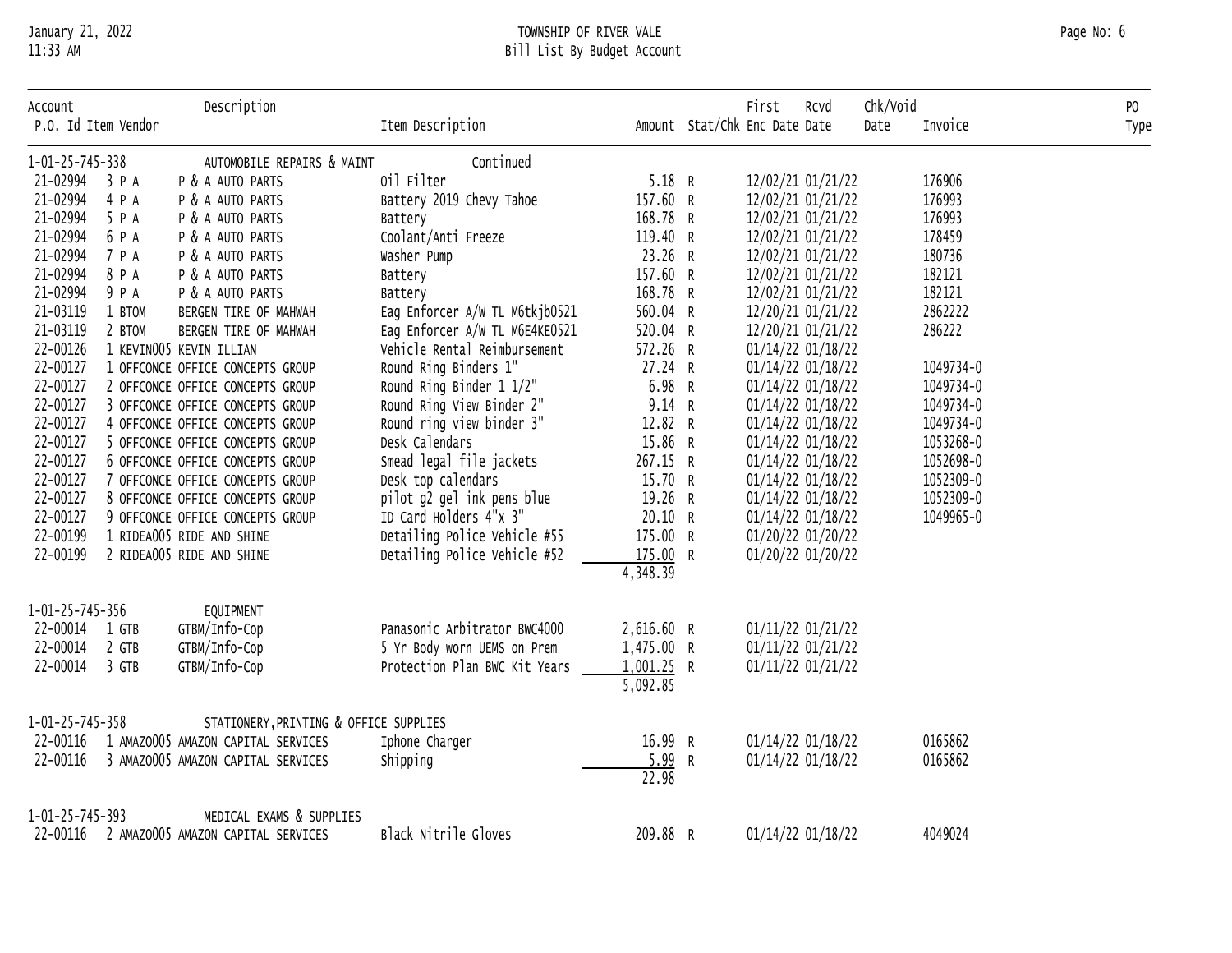# TOWNSHIP OF RIVER VALE

## Bill List By Budget Account

January 21, 2022
11:33 AM

| Account / P.O. Id | Item | Vendor | Description / Item Description | Amount | Stat/Chk | First Enc Date | Rcvd Date | Chk/Void Date | Invoice | PO Type |
|---|---|---|---|---|---|---|---|---|---|---|
| 1-01-25-745-338 | | | AUTOMOBILE REPAIRS & MAINT — Continued | | | | | | | |
| 21-02994 | 3 | P A | P & A AUTO PARTS — Oil Filter | 5.18 | R | 12/02/21 | 01/21/22 | | 176906 | |
| 21-02994 | 4 | P A | P & A AUTO PARTS — Battery 2019 Chevy Tahoe | 157.60 | R | 12/02/21 | 01/21/22 | | 176993 | |
| 21-02994 | 5 | P A | P & A AUTO PARTS — Battery | 168.78 | R | 12/02/21 | 01/21/22 | | 176993 | |
| 21-02994 | 6 | P A | P & A AUTO PARTS — Coolant/Anti Freeze | 119.40 | R | 12/02/21 | 01/21/22 | | 178459 | |
| 21-02994 | 7 | P A | P & A AUTO PARTS — Washer Pump | 23.26 | R | 12/02/21 | 01/21/22 | | 180736 | |
| 21-02994 | 8 | P A | P & A AUTO PARTS — Battery | 157.60 | R | 12/02/21 | 01/21/22 | | 182121 | |
| 21-02994 | 9 | P A | P & A AUTO PARTS — Battery | 168.78 | R | 12/02/21 | 01/21/22 | | 182121 | |
| 21-03119 | 1 | BTOM | BERGEN TIRE OF MAHWAH — Eag Enforcer A/W TL M6tkjb0521 | 560.04 | R | 12/20/21 | 01/21/22 | | 2862222 | |
| 21-03119 | 2 | BTOM | BERGEN TIRE OF MAHWAH — Eag Enforcer A/W TL M6E4KE0521 | 520.04 | R | 12/20/21 | 01/21/22 | | 286222 | |
| 22-00126 | 1 | KEVIN005 | KEVIN ILLIAN — Vehicle Rental Reimbursement | 572.26 | R | 01/14/22 | 01/18/22 | | | |
| 22-00127 | 1 | OFFCONCE | OFFICE CONCEPTS GROUP — Round Ring Binders 1" | 27.24 | R | 01/14/22 | 01/18/22 | | 1049734-0 | |
| 22-00127 | 2 | OFFCONCE | OFFICE CONCEPTS GROUP — Round Ring Binder 1 1/2" | 6.98 | R | 01/14/22 | 01/18/22 | | 1049734-0 | |
| 22-00127 | 3 | OFFCONCE | OFFICE CONCEPTS GROUP — Round Ring View Binder 2" | 9.14 | R | 01/14/22 | 01/18/22 | | 1049734-0 | |
| 22-00127 | 4 | OFFCONCE | OFFICE CONCEPTS GROUP — Round ring view binder 3" | 12.82 | R | 01/14/22 | 01/18/22 | | 1049734-0 | |
| 22-00127 | 5 | OFFCONCE | OFFICE CONCEPTS GROUP — Desk Calendars | 15.86 | R | 01/14/22 | 01/18/22 | | 1053268-0 | |
| 22-00127 | 6 | OFFCONCE | OFFICE CONCEPTS GROUP — Smead legal file jackets | 267.15 | R | 01/14/22 | 01/18/22 | | 1052698-0 | |
| 22-00127 | 7 | OFFCONCE | OFFICE CONCEPTS GROUP — Desk top calendars | 15.70 | R | 01/14/22 | 01/18/22 | | 1052309-0 | |
| 22-00127 | 8 | OFFCONCE | OFFICE CONCEPTS GROUP — pilot g2 gel ink pens blue | 19.26 | R | 01/14/22 | 01/18/22 | | 1052309-0 | |
| 22-00127 | 9 | OFFCONCE | OFFICE CONCEPTS GROUP — ID Card Holders 4"x 3" | 20.10 | R | 01/14/22 | 01/18/22 | | 1049965-0 | |
| 22-00199 | 1 | RIDEA005 | RIDE AND SHINE — Detailing Police Vehicle #55 | 175.00 | R | 01/20/22 | 01/20/22 | | | |
| 22-00199 | 2 | RIDEA005 | RIDE AND SHINE — Detailing Police Vehicle #52 | 175.00 | R | 01/20/22 | 01/20/22 | | | |
| | | | | 4,348.39 | | | | | | |
| 1-01-25-745-356 | | | EQUIPMENT | | | | | | | |
| 22-00014 | 1 | GTB | GTBM/Info-Cop — Panasonic Arbitrator BWC4000 | 2,616.60 | R | 01/11/22 | 01/21/22 | | | |
| 22-00014 | 2 | GTB | GTBM/Info-Cop — 5 Yr Body worn UEMS on Prem | 1,475.00 | R | 01/11/22 | 01/21/22 | | | |
| 22-00014 | 3 | GTB | GTBM/Info-Cop — Protection Plan BWC Kit Years | 1,001.25 | R | 01/11/22 | 01/21/22 | | | |
| | | | | 5,092.85 | | | | | | |
| 1-01-25-745-358 | | | STATIONERY,PRINTING & OFFICE SUPPLIES | | | | | | | |
| 22-00116 | 1 | AMAZO005 | AMAZON CAPITAL SERVICES — Iphone Charger | 16.99 | R | 01/14/22 | 01/18/22 | | 0165862 | |
| 22-00116 | 3 | AMAZO005 | AMAZON CAPITAL SERVICES — Shipping | 5.99 | R | 01/14/22 | 01/18/22 | | 0165862 | |
| | | | | 22.98 | | | | | | |
| 1-01-25-745-393 | | | MEDICAL EXAMS & SUPPLIES | | | | | | | |
| 22-00116 | 2 | AMAZO005 | AMAZON CAPITAL SERVICES — Black Nitrile Gloves | 209.88 | R | 01/14/22 | 01/18/22 | | 4049024 | |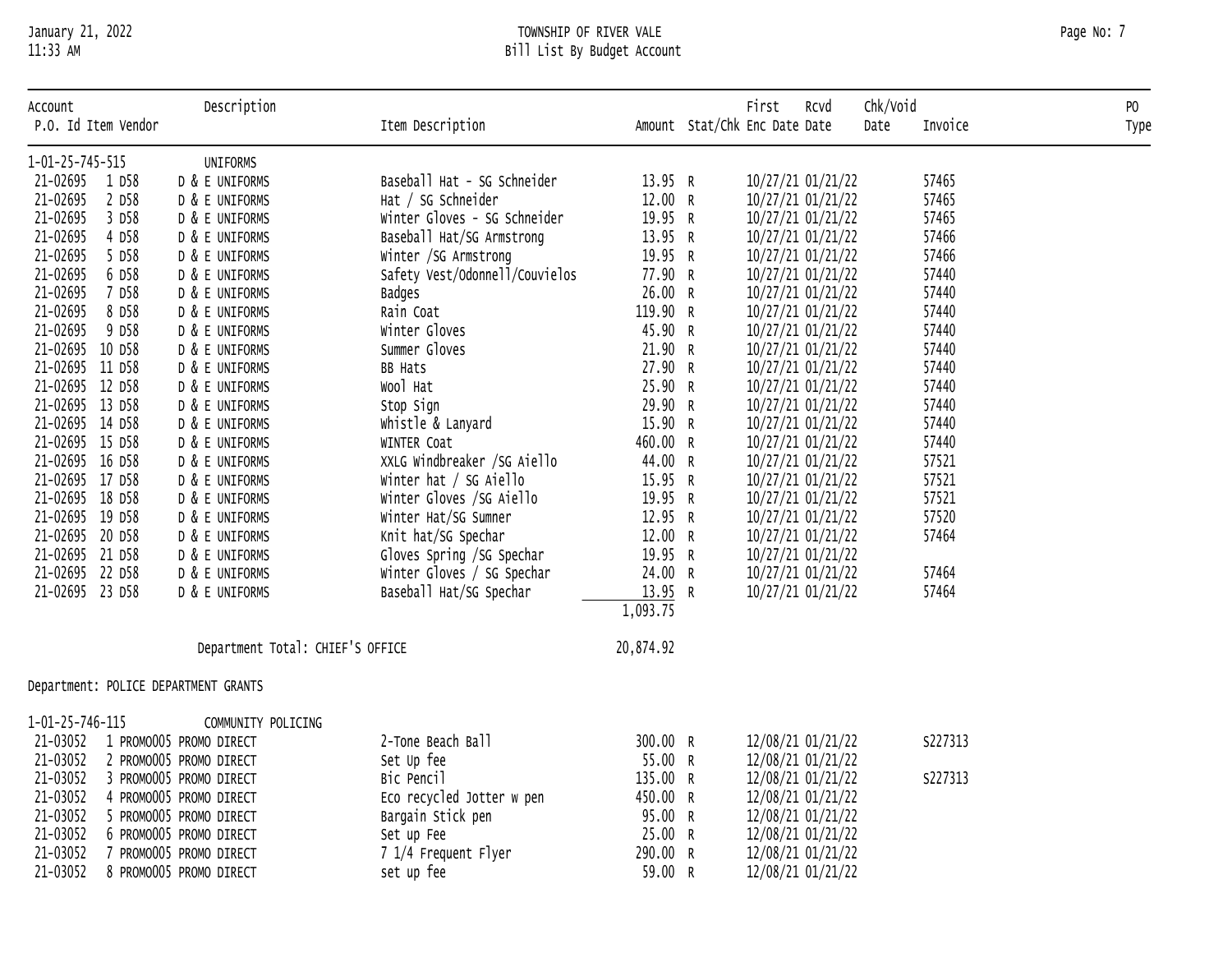TOWNSHIP OF RIVER VALE
Bill List By Budget Account

| Account P.O. Id | Item | Vendor | Description | Item Description | Amount | Stat/Chk | First Enc Date | Rcvd Date | Chk/Void Date | Invoice | PO Type |
|---|---|---|---|---|---|---|---|---|---|---|---|
| 1-01-25-745-515 | | | UNIFORMS | | | | | | | | |
| 21-02695 | 1 | D58 | D & E UNIFORMS | Baseball Hat - SG Schneider | 13.95 | R | 10/27/21 | 01/21/22 | | 57465 | |
| 21-02695 | 2 | D58 | D & E UNIFORMS | Hat / SG Schneider | 12.00 | R | 10/27/21 | 01/21/22 | | 57465 | |
| 21-02695 | 3 | D58 | D & E UNIFORMS | Winter Gloves - SG Schneider | 19.95 | R | 10/27/21 | 01/21/22 | | 57465 | |
| 21-02695 | 4 | D58 | D & E UNIFORMS | Baseball Hat/SG Armstrong | 13.95 | R | 10/27/21 | 01/21/22 | | 57466 | |
| 21-02695 | 5 | D58 | D & E UNIFORMS | Winter /SG Armstrong | 19.95 | R | 10/27/21 | 01/21/22 | | 57466 | |
| 21-02695 | 6 | D58 | D & E UNIFORMS | Safety Vest/Odonnell/Couvielos | 77.90 | R | 10/27/21 | 01/21/22 | | 57440 | |
| 21-02695 | 7 | D58 | D & E UNIFORMS | Badges | 26.00 | R | 10/27/21 | 01/21/22 | | 57440 | |
| 21-02695 | 8 | D58 | D & E UNIFORMS | Rain Coat | 119.90 | R | 10/27/21 | 01/21/22 | | 57440 | |
| 21-02695 | 9 | D58 | D & E UNIFORMS | Winter Gloves | 45.90 | R | 10/27/21 | 01/21/22 | | 57440 | |
| 21-02695 | 10 | D58 | D & E UNIFORMS | Summer Gloves | 21.90 | R | 10/27/21 | 01/21/22 | | 57440 | |
| 21-02695 | 11 | D58 | D & E UNIFORMS | BB Hats | 27.90 | R | 10/27/21 | 01/21/22 | | 57440 | |
| 21-02695 | 12 | D58 | D & E UNIFORMS | Wool Hat | 25.90 | R | 10/27/21 | 01/21/22 | | 57440 | |
| 21-02695 | 13 | D58 | D & E UNIFORMS | Stop Sign | 29.90 | R | 10/27/21 | 01/21/22 | | 57440 | |
| 21-02695 | 14 | D58 | D & E UNIFORMS | Whistle & Lanyard | 15.90 | R | 10/27/21 | 01/21/22 | | 57440 | |
| 21-02695 | 15 | D58 | D & E UNIFORMS | WINTER Coat | 460.00 | R | 10/27/21 | 01/21/22 | | 57440 | |
| 21-02695 | 16 | D58 | D & E UNIFORMS | XXLG Windbreaker /SG Aiello | 44.00 | R | 10/27/21 | 01/21/22 | | 57521 | |
| 21-02695 | 17 | D58 | D & E UNIFORMS | Winter hat / SG Aiello | 15.95 | R | 10/27/21 | 01/21/22 | | 57521 | |
| 21-02695 | 18 | D58 | D & E UNIFORMS | Winter Gloves /SG Aiello | 19.95 | R | 10/27/21 | 01/21/22 | | 57521 | |
| 21-02695 | 19 | D58 | D & E UNIFORMS | Winter Hat/SG Sumner | 12.95 | R | 10/27/21 | 01/21/22 | | 57520 | |
| 21-02695 | 20 | D58 | D & E UNIFORMS | Knit hat/SG Spechar | 12.00 | R | 10/27/21 | 01/21/22 | | 57464 | |
| 21-02695 | 21 | D58 | D & E UNIFORMS | Gloves Spring /SG Spechar | 19.95 | R | 10/27/21 | 01/21/22 | | | |
| 21-02695 | 22 | D58 | D & E UNIFORMS | Winter Gloves / SG Spechar | 24.00 | R | 10/27/21 | 01/21/22 | | 57464 | |
| 21-02695 | 23 | D58 | D & E UNIFORMS | Baseball Hat/SG Spechar | 13.95 | R | 10/27/21 | 01/21/22 | | 57464 | |
| | | | | | 1,093.75 | | | | | | |
| | | | Department Total: CHIEF'S OFFICE | | 20,874.92 | | | | | | |

Department: POLICE DEPARTMENT GRANTS

| Account P.O. Id | Item | Vendor | Description | Item Description | Amount | Stat/Chk | First Enc Date | Rcvd Date | Chk/Void Date | Invoice | PO Type |
|---|---|---|---|---|---|---|---|---|---|---|---|
| 1-01-25-746-115 | | | COMMUNITY POLICING | | | | | | | | |
| 21-03052 | 1 | PROMO005 | PROMO DIRECT | 2-Tone Beach Ball | 300.00 | R | 12/08/21 | 01/21/22 | | S227313 | |
| 21-03052 | 2 | PROMO005 | PROMO DIRECT | Set Up fee | 55.00 | R | 12/08/21 | 01/21/22 | | | |
| 21-03052 | 3 | PROMO005 | PROMO DIRECT | Bic Pencil | 135.00 | R | 12/08/21 | 01/21/22 | | S227313 | |
| 21-03052 | 4 | PROMO005 | PROMO DIRECT | Eco recycled Jotter w pen | 450.00 | R | 12/08/21 | 01/21/22 | | | |
| 21-03052 | 5 | PROMO005 | PROMO DIRECT | Bargain Stick pen | 95.00 | R | 12/08/21 | 01/21/22 | | | |
| 21-03052 | 6 | PROMO005 | PROMO DIRECT | Set up Fee | 25.00 | R | 12/08/21 | 01/21/22 | | | |
| 21-03052 | 7 | PROMO005 | PROMO DIRECT | 7 1/4 Frequent Flyer | 290.00 | R | 12/08/21 | 01/21/22 | | | |
| 21-03052 | 8 | PROMO005 | PROMO DIRECT | set up fee | 59.00 | R | 12/08/21 | 01/21/22 | | | |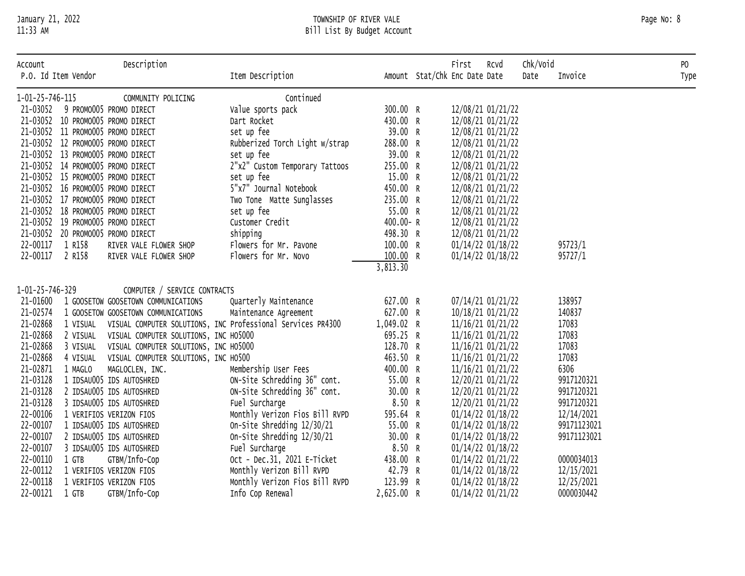TOWNSHIP OF RIVER VALE

Bill List By Budget Account

| Account / P.O. Id | Item | Vendor | Description / Item Description | Amount | Stat/Chk | First Enc Date | Rcvd Date | Chk/Void Date | Invoice | PO Type |
|---|---|---|---|---|---|---|---|---|---|---|
| 1-01-25-746-115 | | | COMMUNITY POLICING Continued | | | | | | | |
| 21-03052 | 9 | PROMO005 PROMO DIRECT | Value sports pack | 300.00 | R | 12/08/21 | 01/21/22 | | | |
| 21-03052 | 10 | PROMO005 PROMO DIRECT | Dart Rocket | 430.00 | R | 12/08/21 | 01/21/22 | | | |
| 21-03052 | 11 | PROMO005 PROMO DIRECT | set up fee | 39.00 | R | 12/08/21 | 01/21/22 | | | |
| 21-03052 | 12 | PROMO005 PROMO DIRECT | Rubberized Torch Light w/strap | 288.00 | R | 12/08/21 | 01/21/22 | | | |
| 21-03052 | 13 | PROMO005 PROMO DIRECT | set up fee | 39.00 | R | 12/08/21 | 01/21/22 | | | |
| 21-03052 | 14 | PROMO005 PROMO DIRECT | 2"x2" Custom Temporary Tattoos | 255.00 | R | 12/08/21 | 01/21/22 | | | |
| 21-03052 | 15 | PROMO005 PROMO DIRECT | set up fee | 15.00 | R | 12/08/21 | 01/21/22 | | | |
| 21-03052 | 16 | PROMO005 PROMO DIRECT | 5"x7" Journal Notebook | 450.00 | R | 12/08/21 | 01/21/22 | | | |
| 21-03052 | 17 | PROMO005 PROMO DIRECT | Two Tone Matte Sunglasses | 235.00 | R | 12/08/21 | 01/21/22 | | | |
| 21-03052 | 18 | PROMO005 PROMO DIRECT | set up fee | 55.00 | R | 12/08/21 | 01/21/22 | | | |
| 21-03052 | 19 | PROMO005 PROMO DIRECT | Customer Credit | 400.00- | R | 12/08/21 | 01/21/22 | | | |
| 21-03052 | 20 | PROMO005 PROMO DIRECT | shipping | 498.30 | R | 12/08/21 | 01/21/22 | | | |
| 22-00117 | 1 | R158 RIVER VALE FLOWER SHOP | Flowers for Mr. Pavone | 100.00 | R | 01/14/22 | 01/18/22 | | 95723/1 | |
| 22-00117 | 2 | R158 RIVER VALE FLOWER SHOP | Flowers for Mr. Novo | 100.00 | R | 01/14/22 | 01/18/22 | | 95727/1 | |
| | | | | 3,813.30 | | | | | | |
| 1-01-25-746-329 | | | COMPUTER / SERVICE CONTRACTS | | | | | | | |
| 21-01600 | 1 | GOOSETOW GOOSETOWN COMMUNICATIONS | Quarterly Maintenance | 627.00 | R | 07/14/21 | 01/21/22 | | 138957 | |
| 21-02574 | 1 | GOOSETOW GOOSETOWN COMMUNICATIONS | Maintenance Agreement | 627.00 | R | 10/18/21 | 01/21/22 | | 140837 | |
| 21-02868 | 1 | VISUAL VISUAL COMPUTER SOLUTIONS, INC | Professional Services PR4300 | 1,049.02 | R | 11/16/21 | 01/21/22 | | 17083 | |
| 21-02868 | 2 | VISUAL VISUAL COMPUTER SOLUTIONS, INC | HO5000 | 695.25 | R | 11/16/21 | 01/21/22 | | 17083 | |
| 21-02868 | 3 | VISUAL VISUAL COMPUTER SOLUTIONS, INC | HO5000 | 128.70 | R | 11/16/21 | 01/21/22 | | 17083 | |
| 21-02868 | 4 | VISUAL VISUAL COMPUTER SOLUTIONS, INC | HO500 | 463.50 | R | 11/16/21 | 01/21/22 | | 17083 | |
| 21-02871 | 1 | MAGLO MAGLOCLEN, INC. | Membership User Fees | 400.00 | R | 11/16/21 | 01/21/22 | | 6306 | |
| 21-03128 | 1 | IDSAU005 IDS AUTOSHRED | ON-Site Schredding 36" cont. | 55.00 | R | 12/20/21 | 01/21/22 | | 9917120321 | |
| 21-03128 | 2 | IDSAU005 IDS AUTOSHRED | ON-Site Schredding 36" cont. | 30.00 | R | 12/20/21 | 01/21/22 | | 9917120321 | |
| 21-03128 | 3 | IDSAU005 IDS AUTOSHRED | Fuel Surcharge | 8.50 | R | 12/20/21 | 01/21/22 | | 9917120321 | |
| 22-00106 | 1 | VERIFIOS VERIZON FIOS | Monthly Verizon Fios Bill RVPD | 595.64 | R | 01/14/22 | 01/18/22 | | 12/14/2021 | |
| 22-00107 | 1 | IDSAU005 IDS AUTOSHRED | On-Site Shredding 12/30/21 | 55.00 | R | 01/14/22 | 01/18/22 | | 99171123021 | |
| 22-00107 | 2 | IDSAU005 IDS AUTOSHRED | On-Site Shredding 12/30/21 | 30.00 | R | 01/14/22 | 01/18/22 | | 99171123021 | |
| 22-00107 | 3 | IDSAU005 IDS AUTOSHRED | Fuel Surcharge | 8.50 | R | 01/14/22 | 01/18/22 | | | |
| 22-00110 | 1 | GTB GTBM/Info-Cop | Oct - Dec.31, 2021 E-Ticket | 438.00 | R | 01/14/22 | 01/21/22 | | 0000034013 | |
| 22-00112 | 1 | VERIFIOS VERIZON FIOS | Monthly Verizon Bill RVPD | 42.79 | R | 01/14/22 | 01/18/22 | | 12/15/2021 | |
| 22-00118 | 1 | VERIFIOS VERIZON FIOS | Monthly Verizon Fios Bill RVPD | 123.99 | R | 01/14/22 | 01/18/22 | | 12/25/2021 | |
| 22-00121 | 1 | GTB GTBM/Info-Cop | Info Cop Renewal | 2,625.00 | R | 01/14/22 | 01/21/22 | | 0000030442 | |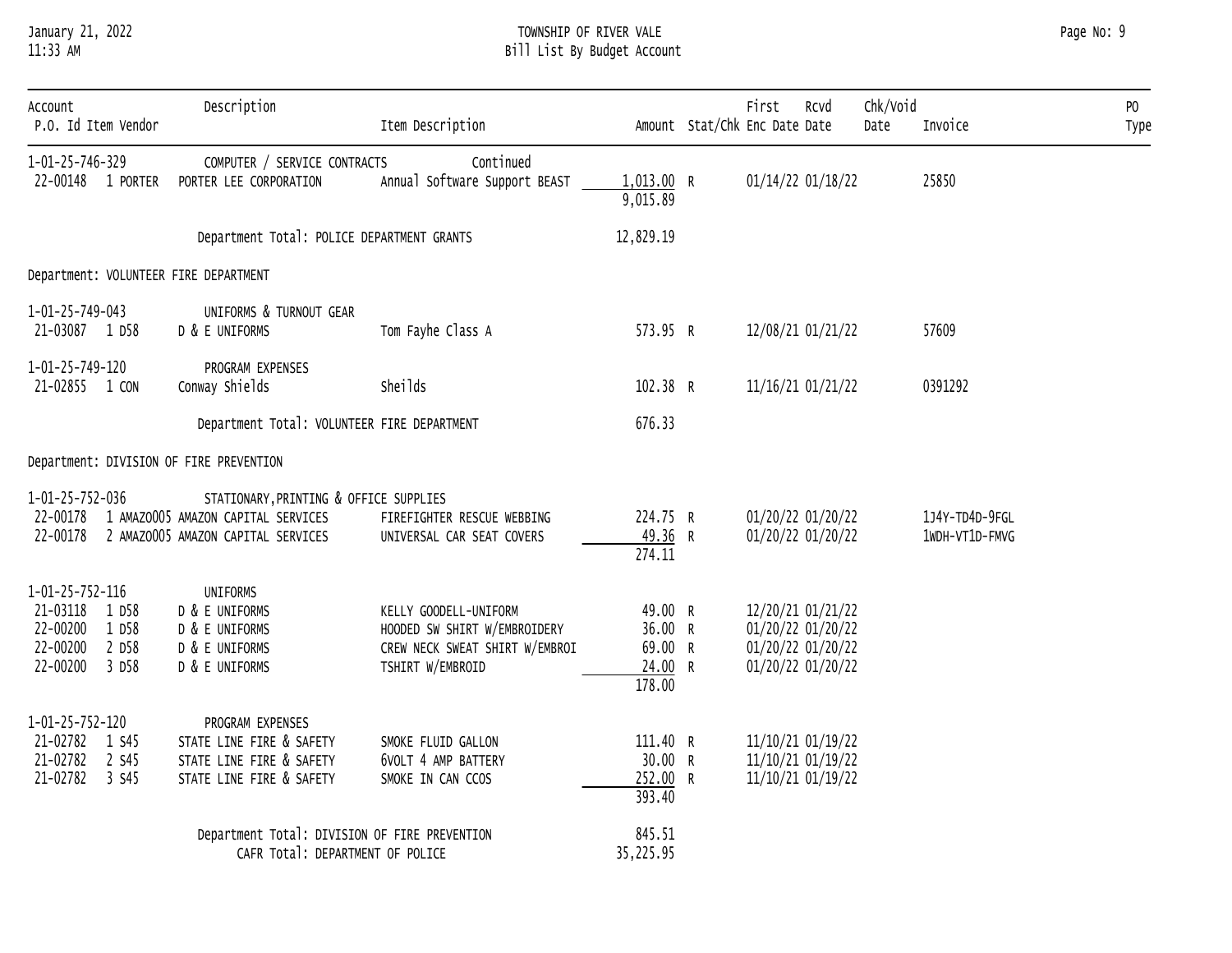TOWNSHIP OF RIVER VALE
Bill List By Budget Account

January 21, 2022
11:33 AM

| Account / P.O. Id | Item | Vendor | Description | Item Description | Amount | Stat/Chk | First Enc Date | Rcvd Date | Chk/Void Date | Invoice | PO Type |
|---|---|---|---|---|---|---|---|---|---|---|---|
| 1-01-25-746-329 | | | COMPUTER / SERVICE CONTRACTS | Continued | | | | | | | |
| 22-00148 | 1 | PORTER | PORTER LEE CORPORATION | Annual Software Support BEAST | 1,013.00 | R | 01/14/22 | 01/18/22 | | 25850 | |
| | | | | | 9,015.89 | | | | | | |
| | | | Department Total: POLICE DEPARTMENT GRANTS | | 12,829.19 | | | | | | |
| Department: VOLUNTEER FIRE DEPARTMENT | | | | | | | | | | | |
| 1-01-25-749-043 | | | UNIFORMS & TURNOUT GEAR | | | | | | | | |
| 21-03087 | 1 | D58 | D & E UNIFORMS | Tom Fayhe Class A | 573.95 | R | 12/08/21 | 01/21/22 | | 57609 | |
| 1-01-25-749-120 | | | PROGRAM EXPENSES | | | | | | | | |
| 21-02855 | 1 | CON | Conway Shields | Sheilds | 102.38 | R | 11/16/21 | 01/21/22 | | 0391292 | |
| | | | Department Total: VOLUNTEER FIRE DEPARTMENT | | 676.33 | | | | | | |
| Department: DIVISION OF FIRE PREVENTION | | | | | | | | | | | |
| 1-01-25-752-036 | | | STATIONARY,PRINTING & OFFICE SUPPLIES | | | | | | | | |
| 22-00178 | 1 | AMAZO005 | AMAZON CAPITAL SERVICES | FIREFIGHTER RESCUE WEBBING | 224.75 | R | 01/20/22 | 01/20/22 | | 1J4Y-TD4D-9FGL | |
| 22-00178 | 2 | AMAZO005 | AMAZON CAPITAL SERVICES | UNIVERSAL CAR SEAT COVERS | 49.36 | R | 01/20/22 | 01/20/22 | | 1WDH-VT1D-FMVG | |
| | | | | | 274.11 | | | | | | |
| 1-01-25-752-116 | | | UNIFORMS | | | | | | | | |
| 21-03118 | 1 | D58 | D & E UNIFORMS | KELLY GOODELL-UNIFORM | 49.00 | R | 12/20/21 | 01/21/22 | | | |
| 22-00200 | 1 | D58 | D & E UNIFORMS | HOODED SW SHIRT W/EMBROIDERY | 36.00 | R | 01/20/22 | 01/20/22 | | | |
| 22-00200 | 2 | D58 | D & E UNIFORMS | CREW NECK SWEAT SHIRT W/EMBROI | 69.00 | R | 01/20/22 | 01/20/22 | | | |
| 22-00200 | 3 | D58 | D & E UNIFORMS | TSHIRT W/EMBROID | 24.00 | R | 01/20/22 | 01/20/22 | | | |
| | | | | | 178.00 | | | | | | |
| 1-01-25-752-120 | | | PROGRAM EXPENSES | | | | | | | | |
| 21-02782 | 1 | S45 | STATE LINE FIRE & SAFETY | SMOKE FLUID GALLON | 111.40 | R | 11/10/21 | 01/19/22 | | | |
| 21-02782 | 2 | S45 | STATE LINE FIRE & SAFETY | 6VOLT 4 AMP BATTERY | 30.00 | R | 11/10/21 | 01/19/22 | | | |
| 21-02782 | 3 | S45 | STATE LINE FIRE & SAFETY | SMOKE IN CAN CCOS | 252.00 | R | 11/10/21 | 01/19/22 | | | |
| | | | | | 393.40 | | | | | | |
| | | | Department Total: DIVISION OF FIRE PREVENTION | | 845.51 | | | | | | |
| | | | CAFR Total: DEPARTMENT OF POLICE | | 35,225.95 | | | | | | |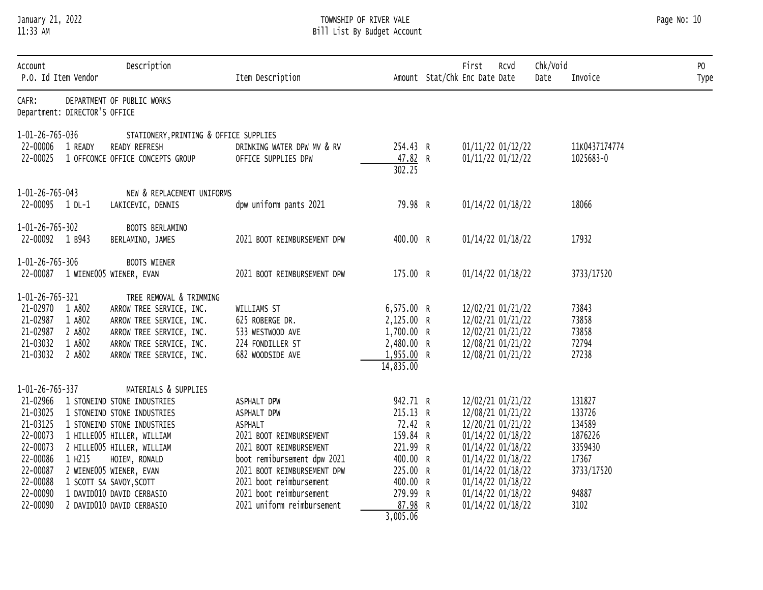# TOWNSHIP OF RIVER VALE
## Bill List By Budget Account

January 21, 2022
11:33 AM

CAFR: DEPARTMENT OF PUBLIC WORKS
Department: DIRECTOR'S OFFICE

| Account / P.O. Id | Item | Vendor | Item Description | Amount | Stat/Chk | First Enc Date | Rcvd Date | Chk/Void Date | Invoice | PO Type |
|---|---|---|---|---|---|---|---|---|---|---|
| **1-01-26-765-036** | | STATIONERY,PRINTING & OFFICE SUPPLIES | | | | | | | | |
| 22-00006 | 1 READY | READY REFRESH | DRINKING WATER DPW MV & RV | 254.43 | R | 01/11/22 | 01/12/22 | | 11K0437174774 | |
| 22-00025 | 1 OFFCONCE | OFFICE CONCEPTS GROUP | OFFICE SUPPLIES DPW | 47.82 | R | 01/11/22 | 01/12/22 | | 1025683-0 | |
| | | | | 302.25 | | | | | | |
| **1-01-26-765-043** | | NEW & REPLACEMENT UNIFORMS | | | | | | | | |
| 22-00095 | 1 DL-1 | LAKICEVIC, DENNIS | dpw uniform pants 2021 | 79.98 | R | 01/14/22 | 01/18/22 | | 18066 | |
| **1-01-26-765-302** | | BOOTS BERLAMINO | | | | | | | | |
| 22-00092 | 1 B943 | BERLAMINO, JAMES | 2021 BOOT REIMBURSEMENT DPW | 400.00 | R | 01/14/22 | 01/18/22 | | 17932 | |
| **1-01-26-765-306** | | BOOTS WIENER | | | | | | | | |
| 22-00087 | 1 WIENE005 | WIENER, EVAN | 2021 BOOT REIMBURSEMENT DPW | 175.00 | R | 01/14/22 | 01/18/22 | | 3733/17520 | |
| **1-01-26-765-321** | | TREE REMOVAL & TRIMMING | | | | | | | | |
| 21-02970 | 1 A802 | ARROW TREE SERVICE, INC. | WILLIAMS ST | 6,575.00 | R | 12/02/21 | 01/21/22 | | 73843 | |
| 21-02987 | 1 A802 | ARROW TREE SERVICE, INC. | 625 ROBERGE DR. | 2,125.00 | R | 12/02/21 | 01/21/22 | | 73858 | |
| 21-02987 | 2 A802 | ARROW TREE SERVICE, INC. | 533 WESTWOOD AVE | 1,700.00 | R | 12/02/21 | 01/21/22 | | 73858 | |
| 21-03032 | 1 A802 | ARROW TREE SERVICE, INC. | 224 FONDILLER ST | 2,480.00 | R | 12/08/21 | 01/21/22 | | 72794 | |
| 21-03032 | 2 A802 | ARROW TREE SERVICE, INC. | 682 WOODSIDE AVE | 1,955.00 | R | 12/08/21 | 01/21/22 | | 27238 | |
| | | | | 14,835.00 | | | | | | |
| **1-01-26-765-337** | | MATERIALS & SUPPLIES | | | | | | | | |
| 21-02966 | 1 STONEIND | STONE INDUSTRIES | ASPHALT DPW | 942.71 | R | 12/02/21 | 01/21/22 | | 131827 | |
| 21-03025 | 1 STONEIND | STONE INDUSTRIES | ASPHALT DPW | 215.13 | R | 12/08/21 | 01/21/22 | | 133726 | |
| 21-03125 | 1 STONEIND | STONE INDUSTRIES | ASPHALT | 72.42 | R | 12/20/21 | 01/21/22 | | 134589 | |
| 22-00073 | 1 HILLE005 | HILLER, WILLIAM | 2021 BOOT REIMBURSEMENT | 159.84 | R | 01/14/22 | 01/18/22 | | 1876226 | |
| 22-00073 | 2 HILLE005 | HILLER, WILLIAM | 2021 BOOT REIMBURSEMENT | 221.99 | R | 01/14/22 | 01/18/22 | | 3359430 | |
| 22-00086 | 1 H215 | HOIEM, RONALD | boot remibursement dpw 2021 | 400.00 | R | 01/14/22 | 01/18/22 | | 17367 | |
| 22-00087 | 2 WIENE005 | WIENER, EVAN | 2021 BOOT REIMBURSEMENT DPW | 225.00 | R | 01/14/22 | 01/18/22 | | 3733/17520 | |
| 22-00088 | 1 SCOTT SA | SAVOY,SCOTT | 2021 boot reimbursement | 400.00 | R | 01/14/22 | 01/18/22 | | | |
| 22-00090 | 1 DAVID010 | DAVID CERBASIO | 2021 boot reimbursement | 279.99 | R | 01/14/22 | 01/18/22 | | 94887 | |
| 22-00090 | 2 DAVID010 | DAVID CERBASIO | 2021 uniform reimbursement | 87.98 | R | 01/14/22 | 01/18/22 | | 3102 | |
| | | | | 3,005.06 | | | | | | |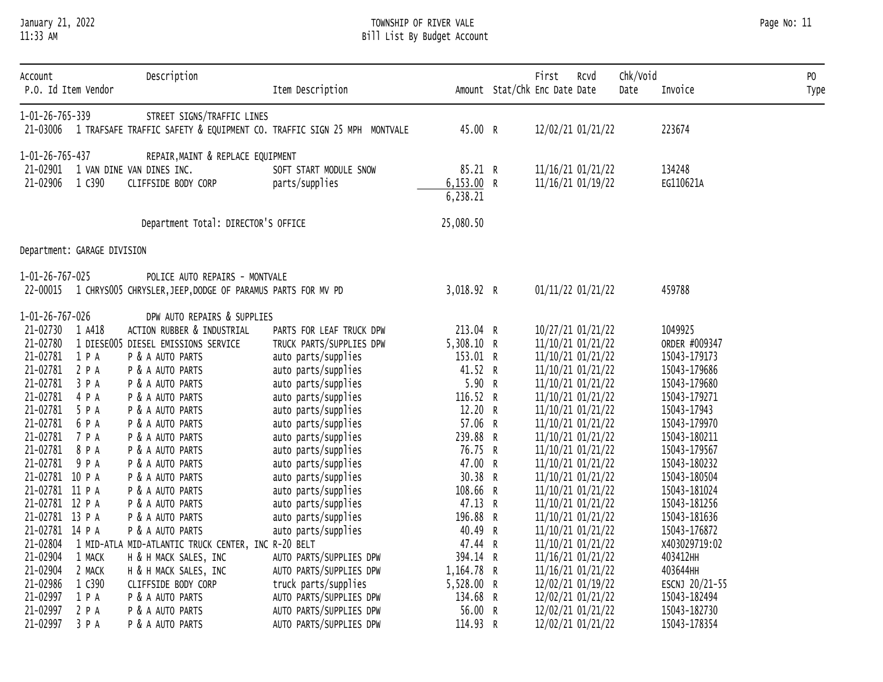| Account / P.O. Id | Item | Vendor | Description / Item Description | Amount | Stat/Chk | First Enc Date | Rcvd Date | Chk/Void Date | Invoice | PO Type |
|---|---|---|---|---|---|---|---|---|---|---|
| 1-01-26-765-339 | | | STREET SIGNS/TRAFFIC LINES | | | | | | | |
| 21-03006 | 1 | TRAFSAFE TRAFFIC SAFETY & EQUIPMENT CO. | TRAFFIC SIGN 25 MPH MONTVALE | 45.00 | R | 12/02/21 | 01/21/22 | | 223674 | |
| 1-01-26-765-437 | | | REPAIR,MAINT & REPLACE EQUIPMENT | | | | | | | |
| 21-02901 | 1 | VAN DINE VAN DINES INC. | SOFT START MODULE SNOW | 85.21 | R | 11/16/21 | 01/21/22 | | 134248 | |
| 21-02906 | 1 | C390 CLIFFSIDE BODY CORP | parts/supplies | 6,153.00 | R | 11/16/21 | 01/19/22 | | EG110621A | |
| | | | | 6,238.21 | | | | | | |
| | | | Department Total: DIRECTOR'S OFFICE | 25,080.50 | | | | | | |
| Department: GARAGE DIVISION | | | | | | | | | | |
| 1-01-26-767-025 | | | POLICE AUTO REPAIRS - MONTVALE | | | | | | | |
| 22-00015 | 1 | CHRYS005 CHRYSLER,JEEP,DODGE OF PARAMUS | PARTS FOR MV PD | 3,018.92 | R | 01/11/22 | 01/21/22 | | 459788 | |
| 1-01-26-767-026 | | | DPW AUTO REPAIRS & SUPPLIES | | | | | | | |
| 21-02730 | 1 | A418 ACTION RUBBER & INDUSTRIAL | PARTS FOR LEAF TRUCK DPW | 213.04 | R | 10/27/21 | 01/21/22 | | 1049925 | |
| 21-02780 | 1 | DIESE005 DIESEL EMISSIONS SERVICE | TRUCK PARTS/SUPPLIES DPW | 5,308.10 | R | 11/10/21 | 01/21/22 | | ORDER #009347 | |
| 21-02781 | 1 | P A P & A AUTO PARTS | auto parts/supplies | 153.01 | R | 11/10/21 | 01/21/22 | | 15043-179173 | |
| 21-02781 | 2 | P A P & A AUTO PARTS | auto parts/supplies | 41.52 | R | 11/10/21 | 01/21/22 | | 15043-179686 | |
| 21-02781 | 3 | P A P & A AUTO PARTS | auto parts/supplies | 5.90 | R | 11/10/21 | 01/21/22 | | 15043-179680 | |
| 21-02781 | 4 | P A P & A AUTO PARTS | auto parts/supplies | 116.52 | R | 11/10/21 | 01/21/22 | | 15043-179271 | |
| 21-02781 | 5 | P A P & A AUTO PARTS | auto parts/supplies | 12.20 | R | 11/10/21 | 01/21/22 | | 15043-17943 | |
| 21-02781 | 6 | P A P & A AUTO PARTS | auto parts/supplies | 57.06 | R | 11/10/21 | 01/21/22 | | 15043-179970 | |
| 21-02781 | 7 | P A P & A AUTO PARTS | auto parts/supplies | 239.88 | R | 11/10/21 | 01/21/22 | | 15043-180211 | |
| 21-02781 | 8 | P A P & A AUTO PARTS | auto parts/supplies | 76.75 | R | 11/10/21 | 01/21/22 | | 15043-179567 | |
| 21-02781 | 9 | P A P & A AUTO PARTS | auto parts/supplies | 47.00 | R | 11/10/21 | 01/21/22 | | 15043-180232 | |
| 21-02781 | 10 | P A P & A AUTO PARTS | auto parts/supplies | 30.38 | R | 11/10/21 | 01/21/22 | | 15043-180504 | |
| 21-02781 | 11 | P A P & A AUTO PARTS | auto parts/supplies | 108.66 | R | 11/10/21 | 01/21/22 | | 15043-181024 | |
| 21-02781 | 12 | P A P & A AUTO PARTS | auto parts/supplies | 47.13 | R | 11/10/21 | 01/21/22 | | 15043-181256 | |
| 21-02781 | 13 | P A P & A AUTO PARTS | auto parts/supplies | 196.88 | R | 11/10/21 | 01/21/22 | | 15043-181636 | |
| 21-02781 | 14 | P A P & A AUTO PARTS | auto parts/supplies | 40.49 | R | 11/10/21 | 01/21/22 | | 15043-176872 | |
| 21-02804 | 1 | MID-ATLA MID-ATLANTIC TRUCK CENTER, INC | R-20 BELT | 47.44 | R | 11/10/21 | 01/21/22 | | X403029719:02 | |
| 21-02904 | 1 | MACK H & H MACK SALES, INC | AUTO PARTS/SUPPLIES DPW | 394.14 | R | 11/16/21 | 01/21/22 | | 403412HH | |
| 21-02904 | 2 | MACK H & H MACK SALES, INC | AUTO PARTS/SUPPLIES DPW | 1,164.78 | R | 11/16/21 | 01/21/22 | | 403644HH | |
| 21-02986 | 1 | C390 CLIFFSIDE BODY CORP | truck parts/supplies | 5,528.00 | R | 12/02/21 | 01/19/22 | | ESCNJ 20/21-55 | |
| 21-02997 | 1 | P A P & A AUTO PARTS | AUTO PARTS/SUPPLIES DPW | 134.68 | R | 12/02/21 | 01/21/22 | | 15043-182494 | |
| 21-02997 | 2 | P A P & A AUTO PARTS | AUTO PARTS/SUPPLIES DPW | 56.00 | R | 12/02/21 | 01/21/22 | | 15043-182730 | |
| 21-02997 | 3 | P A P & A AUTO PARTS | AUTO PARTS/SUPPLIES DPW | 114.93 | R | 12/02/21 | 01/21/22 | | 15043-178354 | |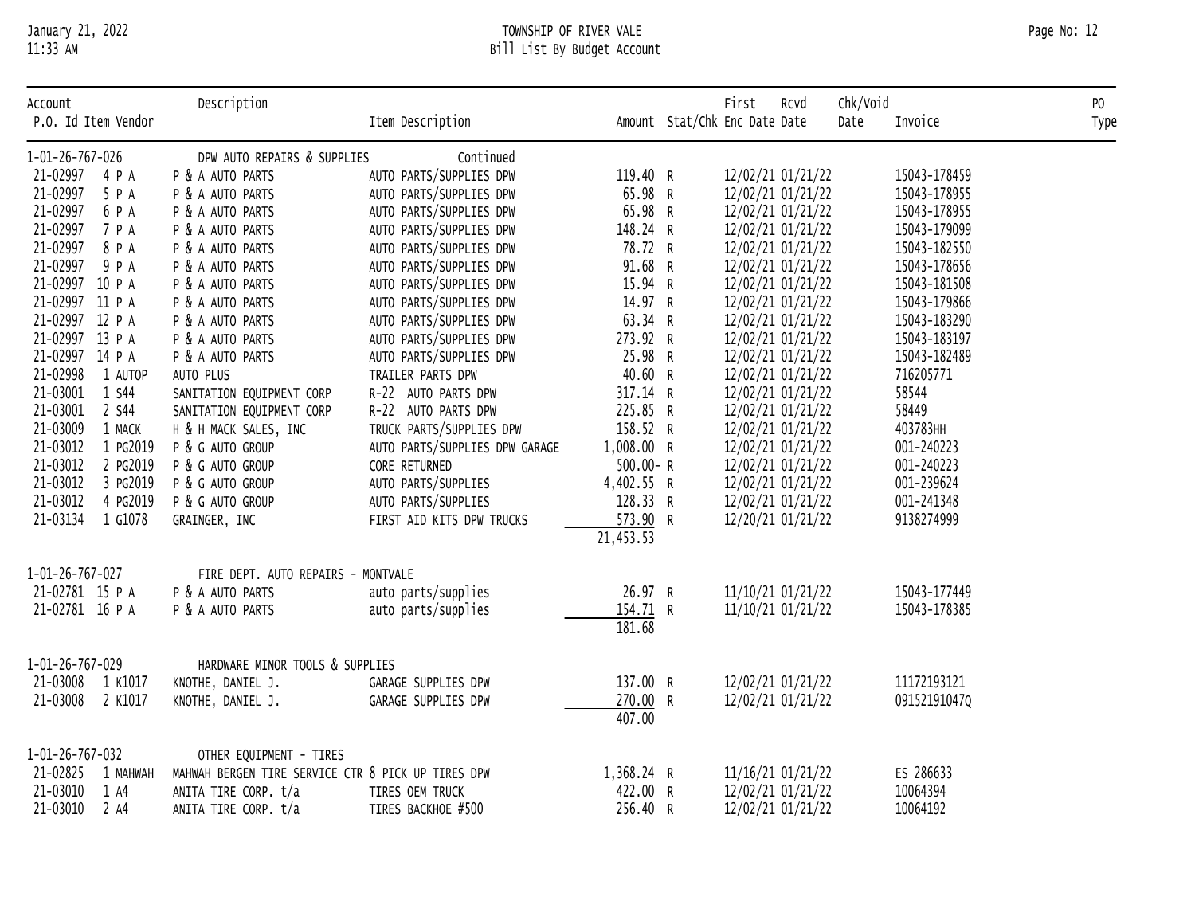TOWNSHIP OF RIVER VALE
Bill List By Budget Account

| Account / P.O. Id | Item | Vendor | Description | Item Description | Amount | Stat/Chk | First Enc Date | Rcvd Date | Chk/Void Date | Invoice | PO Type |
|---|---|---|---|---|---|---|---|---|---|---|---|
| 1-01-26-767-026 | | | DPW AUTO REPAIRS & SUPPLIES | Continued | | | | | | | |
| 21-02997 | 4 | P A | P & A AUTO PARTS | AUTO PARTS/SUPPLIES DPW | 119.40 | R | 12/02/21 | 01/21/22 | | 15043-178459 | |
| 21-02997 | 5 | P A | P & A AUTO PARTS | AUTO PARTS/SUPPLIES DPW | 65.98 | R | 12/02/21 | 01/21/22 | | 15043-178955 | |
| 21-02997 | 6 | P A | P & A AUTO PARTS | AUTO PARTS/SUPPLIES DPW | 65.98 | R | 12/02/21 | 01/21/22 | | 15043-178955 | |
| 21-02997 | 7 | P A | P & A AUTO PARTS | AUTO PARTS/SUPPLIES DPW | 148.24 | R | 12/02/21 | 01/21/22 | | 15043-179099 | |
| 21-02997 | 8 | P A | P & A AUTO PARTS | AUTO PARTS/SUPPLIES DPW | 78.72 | R | 12/02/21 | 01/21/22 | | 15043-182550 | |
| 21-02997 | 9 | P A | P & A AUTO PARTS | AUTO PARTS/SUPPLIES DPW | 91.68 | R | 12/02/21 | 01/21/22 | | 15043-178656 | |
| 21-02997 | 10 | P A | P & A AUTO PARTS | AUTO PARTS/SUPPLIES DPW | 15.94 | R | 12/02/21 | 01/21/22 | | 15043-181508 | |
| 21-02997 | 11 | P A | P & A AUTO PARTS | AUTO PARTS/SUPPLIES DPW | 14.97 | R | 12/02/21 | 01/21/22 | | 15043-179866 | |
| 21-02997 | 12 | P A | P & A AUTO PARTS | AUTO PARTS/SUPPLIES DPW | 63.34 | R | 12/02/21 | 01/21/22 | | 15043-183290 | |
| 21-02997 | 13 | P A | P & A AUTO PARTS | AUTO PARTS/SUPPLIES DPW | 273.92 | R | 12/02/21 | 01/21/22 | | 15043-183197 | |
| 21-02997 | 14 | P A | P & A AUTO PARTS | AUTO PARTS/SUPPLIES DPW | 25.98 | R | 12/02/21 | 01/21/22 | | 15043-182489 | |
| 21-02998 | 1 | AUTOP | AUTO PLUS | TRAILER PARTS DPW | 40.60 | R | 12/02/21 | 01/21/22 | | 716205771 | |
| 21-03001 | 1 | S44 | SANITATION EQUIPMENT CORP | R-22 AUTO PARTS DPW | 317.14 | R | 12/02/21 | 01/21/22 | | 58544 | |
| 21-03001 | 2 | S44 | SANITATION EQUIPMENT CORP | R-22 AUTO PARTS DPW | 225.85 | R | 12/02/21 | 01/21/22 | | 58449 | |
| 21-03009 | 1 | MACK | H & H MACK SALES, INC | TRUCK PARTS/SUPPLIES DPW | 158.52 | R | 12/02/21 | 01/21/22 | | 403783HH | |
| 21-03012 | 1 | PG2019 | P & G AUTO GROUP | AUTO PARTS/SUPPLIES DPW GARAGE | 1,008.00 | R | 12/02/21 | 01/21/22 | | 001-240223 | |
| 21-03012 | 2 | PG2019 | P & G AUTO GROUP | CORE RETURNED | 500.00- | R | 12/02/21 | 01/21/22 | | 001-240223 | |
| 21-03012 | 3 | PG2019 | P & G AUTO GROUP | AUTO PARTS/SUPPLIES | 4,402.55 | R | 12/02/21 | 01/21/22 | | 001-239624 | |
| 21-03012 | 4 | PG2019 | P & G AUTO GROUP | AUTO PARTS/SUPPLIES | 128.33 | R | 12/02/21 | 01/21/22 | | 001-241348 | |
| 21-03134 | 1 | G1078 | GRAINGER, INC | FIRST AID KITS DPW TRUCKS | 573.90 | R | 12/20/21 | 01/21/22 | | 9138274999 | |
| | | | | | 21,453.53 | | | | | | |
| 1-01-26-767-027 | | | FIRE DEPT. AUTO REPAIRS - MONTVALE | | | | | | | | |
| 21-02781 | 15 | P A | P & A AUTO PARTS | auto parts/supplies | 26.97 | R | 11/10/21 | 01/21/22 | | 15043-177449 | |
| 21-02781 | 16 | P A | P & A AUTO PARTS | auto parts/supplies | 154.71 | R | 11/10/21 | 01/21/22 | | 15043-178385 | |
| | | | | | 181.68 | | | | | | |
| 1-01-26-767-029 | | | HARDWARE MINOR TOOLS & SUPPLIES | | | | | | | | |
| 21-03008 | 1 | K1017 | KNOTHE, DANIEL J. | GARAGE SUPPLIES DPW | 137.00 | R | 12/02/21 | 01/21/22 | | 11172193121 | |
| 21-03008 | 2 | K1017 | KNOTHE, DANIEL J. | GARAGE SUPPLIES DPW | 270.00 | R | 12/02/21 | 01/21/22 | | 09152191047Q | |
| | | | | | 407.00 | | | | | | |
| 1-01-26-767-032 | | | OTHER EQUIPMENT - TIRES | | | | | | | | |
| 21-02825 | 1 | MAHWAH | MAHWAH BERGEN TIRE SERVICE CTR | 8 PICK UP TIRES DPW | 1,368.24 | R | 11/16/21 | 01/21/22 | | ES 286633 | |
| 21-03010 | 1 | A4 | ANITA TIRE CORP. t/a | TIRES OEM TRUCK | 422.00 | R | 12/02/21 | 01/21/22 | | 10064394 | |
| 21-03010 | 2 | A4 | ANITA TIRE CORP. t/a | TIRES BACKHOE #500 | 256.40 | R | 12/02/21 | 01/21/22 | | 10064192 | |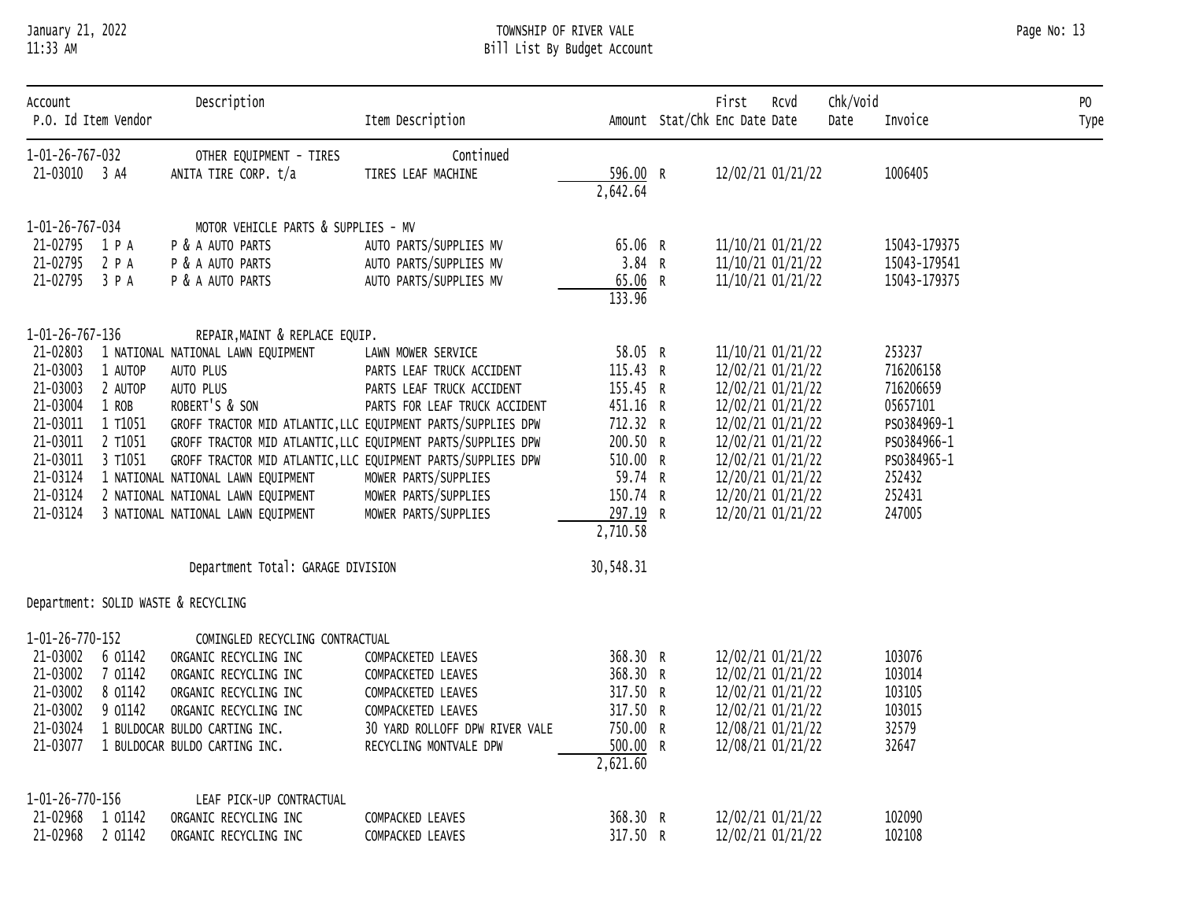| Account<br>P.O. Id | Item | Vendor | Description | Item Description | Amount | Stat/Chk | First Enc Date | Rcvd Date | Chk/Void Date | Invoice | PO Type |
|---|---|---|---|---|---|---|---|---|---|---|---|
| 1-01-26-767-032 | | | OTHER EQUIPMENT - TIRES | Continued | | | | | | | |
| 21-03010 | 3 | A4 | ANITA TIRE CORP. t/a | TIRES LEAF MACHINE | 596.00 | R | 12/02/21 | 01/21/22 | | 1006405 | |
| | | | | | 2,642.64 | | | | | | |
| 1-01-26-767-034 | | | MOTOR VEHICLE PARTS & SUPPLIES - MV | | | | | | | | |
| 21-02795 | 1 | P A | P & A AUTO PARTS | AUTO PARTS/SUPPLIES MV | 65.06 | R | 11/10/21 | 01/21/22 | | 15043-179375 | |
| 21-02795 | 2 | P A | P & A AUTO PARTS | AUTO PARTS/SUPPLIES MV | 3.84 | R | 11/10/21 | 01/21/22 | | 15043-179541 | |
| 21-02795 | 3 | P A | P & A AUTO PARTS | AUTO PARTS/SUPPLIES MV | 65.06 | R | 11/10/21 | 01/21/22 | | 15043-179375 | |
| | | | | | 133.96 | | | | | | |
| 1-01-26-767-136 | | | REPAIR,MAINT & REPLACE EQUIP. | | | | | | | | |
| 21-02803 | 1 | NATIONAL | NATIONAL LAWN EQUIPMENT | LAWN MOWER SERVICE | 58.05 | R | 11/10/21 | 01/21/22 | | 253237 | |
| 21-03003 | 1 | AUTOP | AUTO PLUS | PARTS LEAF TRUCK ACCIDENT | 115.43 | R | 12/02/21 | 01/21/22 | | 716206158 | |
| 21-03003 | 2 | AUTOP | AUTO PLUS | PARTS LEAF TRUCK ACCIDENT | 155.45 | R | 12/02/21 | 01/21/22 | | 716206659 | |
| 21-03004 | 1 | ROB | ROBERT'S & SON | PARTS FOR LEAF TRUCK ACCIDENT | 451.16 | R | 12/02/21 | 01/21/22 | | 05657101 | |
| 21-03011 | 1 | T1051 | GROFF TRACTOR MID ATLANTIC,LLC | EQUIPMENT PARTS/SUPPLIES DPW | 712.32 | R | 12/02/21 | 01/21/22 | | PS0384969-1 | |
| 21-03011 | 2 | T1051 | GROFF TRACTOR MID ATLANTIC,LLC | EQUIPMENT PARTS/SUPPLIES DPW | 200.50 | R | 12/02/21 | 01/21/22 | | PS0384966-1 | |
| 21-03011 | 3 | T1051 | GROFF TRACTOR MID ATLANTIC,LLC | EQUIPMENT PARTS/SUPPLIES DPW | 510.00 | R | 12/02/21 | 01/21/22 | | PS0384965-1 | |
| 21-03124 | 1 | NATIONAL | NATIONAL LAWN EQUIPMENT | MOWER PARTS/SUPPLIES | 59.74 | R | 12/20/21 | 01/21/22 | | 252432 | |
| 21-03124 | 2 | NATIONAL | NATIONAL LAWN EQUIPMENT | MOWER PARTS/SUPPLIES | 150.74 | R | 12/20/21 | 01/21/22 | | 252431 | |
| 21-03124 | 3 | NATIONAL | NATIONAL LAWN EQUIPMENT | MOWER PARTS/SUPPLIES | 297.19 | R | 12/20/21 | 01/21/22 | | 247005 | |
| | | | | | 2,710.58 | | | | | | |
| | | | Department Total: GARAGE DIVISION | | 30,548.31 | | | | | | |

Department: SOLID WASTE & RECYCLING

| Account<br>P.O. Id | Item | Vendor | Description | Item Description | Amount | Stat/Chk | First Enc Date | Rcvd Date | Chk/Void Date | Invoice | PO Type |
|---|---|---|---|---|---|---|---|---|---|---|---|
| 1-01-26-770-152 | | | COMINGLED RECYCLING CONTRACTUAL | | | | | | | | |
| 21-03002 | 6 | 01142 | ORGANIC RECYCLING INC | COMPACKETED LEAVES | 368.30 | R | 12/02/21 | 01/21/22 | | 103076 | |
| 21-03002 | 7 | 01142 | ORGANIC RECYCLING INC | COMPACKETED LEAVES | 368.30 | R | 12/02/21 | 01/21/22 | | 103014 | |
| 21-03002 | 8 | 01142 | ORGANIC RECYCLING INC | COMPACKETED LEAVES | 317.50 | R | 12/02/21 | 01/21/22 | | 103105 | |
| 21-03002 | 9 | 01142 | ORGANIC RECYCLING INC | COMPACKETED LEAVES | 317.50 | R | 12/02/21 | 01/21/22 | | 103015 | |
| 21-03024 | 1 | BULDOCAR | BULDO CARTING INC. | 30 YARD ROLLOFF DPW RIVER VALE | 750.00 | R | 12/08/21 | 01/21/22 | | 32579 | |
| 21-03077 | 1 | BULDOCAR | BULDO CARTING INC. | RECYCLING MONTVALE DPW | 500.00 | R | 12/08/21 | 01/21/22 | | 32647 | |
| | | | | | 2,621.60 | | | | | | |
| 1-01-26-770-156 | | | LEAF PICK-UP CONTRACTUAL | | | | | | | | |
| 21-02968 | 1 | 01142 | ORGANIC RECYCLING INC | COMPACKED LEAVES | 368.30 | R | 12/02/21 | 01/21/22 | | 102090 | |
| 21-02968 | 2 | 01142 | ORGANIC RECYCLING INC | COMPACKED LEAVES | 317.50 | R | 12/02/21 | 01/21/22 | | 102108 | |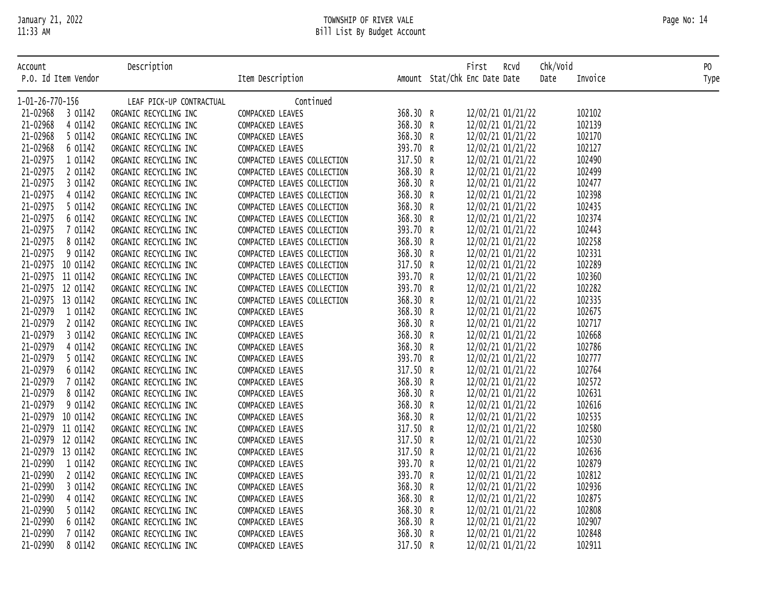| Account | P.O. Id | Item | Vendor | Description | Item Description | Amount | Stat/Chk | First Enc Date | Rcvd Date | Chk/Void Date | Invoice | PO Type |
|---|---|---|---|---|---|---|---|---|---|---|---|---|
| 1-01-26-770-156 | | | | LEAF PICK-UP CONTRACTUAL | Continued | | | | | | | |
| | 21-02968 | 3 | 01142 | ORGANIC RECYCLING INC | COMPACKED LEAVES | 368.30 | R | 12/02/21 | 01/21/22 | | 102102 | |
| | 21-02968 | 4 | 01142 | ORGANIC RECYCLING INC | COMPACKED LEAVES | 368.30 | R | 12/02/21 | 01/21/22 | | 102139 | |
| | 21-02968 | 5 | 01142 | ORGANIC RECYCLING INC | COMPACKED LEAVES | 368.30 | R | 12/02/21 | 01/21/22 | | 102170 | |
| | 21-02968 | 6 | 01142 | ORGANIC RECYCLING INC | COMPACKED LEAVES | 393.70 | R | 12/02/21 | 01/21/22 | | 102127 | |
| | 21-02975 | 1 | 01142 | ORGANIC RECYCLING INC | COMPACTED LEAVES COLLECTION | 317.50 | R | 12/02/21 | 01/21/22 | | 102490 | |
| | 21-02975 | 2 | 01142 | ORGANIC RECYCLING INC | COMPACTED LEAVES COLLECTION | 368.30 | R | 12/02/21 | 01/21/22 | | 102499 | |
| | 21-02975 | 3 | 01142 | ORGANIC RECYCLING INC | COMPACTED LEAVES COLLECTION | 368.30 | R | 12/02/21 | 01/21/22 | | 102477 | |
| | 21-02975 | 4 | 01142 | ORGANIC RECYCLING INC | COMPACTED LEAVES COLLECTION | 368.30 | R | 12/02/21 | 01/21/22 | | 102398 | |
| | 21-02975 | 5 | 01142 | ORGANIC RECYCLING INC | COMPACTED LEAVES COLLECTION | 368.30 | R | 12/02/21 | 01/21/22 | | 102435 | |
| | 21-02975 | 6 | 01142 | ORGANIC RECYCLING INC | COMPACTED LEAVES COLLECTION | 368.30 | R | 12/02/21 | 01/21/22 | | 102374 | |
| | 21-02975 | 7 | 01142 | ORGANIC RECYCLING INC | COMPACTED LEAVES COLLECTION | 393.70 | R | 12/02/21 | 01/21/22 | | 102443 | |
| | 21-02975 | 8 | 01142 | ORGANIC RECYCLING INC | COMPACTED LEAVES COLLECTION | 368.30 | R | 12/02/21 | 01/21/22 | | 102258 | |
| | 21-02975 | 9 | 01142 | ORGANIC RECYCLING INC | COMPACTED LEAVES COLLECTION | 368.30 | R | 12/02/21 | 01/21/22 | | 102331 | |
| | 21-02975 | 10 | 01142 | ORGANIC RECYCLING INC | COMPACTED LEAVES COLLECTION | 317.50 | R | 12/02/21 | 01/21/22 | | 102289 | |
| | 21-02975 | 11 | 01142 | ORGANIC RECYCLING INC | COMPACTED LEAVES COLLECTION | 393.70 | R | 12/02/21 | 01/21/22 | | 102360 | |
| | 21-02975 | 12 | 01142 | ORGANIC RECYCLING INC | COMPACTED LEAVES COLLECTION | 393.70 | R | 12/02/21 | 01/21/22 | | 102282 | |
| | 21-02975 | 13 | 01142 | ORGANIC RECYCLING INC | COMPACTED LEAVES COLLECTION | 368.30 | R | 12/02/21 | 01/21/22 | | 102335 | |
| | 21-02979 | 1 | 01142 | ORGANIC RECYCLING INC | COMPACKED LEAVES | 368.30 | R | 12/02/21 | 01/21/22 | | 102675 | |
| | 21-02979 | 2 | 01142 | ORGANIC RECYCLING INC | COMPACKED LEAVES | 368.30 | R | 12/02/21 | 01/21/22 | | 102717 | |
| | 21-02979 | 3 | 01142 | ORGANIC RECYCLING INC | COMPACKED LEAVES | 368.30 | R | 12/02/21 | 01/21/22 | | 102668 | |
| | 21-02979 | 4 | 01142 | ORGANIC RECYCLING INC | COMPACKED LEAVES | 368.30 | R | 12/02/21 | 01/21/22 | | 102786 | |
| | 21-02979 | 5 | 01142 | ORGANIC RECYCLING INC | COMPACKED LEAVES | 393.70 | R | 12/02/21 | 01/21/22 | | 102777 | |
| | 21-02979 | 6 | 01142 | ORGANIC RECYCLING INC | COMPACKED LEAVES | 317.50 | R | 12/02/21 | 01/21/22 | | 102764 | |
| | 21-02979 | 7 | 01142 | ORGANIC RECYCLING INC | COMPACKED LEAVES | 368.30 | R | 12/02/21 | 01/21/22 | | 102572 | |
| | 21-02979 | 8 | 01142 | ORGANIC RECYCLING INC | COMPACKED LEAVES | 368.30 | R | 12/02/21 | 01/21/22 | | 102631 | |
| | 21-02979 | 9 | 01142 | ORGANIC RECYCLING INC | COMPACKED LEAVES | 368.30 | R | 12/02/21 | 01/21/22 | | 102616 | |
| | 21-02979 | 10 | 01142 | ORGANIC RECYCLING INC | COMPACKED LEAVES | 368.30 | R | 12/02/21 | 01/21/22 | | 102535 | |
| | 21-02979 | 11 | 01142 | ORGANIC RECYCLING INC | COMPACKED LEAVES | 317.50 | R | 12/02/21 | 01/21/22 | | 102580 | |
| | 21-02979 | 12 | 01142 | ORGANIC RECYCLING INC | COMPACKED LEAVES | 317.50 | R | 12/02/21 | 01/21/22 | | 102530 | |
| | 21-02979 | 13 | 01142 | ORGANIC RECYCLING INC | COMPACKED LEAVES | 317.50 | R | 12/02/21 | 01/21/22 | | 102636 | |
| | 21-02990 | 1 | 01142 | ORGANIC RECYCLING INC | COMPACKED LEAVES | 393.70 | R | 12/02/21 | 01/21/22 | | 102879 | |
| | 21-02990 | 2 | 01142 | ORGANIC RECYCLING INC | COMPACKED LEAVES | 393.70 | R | 12/02/21 | 01/21/22 | | 102812 | |
| | 21-02990 | 3 | 01142 | ORGANIC RECYCLING INC | COMPACKED LEAVES | 368.30 | R | 12/02/21 | 01/21/22 | | 102936 | |
| | 21-02990 | 4 | 01142 | ORGANIC RECYCLING INC | COMPACKED LEAVES | 368.30 | R | 12/02/21 | 01/21/22 | | 102875 | |
| | 21-02990 | 5 | 01142 | ORGANIC RECYCLING INC | COMPACKED LEAVES | 368.30 | R | 12/02/21 | 01/21/22 | | 102808 | |
| | 21-02990 | 6 | 01142 | ORGANIC RECYCLING INC | COMPACKED LEAVES | 368.30 | R | 12/02/21 | 01/21/22 | | 102907 | |
| | 21-02990 | 7 | 01142 | ORGANIC RECYCLING INC | COMPACKED LEAVES | 368.30 | R | 12/02/21 | 01/21/22 | | 102848 | |
| | 21-02990 | 8 | 01142 | ORGANIC RECYCLING INC | COMPACKED LEAVES | 317.50 | R | 12/02/21 | 01/21/22 | | 102911 | |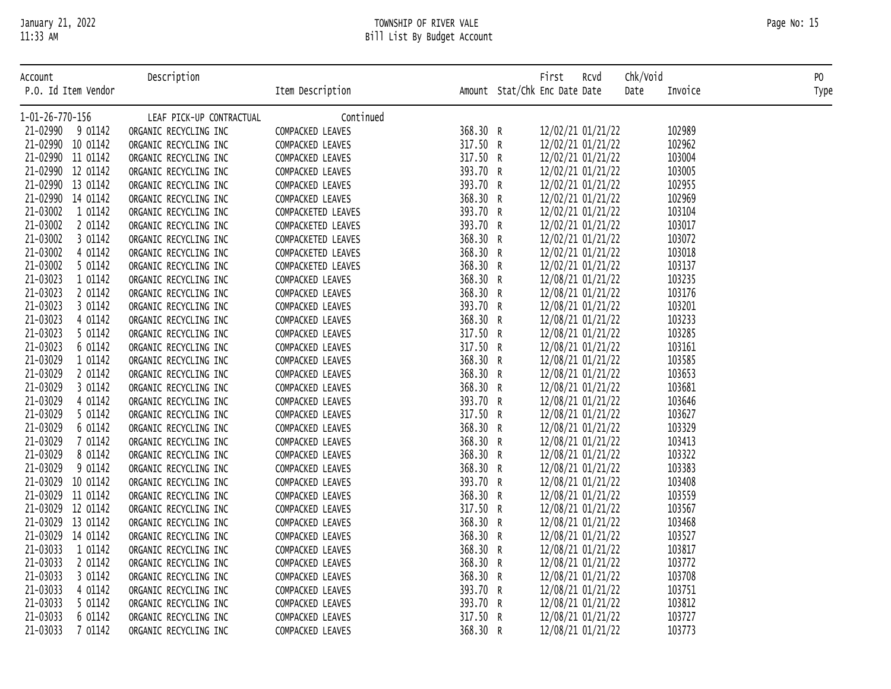| Account | Description | | | | | | | | |
|---|---|---|---|---|---|---|---|---|---|
| P.O. Id Item Vendor | | Item Description | Amount | Stat/Chk | First Enc Date | Rcvd Date | Chk/Void Date | Invoice | PO Type |
| 1-01-26-770-156 | LEAF PICK-UP CONTRACTUAL | Continued | | | | | | | |
| 21-02990 9 01142 | ORGANIC RECYCLING INC | COMPACKED LEAVES | 368.30 | R | 12/02/21 | 01/21/22 | | 102989 | |
| 21-02990 10 01142 | ORGANIC RECYCLING INC | COMPACKED LEAVES | 317.50 | R | 12/02/21 | 01/21/22 | | 102962 | |
| 21-02990 11 01142 | ORGANIC RECYCLING INC | COMPACKED LEAVES | 317.50 | R | 12/02/21 | 01/21/22 | | 103004 | |
| 21-02990 12 01142 | ORGANIC RECYCLING INC | COMPACKED LEAVES | 393.70 | R | 12/02/21 | 01/21/22 | | 103005 | |
| 21-02990 13 01142 | ORGANIC RECYCLING INC | COMPACKED LEAVES | 393.70 | R | 12/02/21 | 01/21/22 | | 102955 | |
| 21-02990 14 01142 | ORGANIC RECYCLING INC | COMPACKED LEAVES | 368.30 | R | 12/02/21 | 01/21/22 | | 102969 | |
| 21-03002 1 01142 | ORGANIC RECYCLING INC | COMPACKETED LEAVES | 393.70 | R | 12/02/21 | 01/21/22 | | 103104 | |
| 21-03002 2 01142 | ORGANIC RECYCLING INC | COMPACKETED LEAVES | 393.70 | R | 12/02/21 | 01/21/22 | | 103017 | |
| 21-03002 3 01142 | ORGANIC RECYCLING INC | COMPACKETED LEAVES | 368.30 | R | 12/02/21 | 01/21/22 | | 103072 | |
| 21-03002 4 01142 | ORGANIC RECYCLING INC | COMPACKETED LEAVES | 368.30 | R | 12/02/21 | 01/21/22 | | 103018 | |
| 21-03002 5 01142 | ORGANIC RECYCLING INC | COMPACKETED LEAVES | 368.30 | R | 12/02/21 | 01/21/22 | | 103137 | |
| 21-03023 1 01142 | ORGANIC RECYCLING INC | COMPACKED LEAVES | 368.30 | R | 12/08/21 | 01/21/22 | | 103235 | |
| 21-03023 2 01142 | ORGANIC RECYCLING INC | COMPACKED LEAVES | 368.30 | R | 12/08/21 | 01/21/22 | | 103176 | |
| 21-03023 3 01142 | ORGANIC RECYCLING INC | COMPACKED LEAVES | 393.70 | R | 12/08/21 | 01/21/22 | | 103201 | |
| 21-03023 4 01142 | ORGANIC RECYCLING INC | COMPACKED LEAVES | 368.30 | R | 12/08/21 | 01/21/22 | | 103233 | |
| 21-03023 5 01142 | ORGANIC RECYCLING INC | COMPACKED LEAVES | 317.50 | R | 12/08/21 | 01/21/22 | | 103285 | |
| 21-03023 6 01142 | ORGANIC RECYCLING INC | COMPACKED LEAVES | 317.50 | R | 12/08/21 | 01/21/22 | | 103161 | |
| 21-03029 1 01142 | ORGANIC RECYCLING INC | COMPACKED LEAVES | 368.30 | R | 12/08/21 | 01/21/22 | | 103585 | |
| 21-03029 2 01142 | ORGANIC RECYCLING INC | COMPACKED LEAVES | 368.30 | R | 12/08/21 | 01/21/22 | | 103653 | |
| 21-03029 3 01142 | ORGANIC RECYCLING INC | COMPACKED LEAVES | 368.30 | R | 12/08/21 | 01/21/22 | | 103681 | |
| 21-03029 4 01142 | ORGANIC RECYCLING INC | COMPACKED LEAVES | 393.70 | R | 12/08/21 | 01/21/22 | | 103646 | |
| 21-03029 5 01142 | ORGANIC RECYCLING INC | COMPACKED LEAVES | 317.50 | R | 12/08/21 | 01/21/22 | | 103627 | |
| 21-03029 6 01142 | ORGANIC RECYCLING INC | COMPACKED LEAVES | 368.30 | R | 12/08/21 | 01/21/22 | | 103329 | |
| 21-03029 7 01142 | ORGANIC RECYCLING INC | COMPACKED LEAVES | 368.30 | R | 12/08/21 | 01/21/22 | | 103413 | |
| 21-03029 8 01142 | ORGANIC RECYCLING INC | COMPACKED LEAVES | 368.30 | R | 12/08/21 | 01/21/22 | | 103322 | |
| 21-03029 9 01142 | ORGANIC RECYCLING INC | COMPACKED LEAVES | 368.30 | R | 12/08/21 | 01/21/22 | | 103383 | |
| 21-03029 10 01142 | ORGANIC RECYCLING INC | COMPACKED LEAVES | 393.70 | R | 12/08/21 | 01/21/22 | | 103408 | |
| 21-03029 11 01142 | ORGANIC RECYCLING INC | COMPACKED LEAVES | 368.30 | R | 12/08/21 | 01/21/22 | | 103559 | |
| 21-03029 12 01142 | ORGANIC RECYCLING INC | COMPACKED LEAVES | 317.50 | R | 12/08/21 | 01/21/22 | | 103567 | |
| 21-03029 13 01142 | ORGANIC RECYCLING INC | COMPACKED LEAVES | 368.30 | R | 12/08/21 | 01/21/22 | | 103468 | |
| 21-03029 14 01142 | ORGANIC RECYCLING INC | COMPACKED LEAVES | 368.30 | R | 12/08/21 | 01/21/22 | | 103527 | |
| 21-03033 1 01142 | ORGANIC RECYCLING INC | COMPACKED LEAVES | 368.30 | R | 12/08/21 | 01/21/22 | | 103817 | |
| 21-03033 2 01142 | ORGANIC RECYCLING INC | COMPACKED LEAVES | 368.30 | R | 12/08/21 | 01/21/22 | | 103772 | |
| 21-03033 3 01142 | ORGANIC RECYCLING INC | COMPACKED LEAVES | 368.30 | R | 12/08/21 | 01/21/22 | | 103708 | |
| 21-03033 4 01142 | ORGANIC RECYCLING INC | COMPACKED LEAVES | 393.70 | R | 12/08/21 | 01/21/22 | | 103751 | |
| 21-03033 5 01142 | ORGANIC RECYCLING INC | COMPACKED LEAVES | 393.70 | R | 12/08/21 | 01/21/22 | | 103812 | |
| 21-03033 6 01142 | ORGANIC RECYCLING INC | COMPACKED LEAVES | 317.50 | R | 12/08/21 | 01/21/22 | | 103727 | |
| 21-03033 7 01142 | ORGANIC RECYCLING INC | COMPACKED LEAVES | 368.30 | R | 12/08/21 | 01/21/22 | | 103773 | |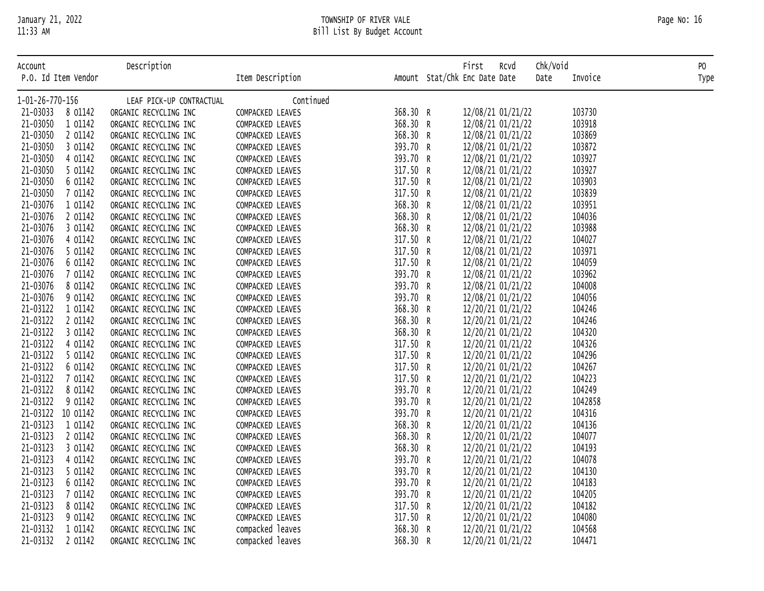| Account | Description | | | | | | | | | |
|---|---|---|---|---|---|---|---|---|---|---|
| P.O. Id Item Vendor | | Item Description | Amount | Stat/Chk | First Enc Date | Rcvd Date | Chk/Void Date | Invoice | PO Type |
| 1-01-26-770-156 | LEAF PICK-UP CONTRACTUAL | Continued | | | | | | | |
| 21-03033 8 01142 | ORGANIC RECYCLING INC | COMPACKED LEAVES | 368.30 | R | 12/08/21 | 01/21/22 | | 103730 | |
| 21-03050 1 01142 | ORGANIC RECYCLING INC | COMPACKED LEAVES | 368.30 | R | 12/08/21 | 01/21/22 | | 103918 | |
| 21-03050 2 01142 | ORGANIC RECYCLING INC | COMPACKED LEAVES | 368.30 | R | 12/08/21 | 01/21/22 | | 103869 | |
| 21-03050 3 01142 | ORGANIC RECYCLING INC | COMPACKED LEAVES | 393.70 | R | 12/08/21 | 01/21/22 | | 103872 | |
| 21-03050 4 01142 | ORGANIC RECYCLING INC | COMPACKED LEAVES | 393.70 | R | 12/08/21 | 01/21/22 | | 103927 | |
| 21-03050 5 01142 | ORGANIC RECYCLING INC | COMPACKED LEAVES | 317.50 | R | 12/08/21 | 01/21/22 | | 103927 | |
| 21-03050 6 01142 | ORGANIC RECYCLING INC | COMPACKED LEAVES | 317.50 | R | 12/08/21 | 01/21/22 | | 103903 | |
| 21-03050 7 01142 | ORGANIC RECYCLING INC | COMPACKED LEAVES | 317.50 | R | 12/08/21 | 01/21/22 | | 103839 | |
| 21-03076 1 01142 | ORGANIC RECYCLING INC | COMPACKED LEAVES | 368.30 | R | 12/08/21 | 01/21/22 | | 103951 | |
| 21-03076 2 01142 | ORGANIC RECYCLING INC | COMPACKED LEAVES | 368.30 | R | 12/08/21 | 01/21/22 | | 104036 | |
| 21-03076 3 01142 | ORGANIC RECYCLING INC | COMPACKED LEAVES | 368.30 | R | 12/08/21 | 01/21/22 | | 103988 | |
| 21-03076 4 01142 | ORGANIC RECYCLING INC | COMPACKED LEAVES | 317.50 | R | 12/08/21 | 01/21/22 | | 104027 | |
| 21-03076 5 01142 | ORGANIC RECYCLING INC | COMPACKED LEAVES | 317.50 | R | 12/08/21 | 01/21/22 | | 103971 | |
| 21-03076 6 01142 | ORGANIC RECYCLING INC | COMPACKED LEAVES | 317.50 | R | 12/08/21 | 01/21/22 | | 104059 | |
| 21-03076 7 01142 | ORGANIC RECYCLING INC | COMPACKED LEAVES | 393.70 | R | 12/08/21 | 01/21/22 | | 103962 | |
| 21-03076 8 01142 | ORGANIC RECYCLING INC | COMPACKED LEAVES | 393.70 | R | 12/08/21 | 01/21/22 | | 104008 | |
| 21-03076 9 01142 | ORGANIC RECYCLING INC | COMPACKED LEAVES | 393.70 | R | 12/08/21 | 01/21/22 | | 104056 | |
| 21-03122 1 01142 | ORGANIC RECYCLING INC | COMPACKED LEAVES | 368.30 | R | 12/20/21 | 01/21/22 | | 104246 | |
| 21-03122 2 01142 | ORGANIC RECYCLING INC | COMPACKED LEAVES | 368.30 | R | 12/20/21 | 01/21/22 | | 104246 | |
| 21-03122 3 01142 | ORGANIC RECYCLING INC | COMPACKED LEAVES | 368.30 | R | 12/20/21 | 01/21/22 | | 104320 | |
| 21-03122 4 01142 | ORGANIC RECYCLING INC | COMPACKED LEAVES | 317.50 | R | 12/20/21 | 01/21/22 | | 104326 | |
| 21-03122 5 01142 | ORGANIC RECYCLING INC | COMPACKED LEAVES | 317.50 | R | 12/20/21 | 01/21/22 | | 104296 | |
| 21-03122 6 01142 | ORGANIC RECYCLING INC | COMPACKED LEAVES | 317.50 | R | 12/20/21 | 01/21/22 | | 104267 | |
| 21-03122 7 01142 | ORGANIC RECYCLING INC | COMPACKED LEAVES | 317.50 | R | 12/20/21 | 01/21/22 | | 104223 | |
| 21-03122 8 01142 | ORGANIC RECYCLING INC | COMPACKED LEAVES | 393.70 | R | 12/20/21 | 01/21/22 | | 104249 | |
| 21-03122 9 01142 | ORGANIC RECYCLING INC | COMPACKED LEAVES | 393.70 | R | 12/20/21 | 01/21/22 | | 1042858 | |
| 21-03122 10 01142 | ORGANIC RECYCLING INC | COMPACKED LEAVES | 393.70 | R | 12/20/21 | 01/21/22 | | 104316 | |
| 21-03123 1 01142 | ORGANIC RECYCLING INC | COMPACKED LEAVES | 368.30 | R | 12/20/21 | 01/21/22 | | 104136 | |
| 21-03123 2 01142 | ORGANIC RECYCLING INC | COMPACKED LEAVES | 368.30 | R | 12/20/21 | 01/21/22 | | 104077 | |
| 21-03123 3 01142 | ORGANIC RECYCLING INC | COMPACKED LEAVES | 368.30 | R | 12/20/21 | 01/21/22 | | 104193 | |
| 21-03123 4 01142 | ORGANIC RECYCLING INC | COMPACKED LEAVES | 393.70 | R | 12/20/21 | 01/21/22 | | 104078 | |
| 21-03123 5 01142 | ORGANIC RECYCLING INC | COMPACKED LEAVES | 393.70 | R | 12/20/21 | 01/21/22 | | 104130 | |
| 21-03123 6 01142 | ORGANIC RECYCLING INC | COMPACKED LEAVES | 393.70 | R | 12/20/21 | 01/21/22 | | 104183 | |
| 21-03123 7 01142 | ORGANIC RECYCLING INC | COMPACKED LEAVES | 393.70 | R | 12/20/21 | 01/21/22 | | 104205 | |
| 21-03123 8 01142 | ORGANIC RECYCLING INC | COMPACKED LEAVES | 317.50 | R | 12/20/21 | 01/21/22 | | 104182 | |
| 21-03123 9 01142 | ORGANIC RECYCLING INC | COMPACKED LEAVES | 317.50 | R | 12/20/21 | 01/21/22 | | 104080 | |
| 21-03132 1 01142 | ORGANIC RECYCLING INC | compacked leaves | 368.30 | R | 12/20/21 | 01/21/22 | | 104568 | |
| 21-03132 2 01142 | ORGANIC RECYCLING INC | compacked leaves | 368.30 | R | 12/20/21 | 01/21/22 | | 104471 | |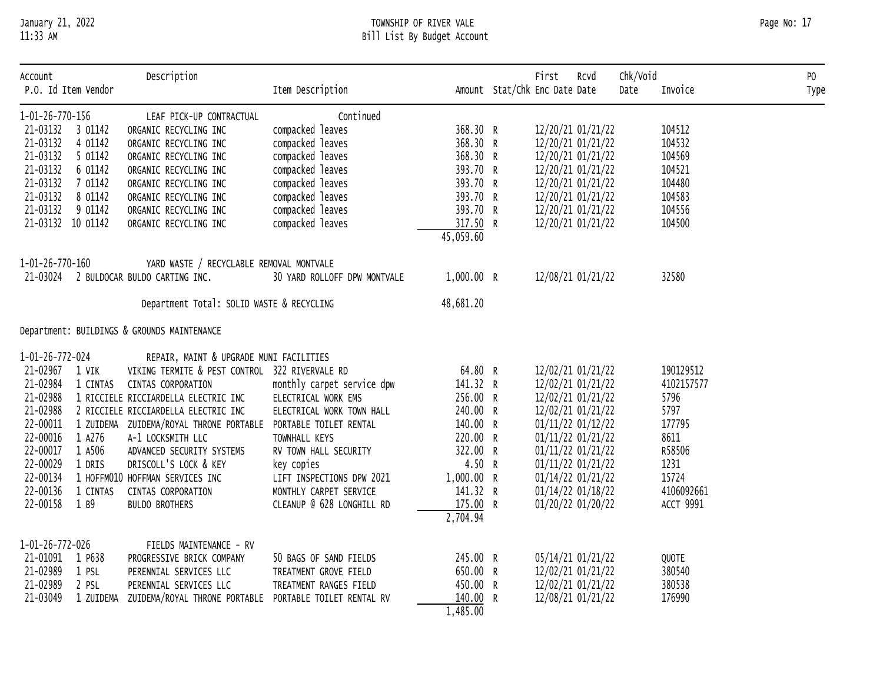| Account<br>P.O. Id | Item | Vendor | Description | Item Description | Amount | Stat/Chk | First Enc Date | Rcvd Date | Chk/Void Date | Invoice | PO Type |
|---|---|---|---|---|---|---|---|---|---|---|---|
| 1-01-26-770-156 | | | LEAF PICK-UP CONTRACTUAL | Continued | | | | | | | |
| 21-03132 | 3 | 01142 | ORGANIC RECYCLING INC | compacked leaves | 368.30 | R | 12/20/21 | 01/21/22 | | 104512 | |
| 21-03132 | 4 | 01142 | ORGANIC RECYCLING INC | compacked leaves | 368.30 | R | 12/20/21 | 01/21/22 | | 104532 | |
| 21-03132 | 5 | 01142 | ORGANIC RECYCLING INC | compacked leaves | 368.30 | R | 12/20/21 | 01/21/22 | | 104569 | |
| 21-03132 | 6 | 01142 | ORGANIC RECYCLING INC | compacked leaves | 393.70 | R | 12/20/21 | 01/21/22 | | 104521 | |
| 21-03132 | 7 | 01142 | ORGANIC RECYCLING INC | compacked leaves | 393.70 | R | 12/20/21 | 01/21/22 | | 104480 | |
| 21-03132 | 8 | 01142 | ORGANIC RECYCLING INC | compacked leaves | 393.70 | R | 12/20/21 | 01/21/22 | | 104583 | |
| 21-03132 | 9 | 01142 | ORGANIC RECYCLING INC | compacked leaves | 393.70 | R | 12/20/21 | 01/21/22 | | 104556 | |
| 21-03132 | 10 | 01142 | ORGANIC RECYCLING INC | compacked leaves | 317.50 | R | 12/20/21 | 01/21/22 | | 104500 | |
| | | | | | 45,059.60 | | | | | | |
| 1-01-26-770-160 | | | YARD WASTE / RECYCLABLE REMOVAL MONTVALE | | | | | | | | |
| 21-03024 | 2 | BULDOCAR | BULDO CARTING INC. | 30 YARD ROLLOFF DPW MONTVALE | 1,000.00 | R | 12/08/21 | 01/21/22 | | 32580 | |
| | | | Department Total: SOLID WASTE & RECYCLING | | 48,681.20 | | | | | | |
| Department: BUILDINGS & GROUNDS MAINTENANCE | | | | | | | | | | | |
| 1-01-26-772-024 | | | REPAIR, MAINT & UPGRADE MUNI FACILITIES | | | | | | | | |
| 21-02967 | 1 | VIK | VIKING TERMITE & PEST CONTROL | 322 RIVERVALE RD | 64.80 | R | 12/02/21 | 01/21/22 | | 190129512 | |
| 21-02984 | 1 | CINTAS | CINTAS CORPORATION | monthly carpet service dpw | 141.32 | R | 12/02/21 | 01/21/22 | | 4102157577 | |
| 21-02988 | 1 | RICCIELE | RICCIARDELLA ELECTRIC INC | ELECTRICAL WORK EMS | 256.00 | R | 12/02/21 | 01/21/22 | | 5796 | |
| 21-02988 | 2 | RICCIELE | RICCIARDELLA ELECTRIC INC | ELECTRICAL WORK TOWN HALL | 240.00 | R | 12/02/21 | 01/21/22 | | 5797 | |
| 22-00011 | 1 | ZUIDEMA | ZUIDEMA/ROYAL THRONE PORTABLE | PORTABLE TOILET RENTAL | 140.00 | R | 01/11/22 | 01/12/22 | | 177795 | |
| 22-00016 | 1 | A276 | A-1 LOCKSMITH LLC | TOWNHALL KEYS | 220.00 | R | 01/11/22 | 01/21/22 | | 8611 | |
| 22-00017 | 1 | A506 | ADVANCED SECURITY SYSTEMS | RV TOWN HALL SECURITY | 322.00 | R | 01/11/22 | 01/21/22 | | R58506 | |
| 22-00029 | 1 | DRIS | DRISCOLL'S LOCK & KEY | key copies | 4.50 | R | 01/11/22 | 01/21/22 | | 1231 | |
| 22-00134 | 1 | HOFFM010 | HOFFMAN SERVICES INC | LIFT INSPECTIONS DPW 2021 | 1,000.00 | R | 01/14/22 | 01/21/22 | | 15724 | |
| 22-00136 | 1 | CINTAS | CINTAS CORPORATION | MONTHLY CARPET SERVICE | 141.32 | R | 01/14/22 | 01/18/22 | | 4106092661 | |
| 22-00158 | 1 | B9 | BULDO BROTHERS | CLEANUP @ 628 LONGHILL RD | 175.00 | R | 01/20/22 | 01/20/22 | | ACCT 9991 | |
| | | | | | 2,704.94 | | | | | | |
| 1-01-26-772-026 | | | FIELDS MAINTENANCE - RV | | | | | | | | |
| 21-01091 | 1 | P638 | PROGRESSIVE BRICK COMPANY | 50 BAGS OF SAND FIELDS | 245.00 | R | 05/14/21 | 01/21/22 | | QUOTE | |
| 21-02989 | 1 | PSL | PERENNIAL SERVICES LLC | TREATMENT GROVE FIELD | 650.00 | R | 12/02/21 | 01/21/22 | | 380540 | |
| 21-02989 | 2 | PSL | PERENNIAL SERVICES LLC | TREATMENT RANGES FIELD | 450.00 | R | 12/02/21 | 01/21/22 | | 380538 | |
| 21-03049 | 1 | ZUIDEMA | ZUIDEMA/ROYAL THRONE PORTABLE | PORTABLE TOILET RENTAL RV | 140.00 | R | 12/08/21 | 01/21/22 | | 176990 | |
| | | | | | 1,485.00 | | | | | | |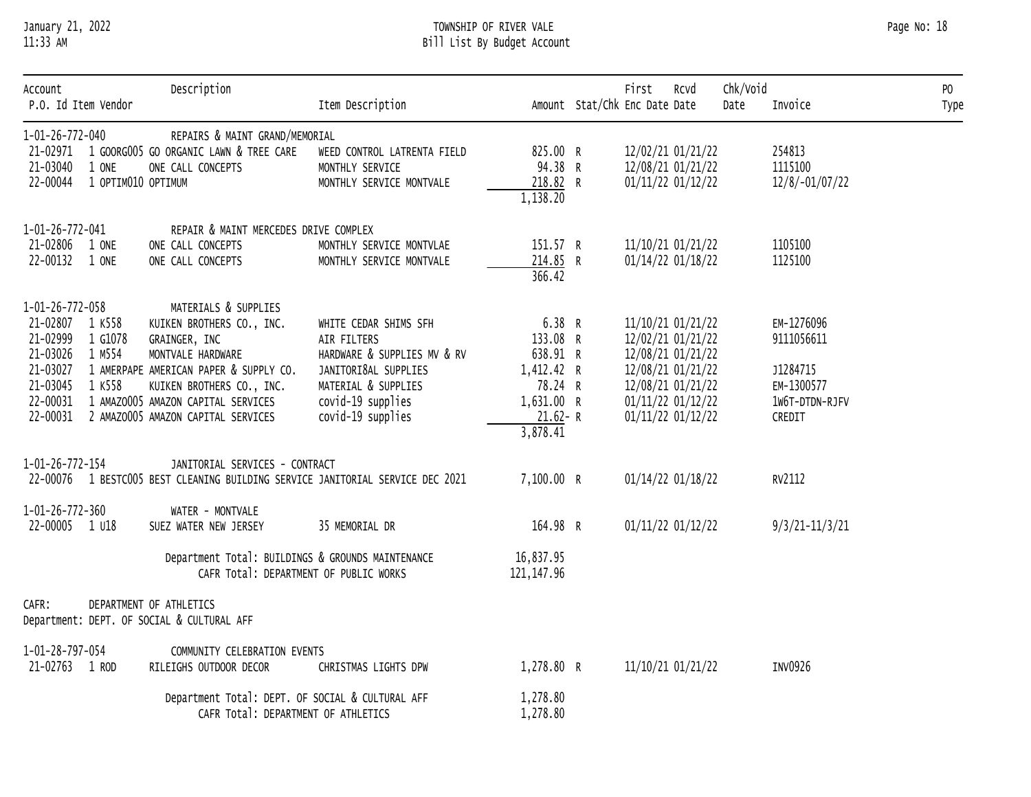TOWNSHIP OF RIVER VALE
Bill List By Budget Account

| Account P.O. Id | Item | Vendor | Description | Item Description | Amount | Stat/Chk | First Enc Date | Rcvd Date | Chk/Void Date | Invoice | PO Type |
|---|---|---|---|---|---|---|---|---|---|---|---|
| 1-01-26-772-040 | | | REPAIRS & MAINT GRAND/MEMORIAL | | | | | | | | |
| 21-02971 | 1 | GOORG005 | GO ORGANIC LAWN & TREE CARE | WEED CONTROL LATRENTA FIELD | 825.00 | R | 12/02/21 | 01/21/22 | | 254813 | |
| 21-03040 | 1 | ONE | ONE CALL CONCEPTS | MONTHLY SERVICE | 94.38 | R | 12/08/21 | 01/21/22 | | 1115100 | |
| 22-00044 | 1 | OPTIM010 | OPTIMUM | MONTHLY SERVICE MONTVALE | 218.82 | R | 01/11/22 | 01/12/22 | | 12/8/-01/07/22 | |
| | | | | | 1,138.20 | | | | | | |
| 1-01-26-772-041 | | | REPAIR & MAINT MERCEDES DRIVE COMPLEX | | | | | | | | |
| 21-02806 | 1 | ONE | ONE CALL CONCEPTS | MONTHLY SERVICE MONTVLAE | 151.57 | R | 11/10/21 | 01/21/22 | | 1105100 | |
| 22-00132 | 1 | ONE | ONE CALL CONCEPTS | MONTHLY SERVICE MONTVALE | 214.85 | R | 01/14/22 | 01/18/22 | | 1125100 | |
| | | | | | 366.42 | | | | | | |
| 1-01-26-772-058 | | | MATERIALS & SUPPLIES | | | | | | | | |
| 21-02807 | 1 | K558 | KUIKEN BROTHERS CO., INC. | WHITE CEDAR SHIMS SFH | 6.38 | R | 11/10/21 | 01/21/22 | | EM-1276096 | |
| 21-02999 | 1 | G1078 | GRAINGER, INC | AIR FILTERS | 133.08 | R | 12/02/21 | 01/21/22 | | 9111056611 | |
| 21-03026 | 1 | M554 | MONTVALE HARDWARE | HARDWARE & SUPPLIES MV & RV | 638.91 | R | 12/08/21 | 01/21/22 | | | |
| 21-03027 | 1 | AMERPAPE | AMERICAN PAPER & SUPPLY CO. | JANITORI8AL SUPPLIES | 1,412.42 | R | 12/08/21 | 01/21/22 | | J1284715 | |
| 21-03045 | 1 | K558 | KUIKEN BROTHERS CO., INC. | MATERIAL & SUPPLIES | 78.24 | R | 12/08/21 | 01/21/22 | | EM-1300577 | |
| 22-00031 | 1 | AMAZO005 | AMAZON CAPITAL SERVICES | covid-19 supplies | 1,631.00 | R | 01/11/22 | 01/12/22 | | 1W6T-DTDN-RJFV | |
| 22-00031 | 2 | AMAZO005 | AMAZON CAPITAL SERVICES | covid-19 supplies | 21.62- | R | 01/11/22 | 01/12/22 | | CREDIT | |
| | | | | | 3,878.41 | | | | | | |
| 1-01-26-772-154 | | | JANITORIAL SERVICES - CONTRACT | | | | | | | | |
| 22-00076 | 1 | BESTC005 | BEST CLEANING BUILDING SERVICE | JANITORIAL SERVICE DEC 2021 | 7,100.00 | R | 01/14/22 | 01/18/22 | | RV2112 | |
| 1-01-26-772-360 | | | WATER - MONTVALE | | | | | | | | |
| 22-00005 | 1 | U18 | SUEZ WATER NEW JERSEY | 35 MEMORIAL DR | 164.98 | R | 01/11/22 | 01/12/22 | | 9/3/21-11/3/21 | |
| | | | Department Total: BUILDINGS & GROUNDS MAINTENANCE | | 16,837.95 | | | | | | |
| | | | CAFR Total: DEPARTMENT OF PUBLIC WORKS | | 121,147.96 | | | | | | |

CAFR: DEPARTMENT OF ATHLETICS
Department: DEPT. OF SOCIAL & CULTURAL AFF

| Account P.O. Id | Item | Vendor | Description | Item Description | Amount | Stat/Chk | First Enc Date | Rcvd Date | Chk/Void Date | Invoice | PO Type |
|---|---|---|---|---|---|---|---|---|---|---|---|
| 1-01-28-797-054 | | | COMMUNITY CELEBRATION EVENTS | | | | | | | | |
| 21-02763 | 1 | ROD | RILEIGHS OUTDOOR DECOR | CHRISTMAS LIGHTS DPW | 1,278.80 | R | 11/10/21 | 01/21/22 | | INV0926 | |
| | | | Department Total: DEPT. OF SOCIAL & CULTURAL AFF | | 1,278.80 | | | | | | |
| | | | CAFR Total: DEPARTMENT OF ATHLETICS | | 1,278.80 | | | | | | |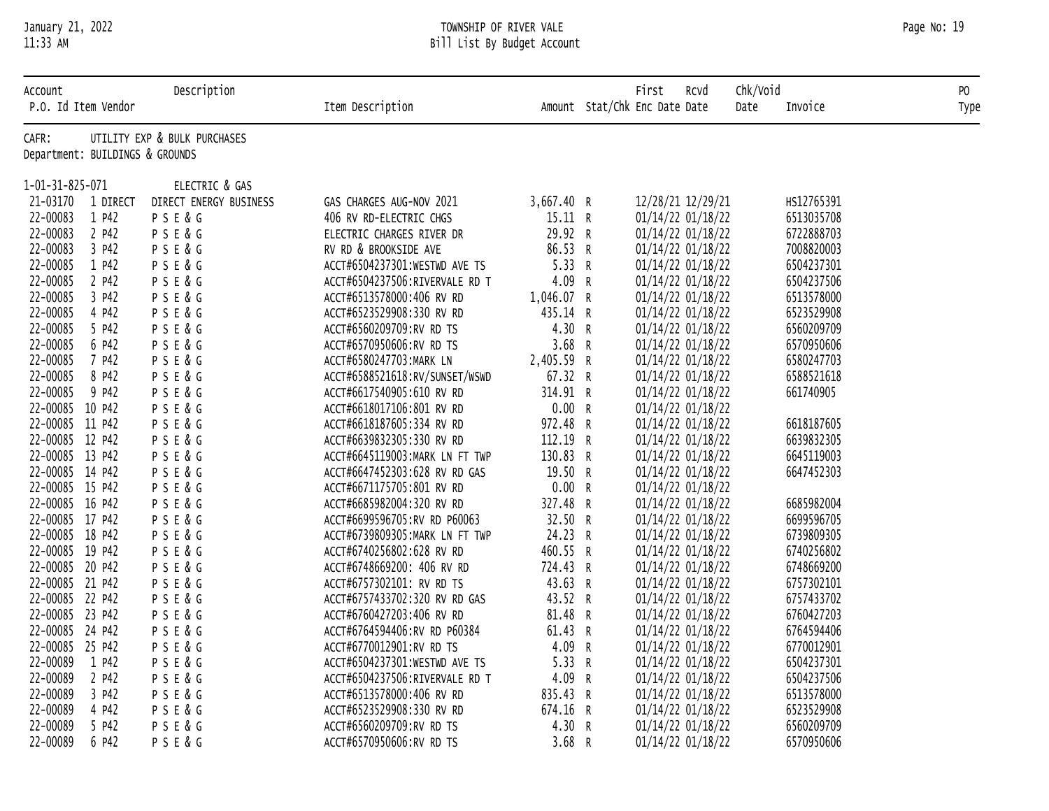TOWNSHIP OF RIVER VALE
Bill List By Budget Account

January 21, 2022
11:33 AM

| Account / P.O. Id | Item | Vendor / Description | Item Description | Amount | Stat/Chk | First Enc Date | Rcvd Date | Chk/Void Date | Invoice | PO Type |
|---|---|---|---|---|---|---|---|---|---|---|
| CAFR: | | UTILITY EXP & BULK PURCHASES | | | | | | | | |
| Department: BUILDINGS & GROUNDS | | | | | | | | | | |
| 1-01-31-825-071 | | ELECTRIC & GAS | | | | | | | | |
| 21-03170 | 1 DIRECT | DIRECT ENERGY BUSINESS | GAS CHARGES AUG-NOV 2021 | 3,667.40 | R | 12/28/21 | 12/29/21 | | HS12765391 | |
| 22-00083 | 1 P42 | P S E & G | 406 RV RD-ELECTRIC CHGS | 15.11 | R | 01/14/22 | 01/18/22 | | 6513035708 | |
| 22-00083 | 2 P42 | P S E & G | ELECTRIC CHARGES RIVER DR | 29.92 | R | 01/14/22 | 01/18/22 | | 6722888703 | |
| 22-00083 | 3 P42 | P S E & G | RV RD & BROOKSIDE AVE | 86.53 | R | 01/14/22 | 01/18/22 | | 7008820003 | |
| 22-00085 | 1 P42 | P S E & G | ACCT#6504237301:WESTWD AVE TS | 5.33 | R | 01/14/22 | 01/18/22 | | 6504237301 | |
| 22-00085 | 2 P42 | P S E & G | ACCT#6504237506:RIVERVALE RD T | 4.09 | R | 01/14/22 | 01/18/22 | | 6504237506 | |
| 22-00085 | 3 P42 | P S E & G | ACCT#6513578000:406 RV RD | 1,046.07 | R | 01/14/22 | 01/18/22 | | 6513578000 | |
| 22-00085 | 4 P42 | P S E & G | ACCT#6523529908:330 RV RD | 435.14 | R | 01/14/22 | 01/18/22 | | 6523529908 | |
| 22-00085 | 5 P42 | P S E & G | ACCT#6560209709:RV RD TS | 4.30 | R | 01/14/22 | 01/18/22 | | 6560209709 | |
| 22-00085 | 6 P42 | P S E & G | ACCT#6570950606:RV RD TS | 3.68 | R | 01/14/22 | 01/18/22 | | 6570950606 | |
| 22-00085 | 7 P42 | P S E & G | ACCT#6580247703:MARK LN | 2,405.59 | R | 01/14/22 | 01/18/22 | | 6580247703 | |
| 22-00085 | 8 P42 | P S E & G | ACCT#6588521618:RV/SUNSET/WSWD | 67.32 | R | 01/14/22 | 01/18/22 | | 6588521618 | |
| 22-00085 | 9 P42 | P S E & G | ACCT#6617540905:610 RV RD | 314.91 | R | 01/14/22 | 01/18/22 | | 661740905 | |
| 22-00085 | 10 P42 | P S E & G | ACCT#6618017106:801 RV RD | 0.00 | R | 01/14/22 | 01/18/22 | | | |
| 22-00085 | 11 P42 | P S E & G | ACCT#6618187605:334 RV RD | 972.48 | R | 01/14/22 | 01/18/22 | | 6618187605 | |
| 22-00085 | 12 P42 | P S E & G | ACCT#6639832305:330 RV RD | 112.19 | R | 01/14/22 | 01/18/22 | | 6639832305 | |
| 22-00085 | 13 P42 | P S E & G | ACCT#6645119003:MARK LN FT TWP | 130.83 | R | 01/14/22 | 01/18/22 | | 6645119003 | |
| 22-00085 | 14 P42 | P S E & G | ACCT#6647452303:628 RV RD GAS | 19.50 | R | 01/14/22 | 01/18/22 | | 6647452303 | |
| 22-00085 | 15 P42 | P S E & G | ACCT#6671175705:801 RV RD | 0.00 | R | 01/14/22 | 01/18/22 | | | |
| 22-00085 | 16 P42 | P S E & G | ACCT#6685982004:320 RV RD | 327.48 | R | 01/14/22 | 01/18/22 | | 6685982004 | |
| 22-00085 | 17 P42 | P S E & G | ACCT#6699596705:RV RD P60063 | 32.50 | R | 01/14/22 | 01/18/22 | | 6699596705 | |
| 22-00085 | 18 P42 | P S E & G | ACCT#6739809305:MARK LN FT TWP | 24.23 | R | 01/14/22 | 01/18/22 | | 6739809305 | |
| 22-00085 | 19 P42 | P S E & G | ACCT#6740256802:628 RV RD | 460.55 | R | 01/14/22 | 01/18/22 | | 6740256802 | |
| 22-00085 | 20 P42 | P S E & G | ACCT#6748669200: 406 RV RD | 724.43 | R | 01/14/22 | 01/18/22 | | 6748669200 | |
| 22-00085 | 21 P42 | P S E & G | ACCT#6757302101: RV RD TS | 43.63 | R | 01/14/22 | 01/18/22 | | 6757302101 | |
| 22-00085 | 22 P42 | P S E & G | ACCT#6757433702:320 RV RD GAS | 43.52 | R | 01/14/22 | 01/18/22 | | 6757433702 | |
| 22-00085 | 23 P42 | P S E & G | ACCT#6760427203:406 RV RD | 81.48 | R | 01/14/22 | 01/18/22 | | 6760427203 | |
| 22-00085 | 24 P42 | P S E & G | ACCT#6764594406:RV RD P60384 | 61.43 | R | 01/14/22 | 01/18/22 | | 6764594406 | |
| 22-00085 | 25 P42 | P S E & G | ACCT#6770012901:RV RD TS | 4.09 | R | 01/14/22 | 01/18/22 | | 6770012901 | |
| 22-00089 | 1 P42 | P S E & G | ACCT#6504237301:WESTWD AVE TS | 5.33 | R | 01/14/22 | 01/18/22 | | 6504237301 | |
| 22-00089 | 2 P42 | P S E & G | ACCT#6504237506:RIVERVALE RD T | 4.09 | R | 01/14/22 | 01/18/22 | | 6504237506 | |
| 22-00089 | 3 P42 | P S E & G | ACCT#6513578000:406 RV RD | 835.43 | R | 01/14/22 | 01/18/22 | | 6513578000 | |
| 22-00089 | 4 P42 | P S E & G | ACCT#6523529908:330 RV RD | 674.16 | R | 01/14/22 | 01/18/22 | | 6523529908 | |
| 22-00089 | 5 P42 | P S E & G | ACCT#6560209709:RV RD TS | 4.30 | R | 01/14/22 | 01/18/22 | | 6560209709 | |
| 22-00089 | 6 P42 | P S E & G | ACCT#6570950606:RV RD TS | 3.68 | R | 01/14/22 | 01/18/22 | | 6570950606 | |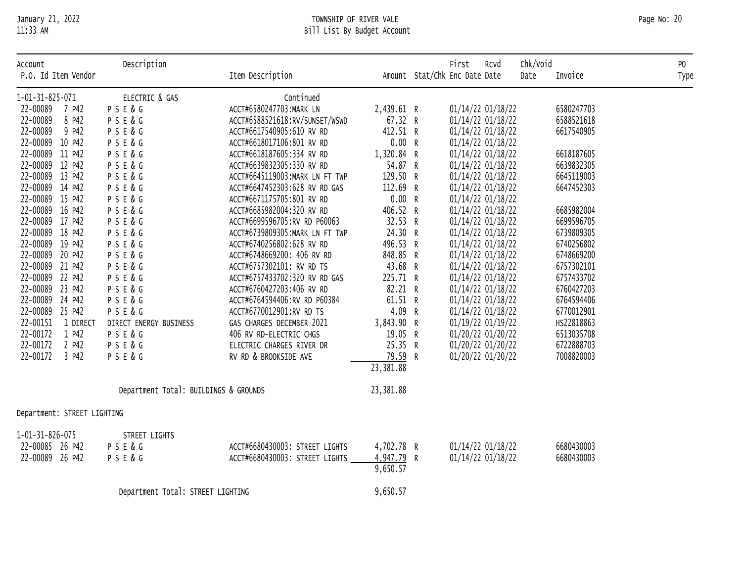TOWNSHIP OF RIVER VALE
Bill List By Budget Account

January 21, 2022
11:33 AM

| Account / P.O. Id | Item | Vendor | Description / Item Description | Amount | Stat/Chk | First Enc Date | Rcvd Date | Chk/Void Date | Invoice | PO Type |
|---|---|---|---|---|---|---|---|---|---|---|
| 1-01-31-825-071 | | | ELECTRIC & GAS — Continued | | | | | | | |
| 22-00089 | 7 | P42 P S E & G | ACCT#6580247703:MARK LN | 2,439.61 | R | 01/14/22 | 01/18/22 | | 6580247703 | |
| 22-00089 | 8 | P42 P S E & G | ACCT#6588521618:RV/SUNSET/WSWD | 67.32 | R | 01/14/22 | 01/18/22 | | 6588521618 | |
| 22-00089 | 9 | P42 P S E & G | ACCT#6617540905:610 RV RD | 412.51 | R | 01/14/22 | 01/18/22 | | 6617540905 | |
| 22-00089 | 10 | P42 P S E & G | ACCT#6618017106:801 RV RD | 0.00 | R | 01/14/22 | 01/18/22 | | | |
| 22-00089 | 11 | P42 P S E & G | ACCT#6618187605:334 RV RD | 1,320.84 | R | 01/14/22 | 01/18/22 | | 6618187605 | |
| 22-00089 | 12 | P42 P S E & G | ACCT#6639832305:330 RV RD | 54.87 | R | 01/14/22 | 01/18/22 | | 6639832305 | |
| 22-00089 | 13 | P42 P S E & G | ACCT#6645119003:MARK LN FT TWP | 129.50 | R | 01/14/22 | 01/18/22 | | 6645119003 | |
| 22-00089 | 14 | P42 P S E & G | ACCT#6647452303:628 RV RD GAS | 112.69 | R | 01/14/22 | 01/18/22 | | 6647452303 | |
| 22-00089 | 15 | P42 P S E & G | ACCT#6671175705:801 RV RD | 0.00 | R | 01/14/22 | 01/18/22 | | | |
| 22-00089 | 16 | P42 P S E & G | ACCT#6685982004:320 RV RD | 406.52 | R | 01/14/22 | 01/18/22 | | 6685982004 | |
| 22-00089 | 17 | P42 P S E & G | ACCT#6699596705:RV RD P60063 | 32.53 | R | 01/14/22 | 01/18/22 | | 6699596705 | |
| 22-00089 | 18 | P42 P S E & G | ACCT#6739809305:MARK LN FT TWP | 24.30 | R | 01/14/22 | 01/18/22 | | 6739809305 | |
| 22-00089 | 19 | P42 P S E & G | ACCT#6740256802:628 RV RD | 496.53 | R | 01/14/22 | 01/18/22 | | 6740256802 | |
| 22-00089 | 20 | P42 P S E & G | ACCT#6748669200: 406 RV RD | 848.85 | R | 01/14/22 | 01/18/22 | | 6748669200 | |
| 22-00089 | 21 | P42 P S E & G | ACCT#6757302101: RV RD TS | 43.68 | R | 01/14/22 | 01/18/22 | | 6757302101 | |
| 22-00089 | 22 | P42 P S E & G | ACCT#6757433702:320 RV RD GAS | 225.71 | R | 01/14/22 | 01/18/22 | | 6757433702 | |
| 22-00089 | 23 | P42 P S E & G | ACCT#6760427203:406 RV RD | 82.21 | R | 01/14/22 | 01/18/22 | | 6760427203 | |
| 22-00089 | 24 | P42 P S E & G | ACCT#6764594406:RV RD P60384 | 61.51 | R | 01/14/22 | 01/18/22 | | 6764594406 | |
| 22-00089 | 25 | P42 P S E & G | ACCT#6770012901:RV RD TS | 4.09 | R | 01/14/22 | 01/18/22 | | 6770012901 | |
| 22-00151 | 1 | DIRECT DIRECT ENERGY BUSINESS | GAS CHARGES DECEMBER 2021 | 3,843.90 | R | 01/19/22 | 01/19/22 | | HS22818863 | |
| 22-00172 | 1 | P42 P S E & G | 406 RV RD-ELECTRIC CHGS | 19.05 | R | 01/20/22 | 01/20/22 | | 6513035708 | |
| 22-00172 | 2 | P42 P S E & G | ELECTRIC CHARGES RIVER DR | 25.35 | R | 01/20/22 | 01/20/22 | | 6722888703 | |
| 22-00172 | 3 | P42 P S E & G | RV RD & BROOKSIDE AVE | 79.59 | R | 01/20/22 | 01/20/22 | | 7008820003 | |
| | | | | 23,381.88 | | | | | | |
| | | | Department Total: BUILDINGS & GROUNDS | 23,381.88 | | | | | | |

Department: STREET LIGHTING

| Account / P.O. Id | Item | Vendor | Description / Item Description | Amount | Stat/Chk | First Enc Date | Rcvd Date | Chk/Void Date | Invoice | PO Type |
|---|---|---|---|---|---|---|---|---|---|---|
| 1-01-31-826-075 | | | STREET LIGHTS | | | | | | | |
| 22-00085 | 26 | P42 P S E & G | ACCT#6680430003: STREET LIGHTS | 4,702.78 | R | 01/14/22 | 01/18/22 | | 6680430003 | |
| 22-00089 | 26 | P42 P S E & G | ACCT#6680430003: STREET LIGHTS | 4,947.79 | R | 01/14/22 | 01/18/22 | | 6680430003 | |
| | | | | 9,650.57 | | | | | | |
| | | | Department Total: STREET LIGHTING | 9,650.57 | | | | | | |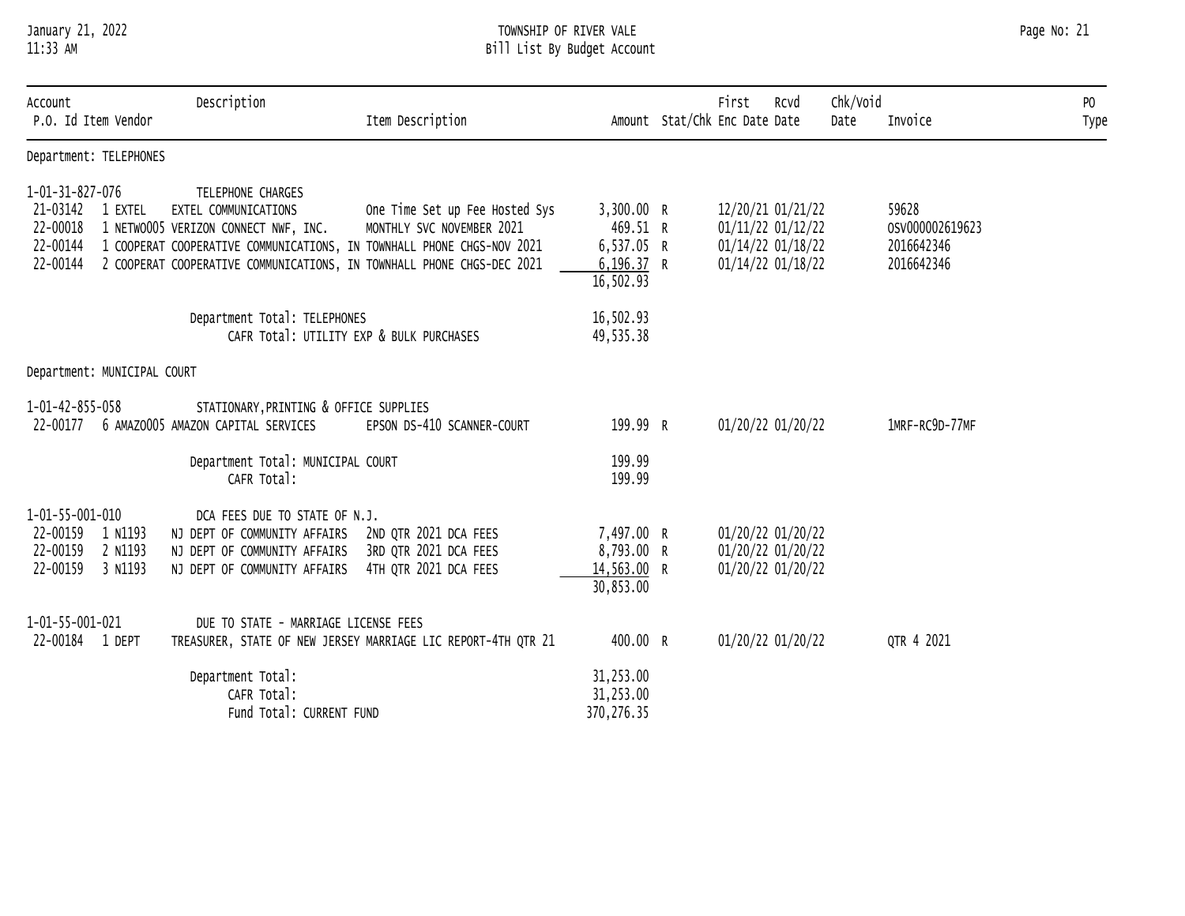January 21, 2022
11:33 AM

TOWNSHIP OF RIVER VALE
Bill List By Budget Account

| Account<br>P.O. Id | Item | Vendor | Description<br>Item Description | Amount | Stat/Chk | First Enc Date | Rcvd Date | Chk/Void Date | Invoice | PO Type |
|---|---|---|---|---|---|---|---|---|---|---|
| **Department: TELEPHONES** | | | | | | | | | | |
| 1-01-31-827-076 | | | TELEPHONE CHARGES | | | | | | | |
| 21-03142 | 1 | EXTEL EXTEL COMMUNICATIONS | One Time Set up Fee Hosted Sys | 3,300.00 | R | 12/20/21 | 01/21/22 | | 59628 | |
| 22-00018 | 1 | NETWO005 VERIZON CONNECT NWF, INC. | MONTHLY SVC NOVEMBER 2021 | 469.51 | R | 01/11/22 | 01/12/22 | | OSV000002619623 | |
| 22-00144 | 1 | COOPERAT COOPERATIVE COMMUNICATIONS, IN | TOWNHALL PHONE CHGS-NOV 2021 | 6,537.05 | R | 01/14/22 | 01/18/22 | | 2016642346 | |
| 22-00144 | 2 | COOPERAT COOPERATIVE COMMUNICATIONS, IN | TOWNHALL PHONE CHGS-DEC 2021 | 6,196.37 | R | 01/14/22 | 01/18/22 | | 2016642346 | |
| | | | | 16,502.93 | | | | | | |
| | | | Department Total: TELEPHONES | 16,502.93 | | | | | | |
| | | | CAFR Total: UTILITY EXP & BULK PURCHASES | 49,535.38 | | | | | | |
| **Department: MUNICIPAL COURT** | | | | | | | | | | |
| 1-01-42-855-058 | | | STATIONARY,PRINTING & OFFICE SUPPLIES | | | | | | | |
| 22-00177 | 6 | AMAZO005 AMAZON CAPITAL SERVICES | EPSON DS-410 SCANNER-COURT | 199.99 | R | 01/20/22 | 01/20/22 | | 1MRF-RC9D-77MF | |
| | | | Department Total: MUNICIPAL COURT | 199.99 | | | | | | |
| | | | CAFR Total: | 199.99 | | | | | | |
| 1-01-55-001-010 | | | DCA FEES DUE TO STATE OF N.J. | | | | | | | |
| 22-00159 | 1 | N1193 NJ DEPT OF COMMUNITY AFFAIRS | 2ND QTR 2021 DCA FEES | 7,497.00 | R | 01/20/22 | 01/20/22 | | | |
| 22-00159 | 2 | N1193 NJ DEPT OF COMMUNITY AFFAIRS | 3RD QTR 2021 DCA FEES | 8,793.00 | R | 01/20/22 | 01/20/22 | | | |
| 22-00159 | 3 | N1193 NJ DEPT OF COMMUNITY AFFAIRS | 4TH QTR 2021 DCA FEES | 14,563.00 | R | 01/20/22 | 01/20/22 | | | |
| | | | | 30,853.00 | | | | | | |
| 1-01-55-001-021 | | | DUE TO STATE - MARRIAGE LICENSE FEES | | | | | | | |
| 22-00184 | 1 | DEPT TREASURER, STATE OF NEW JERSEY | MARRIAGE LIC REPORT-4TH QTR 21 | 400.00 | R | 01/20/22 | 01/20/22 | | QTR 4 2021 | |
| | | | Department Total: | 31,253.00 | | | | | | |
| | | | CAFR Total: | 31,253.00 | | | | | | |
| | | | Fund Total: CURRENT FUND | 370,276.35 | | | | | | |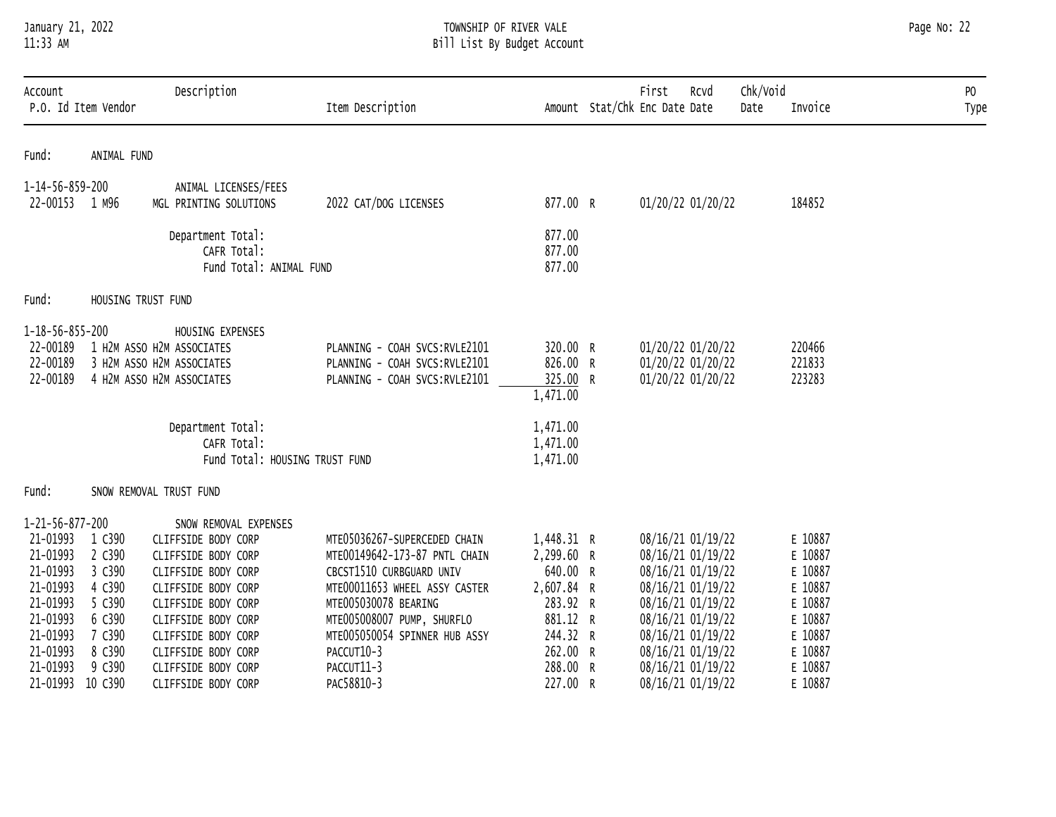TOWNSHIP OF RIVER VALE
Bill List By Budget Account

| Account / P.O. Id | Item | Vendor | Description / Vendor | Item Description | Amount | Stat/Chk | First Enc Date | Rcvd Date | Chk/Void Date | Invoice | PO Type |
|---|---|---|---|---|---|---|---|---|---|---|---|
| **Fund: ANIMAL FUND** | | | | | | | | | | | |
| 1-14-56-859-200 | | | ANIMAL LICENSES/FEES | | | | | | | | |
| 22-00153 | 1 | M96 | MGL PRINTING SOLUTIONS | 2022 CAT/DOG LICENSES | 877.00 | R | 01/20/22 | 01/20/22 | | 184852 | |
| | | | Department Total: | | 877.00 | | | | | | |
| | | | CAFR Total: | | 877.00 | | | | | | |
| | | | Fund Total: ANIMAL FUND | | 877.00 | | | | | | |
| **Fund: HOUSING TRUST FUND** | | | | | | | | | | | |
| 1-18-56-855-200 | | | HOUSING EXPENSES | | | | | | | | |
| 22-00189 | 1 | H2M ASSO | H2M ASSOCIATES | PLANNING - COAH SVCS:RVLE2101 | 320.00 | R | 01/20/22 | 01/20/22 | | 220466 | |
| 22-00189 | 3 | H2M ASSO | H2M ASSOCIATES | PLANNING - COAH SVCS:RVLE2101 | 826.00 | R | 01/20/22 | 01/20/22 | | 221833 | |
| 22-00189 | 4 | H2M ASSO | H2M ASSOCIATES | PLANNING - COAH SVCS:RVLE2101 | 325.00 | R | 01/20/22 | 01/20/22 | | 223283 | |
| | | | | | 1,471.00 | | | | | | |
| | | | Department Total: | | 1,471.00 | | | | | | |
| | | | CAFR Total: | | 1,471.00 | | | | | | |
| | | | Fund Total: HOUSING TRUST FUND | | 1,471.00 | | | | | | |
| **Fund: SNOW REMOVAL TRUST FUND** | | | | | | | | | | | |
| 1-21-56-877-200 | | | SNOW REMOVAL EXPENSES | | | | | | | | |
| 21-01993 | 1 | C390 | CLIFFSIDE BODY CORP | MTE05036267-SUPERCEDED CHAIN | 1,448.31 | R | 08/16/21 | 01/19/22 | | E 10887 | |
| 21-01993 | 2 | C390 | CLIFFSIDE BODY CORP | MTE00149642-173-87 PNTL CHAIN | 2,299.60 | R | 08/16/21 | 01/19/22 | | E 10887 | |
| 21-01993 | 3 | C390 | CLIFFSIDE BODY CORP | CBCST1510 CURBGUARD UNIV | 640.00 | R | 08/16/21 | 01/19/22 | | E 10887 | |
| 21-01993 | 4 | C390 | CLIFFSIDE BODY CORP | MTE00011653 WHEEL ASSY CASTER | 2,607.84 | R | 08/16/21 | 01/19/22 | | E 10887 | |
| 21-01993 | 5 | C390 | CLIFFSIDE BODY CORP | MTE005030078 BEARING | 283.92 | R | 08/16/21 | 01/19/22 | | E 10887 | |
| 21-01993 | 6 | C390 | CLIFFSIDE BODY CORP | MTE005008007 PUMP, SHURFLO | 881.12 | R | 08/16/21 | 01/19/22 | | E 10887 | |
| 21-01993 | 7 | C390 | CLIFFSIDE BODY CORP | MTE005050054 SPINNER HUB ASSY | 244.32 | R | 08/16/21 | 01/19/22 | | E 10887 | |
| 21-01993 | 8 | C390 | CLIFFSIDE BODY CORP | PACCUT10-3 | 262.00 | R | 08/16/21 | 01/19/22 | | E 10887 | |
| 21-01993 | 9 | C390 | CLIFFSIDE BODY CORP | PACCUT11-3 | 288.00 | R | 08/16/21 | 01/19/22 | | E 10887 | |
| 21-01993 | 10 | C390 | CLIFFSIDE BODY CORP | PAC58810-3 | 227.00 | R | 08/16/21 | 01/19/22 | | E 10887 | |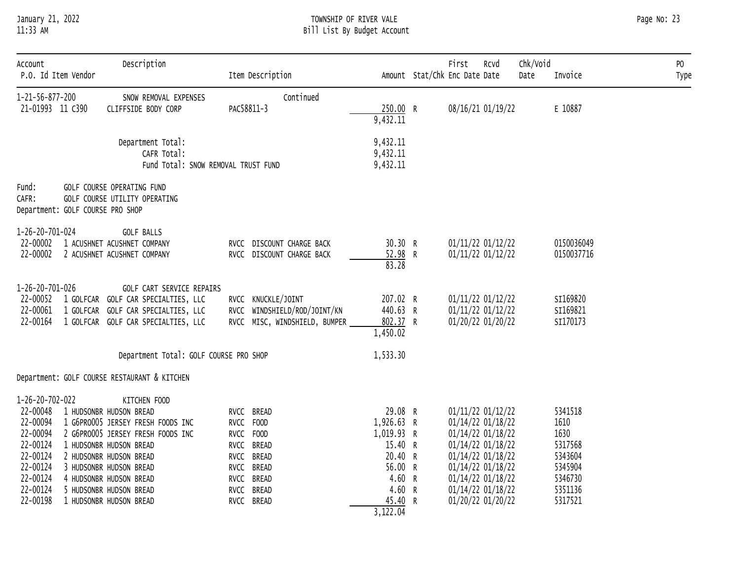| Account<br>P.O. Id Item Vendor | Description | Item Description | Amount | Stat/Chk | First Enc Date | Rcvd Date | Chk/Void Date | Invoice | PO Type |
|---|---|---|---|---|---|---|---|---|---|
| 1-21-56-877-200 | SNOW REMOVAL EXPENSES | Continued | | | | | | | |
| 21-01993 11 C390 | CLIFFSIDE BODY CORP | PAC58811-3 | 250.00 | R | 08/16/21 | 01/19/22 | | E 10887 | |
| | | | 9,432.11 | | | | | | |
| | Department Total: | | 9,432.11 | | | | | | |
| | CAFR Total: | | 9,432.11 | | | | | | |
| | Fund Total: SNOW REMOVAL TRUST FUND | | 9,432.11 | | | | | | |

Fund: GOLF COURSE OPERATING FUND
CAFR: GOLF COURSE UTILITY OPERATING
Department: GOLF COURSE PRO SHOP

| Account<br>P.O. Id Item Vendor | Description | Item Description | Amount | Stat/Chk | First Enc Date | Rcvd Date | Chk/Void Date | Invoice | PO Type |
|---|---|---|---|---|---|---|---|---|---|
| 1-26-20-701-024 | GOLF BALLS | | | | | | | | |
| 22-00002 1 ACUSHNET | ACUSHNET COMPANY | RVCC DISCOUNT CHARGE BACK | 30.30 | R | 01/11/22 | 01/12/22 | | 0150036049 | |
| 22-00002 2 ACUSHNET | ACUSHNET COMPANY | RVCC DISCOUNT CHARGE BACK | 52.98 | R | 01/11/22 | 01/12/22 | | 0150037716 | |
| | | | 83.28 | | | | | | |
| 1-26-20-701-026 | GOLF CART SERVICE REPAIRS | | | | | | | | |
| 22-00052 1 GOLFCAR | GOLF CAR SPECIALTIES, LLC | RVCC KNUCKLE/JOINT | 207.02 | R | 01/11/22 | 01/12/22 | | SI169820 | |
| 22-00061 1 GOLFCAR | GOLF CAR SPECIALTIES, LLC | RVCC WINDSHIELD/ROD/JOINT/KN | 440.63 | R | 01/11/22 | 01/12/22 | | SI169821 | |
| 22-00164 1 GOLFCAR | GOLF CAR SPECIALTIES, LLC | RVCC MISC, WINDSHIELD, BUMPER | 802.37 | R | 01/20/22 | 01/20/22 | | SI170173 | |
| | | | 1,450.02 | | | | | | |
| | Department Total: GOLF COURSE PRO SHOP | | 1,533.30 | | | | | | |

Department: GOLF COURSE RESTAURANT & KITCHEN

| Account<br>P.O. Id Item Vendor | Description | Item Description | Amount | Stat/Chk | First Enc Date | Rcvd Date | Chk/Void Date | Invoice | PO Type |
|---|---|---|---|---|---|---|---|---|---|
| 1-26-20-702-022 | KITCHEN FOOD | | | | | | | | |
| 22-00048 1 HUDSONBR | HUDSON BREAD | RVCC BREAD | 29.08 | R | 01/11/22 | 01/12/22 | | 5341518 | |
| 22-00094 1 G6PRO005 | JERSEY FRESH FOODS INC | RVCC FOOD | 1,926.63 | R | 01/14/22 | 01/18/22 | | 1610 | |
| 22-00094 2 G6PRO005 | JERSEY FRESH FOODS INC | RVCC FOOD | 1,019.93 | R | 01/14/22 | 01/18/22 | | 1630 | |
| 22-00124 1 HUDSONBR | HUDSON BREAD | RVCC BREAD | 15.40 | R | 01/14/22 | 01/18/22 | | 5317568 | |
| 22-00124 2 HUDSONBR | HUDSON BREAD | RVCC BREAD | 20.40 | R | 01/14/22 | 01/18/22 | | 5343604 | |
| 22-00124 3 HUDSONBR | HUDSON BREAD | RVCC BREAD | 56.00 | R | 01/14/22 | 01/18/22 | | 5345904 | |
| 22-00124 4 HUDSONBR | HUDSON BREAD | RVCC BREAD | 4.60 | R | 01/14/22 | 01/18/22 | | 5346730 | |
| 22-00124 5 HUDSONBR | HUDSON BREAD | RVCC BREAD | 4.60 | R | 01/14/22 | 01/18/22 | | 5351136 | |
| 22-00198 1 HUDSONBR | HUDSON BREAD | RVCC BREAD | 45.40 | R | 01/20/22 | 01/20/22 | | 5317521 | |
| | | | 3,122.04 | | | | | | |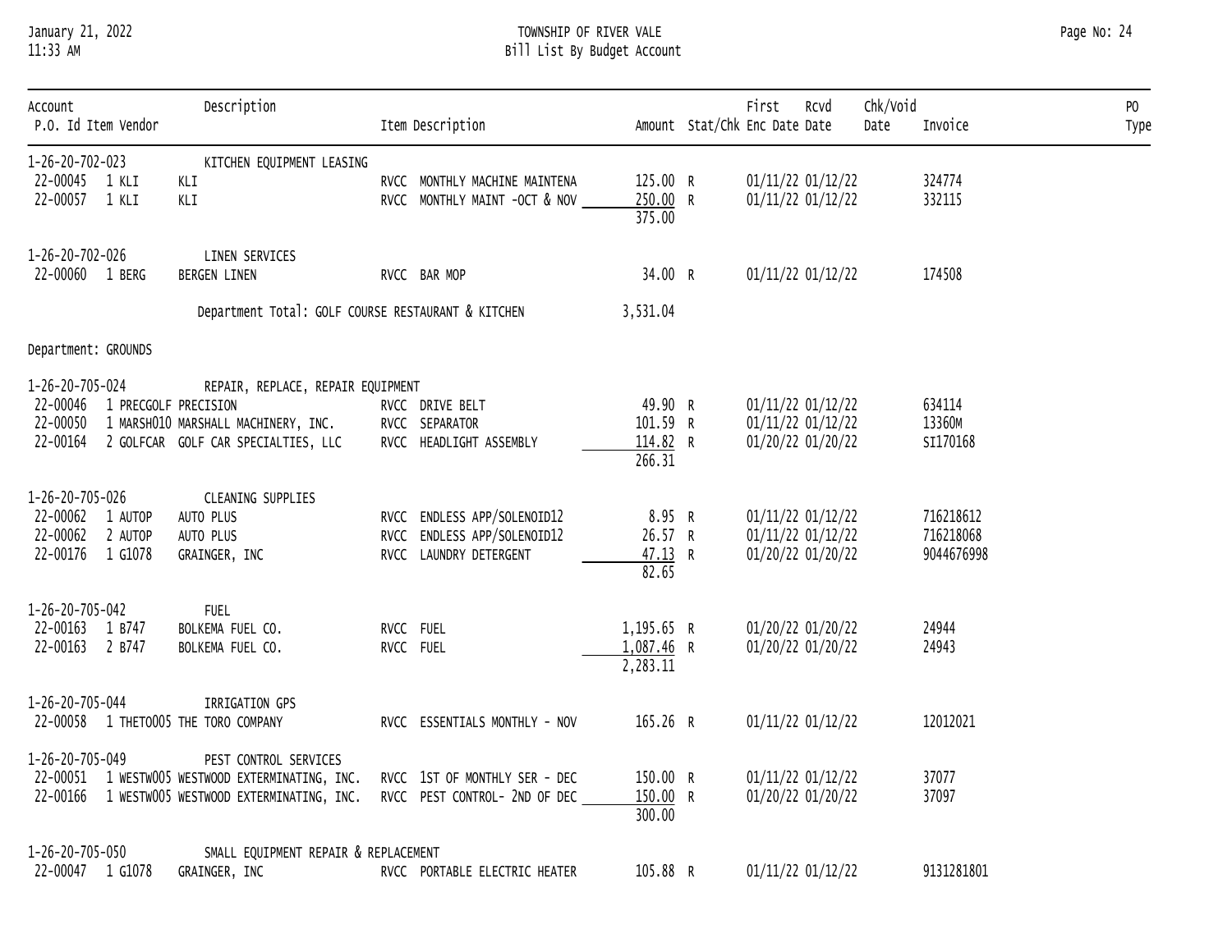| Account / P.O. Id | Item | Vendor | Description | Item Description | Amount | Stat/Chk | First Enc Date | Rcvd Date | Chk/Void Date | Invoice | PO Type |
|---|---|---|---|---|---|---|---|---|---|---|---|
| 1-26-20-702-023 | | | KITCHEN EQUIPMENT LEASING | | | | | | | | |
| 22-00045 | 1 | KLI | KLI | RVCC MONTHLY MACHINE MAINTENA | 125.00 | R | 01/11/22 | 01/12/22 | | 324774 | |
| 22-00057 | 1 | KLI | KLI | RVCC MONTHLY MAINT -OCT & NOV | 250.00 | R | 01/11/22 | 01/12/22 | | 332115 | |
| | | | | | 375.00 | | | | | | |
| 1-26-20-702-026 | | | LINEN SERVICES | | | | | | | | |
| 22-00060 | 1 | BERG | BERGEN LINEN | RVCC BAR MOP | 34.00 | R | 01/11/22 | 01/12/22 | | 174508 | |
| | | | Department Total: GOLF COURSE RESTAURANT & KITCHEN | | 3,531.04 | | | | | | |
| Department: GROUNDS | | | | | | | | | | | |
| 1-26-20-705-024 | | | REPAIR, REPLACE, REPAIR EQUIPMENT | | | | | | | | |
| 22-00046 | 1 | PRECGOLF | PRECISION | RVCC DRIVE BELT | 49.90 | R | 01/11/22 | 01/12/22 | | 634114 | |
| 22-00050 | 1 | MARSH010 | MARSHALL MACHINERY, INC. | RVCC SEPARATOR | 101.59 | R | 01/11/22 | 01/12/22 | | 13360M | |
| 22-00164 | 2 | GOLFCAR | GOLF CAR SPECIALTIES, LLC | RVCC HEADLIGHT ASSEMBLY | 114.82 | R | 01/20/22 | 01/20/22 | | SI170168 | |
| | | | | | 266.31 | | | | | | |
| 1-26-20-705-026 | | | CLEANING SUPPLIES | | | | | | | | |
| 22-00062 | 1 | AUTOP | AUTO PLUS | RVCC ENDLESS APP/SOLENOID12 | 8.95 | R | 01/11/22 | 01/12/22 | | 716218612 | |
| 22-00062 | 2 | AUTOP | AUTO PLUS | RVCC ENDLESS APP/SOLENOID12 | 26.57 | R | 01/11/22 | 01/12/22 | | 716218068 | |
| 22-00176 | 1 | G1078 | GRAINGER, INC | RVCC LAUNDRY DETERGENT | 47.13 | R | 01/20/22 | 01/20/22 | | 9044676998 | |
| | | | | | 82.65 | | | | | | |
| 1-26-20-705-042 | | | FUEL | | | | | | | | |
| 22-00163 | 1 | B747 | BOLKEMA FUEL CO. | RVCC FUEL | 1,195.65 | R | 01/20/22 | 01/20/22 | | 24944 | |
| 22-00163 | 2 | B747 | BOLKEMA FUEL CO. | RVCC FUEL | 1,087.46 | R | 01/20/22 | 01/20/22 | | 24943 | |
| | | | | | 2,283.11 | | | | | | |
| 1-26-20-705-044 | | | IRRIGATION GPS | | | | | | | | |
| 22-00058 | 1 | THETO005 | THE TORO COMPANY | RVCC ESSENTIALS MONTHLY - NOV | 165.26 | R | 01/11/22 | 01/12/22 | | 12012021 | |
| 1-26-20-705-049 | | | PEST CONTROL SERVICES | | | | | | | | |
| 22-00051 | 1 | WESTW005 | WESTWOOD EXTERMINATING, INC. | RVCC 1ST OF MONTHLY SER - DEC | 150.00 | R | 01/11/22 | 01/12/22 | | 37077 | |
| 22-00166 | 1 | WESTW005 | WESTWOOD EXTERMINATING, INC. | RVCC PEST CONTROL- 2ND OF DEC | 150.00 | R | 01/20/22 | 01/20/22 | | 37097 | |
| | | | | | 300.00 | | | | | | |
| 1-26-20-705-050 | | | SMALL EQUIPMENT REPAIR & REPLACEMENT | | | | | | | | |
| 22-00047 | 1 | G1078 | GRAINGER, INC | RVCC PORTABLE ELECTRIC HEATER | 105.88 | R | 01/11/22 | 01/12/22 | | 9131281801 | |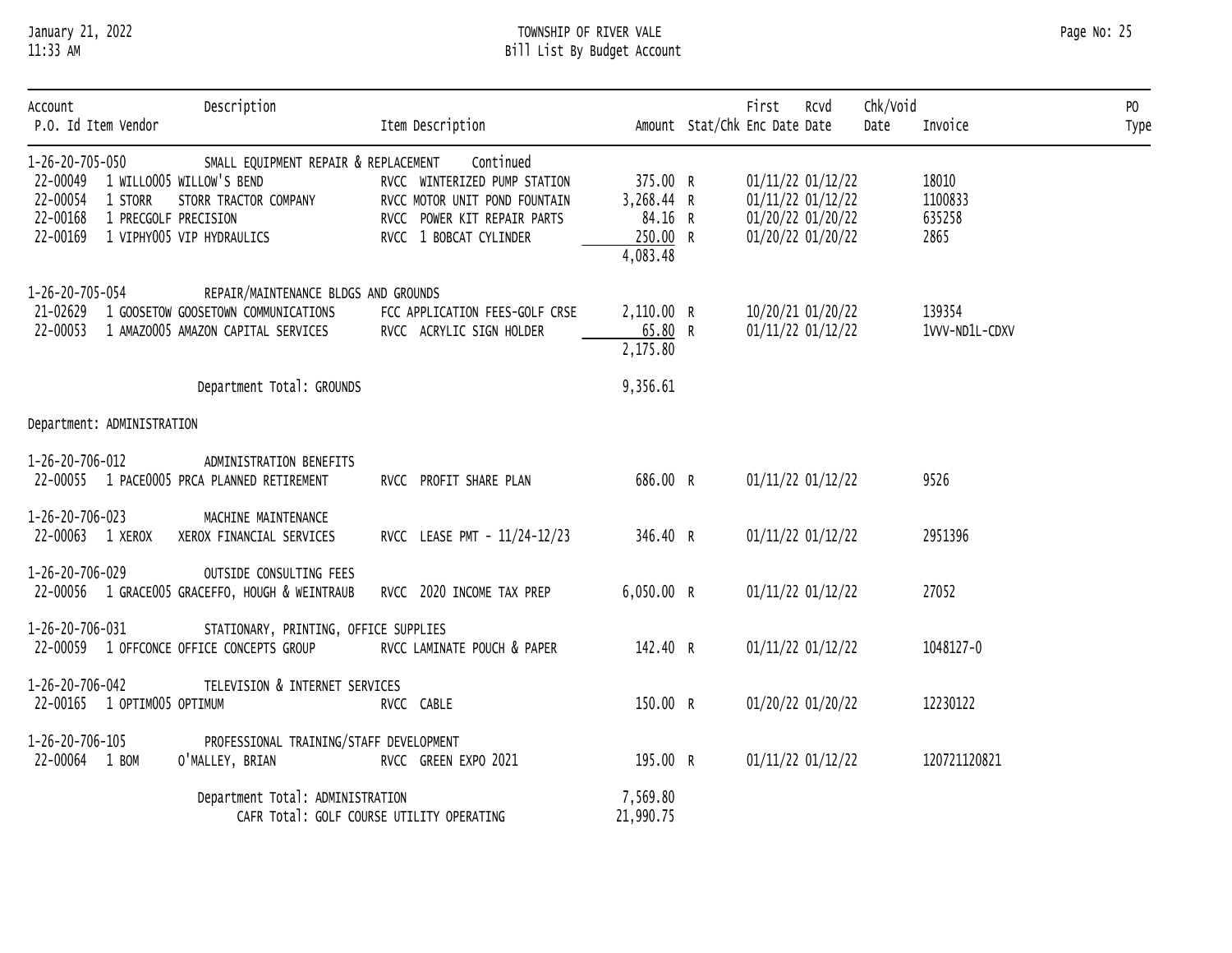| Account<br>P.O. Id | Item | Vendor | Description<br>Item Description | Amount | Stat/Chk | First Enc Date | Rcvd Date | Chk/Void Date | Invoice | PO Type |
|---|---|---|---|---|---|---|---|---|---|---|
| 1-26-20-705-050 | | | SMALL EQUIPMENT REPAIR & REPLACEMENT Continued | | | | | | | |
| 22-00049 | 1 | WILLO005 WILLOW'S BEND | RVCC WINTERIZED PUMP STATION | 375.00 | R | 01/11/22 | 01/12/22 | | 18010 | |
| 22-00054 | 1 | STORR STORR TRACTOR COMPANY | RVCC MOTOR UNIT POND FOUNTAIN | 3,268.44 | R | 01/11/22 | 01/12/22 | | 1100833 | |
| 22-00168 | 1 | PRECGOLF PRECISION | RVCC POWER KIT REPAIR PARTS | 84.16 | R | 01/20/22 | 01/20/22 | | 635258 | |
| 22-00169 | 1 | VIPHY005 VIP HYDRAULICS | RVCC 1 BOBCAT CYLINDER | 250.00 | R | 01/20/22 | 01/20/22 | | 2865 | |
| | | | | 4,083.48 | | | | | | |
| 1-26-20-705-054 | | | REPAIR/MAINTENANCE BLDGS AND GROUNDS | | | | | | | |
| 21-02629 | 1 | GOOSETOW GOOSETOWN COMMUNICATIONS | FCC APPLICATION FEES-GOLF CRSE | 2,110.00 | R | 10/20/21 | 01/20/22 | | 139354 | |
| 22-00053 | 1 | AMAZO005 AMAZON CAPITAL SERVICES | RVCC ACRYLIC SIGN HOLDER | 65.80 | R | 01/11/22 | 01/12/22 | | 1VVV-ND1L-CDXV | |
| | | | | 2,175.80 | | | | | | |
| | | | Department Total: GROUNDS | 9,356.61 | | | | | | |
| Department: ADMINISTRATION | | | | | | | | | | |
| 1-26-20-706-012 | | | ADMINISTRATION BENEFITS | | | | | | | |
| 22-00055 | 1 | PACE0005 PRCA PLANNED RETIREMENT | RVCC PROFIT SHARE PLAN | 686.00 | R | 01/11/22 | 01/12/22 | | 9526 | |
| 1-26-20-706-023 | | | MACHINE MAINTENANCE | | | | | | | |
| 22-00063 | 1 | XEROX XEROX FINANCIAL SERVICES | RVCC LEASE PMT - 11/24-12/23 | 346.40 | R | 01/11/22 | 01/12/22 | | 2951396 | |
| 1-26-20-706-029 | | | OUTSIDE CONSULTING FEES | | | | | | | |
| 22-00056 | 1 | GRACE005 GRACEFFO, HOUGH & WEINTRAUB | RVCC 2020 INCOME TAX PREP | 6,050.00 | R | 01/11/22 | 01/12/22 | | 27052 | |
| 1-26-20-706-031 | | | STATIONARY, PRINTING, OFFICE SUPPLIES | | | | | | | |
| 22-00059 | 1 | OFFCONCE OFFICE CONCEPTS GROUP | RVCC LAMINATE POUCH & PAPER | 142.40 | R | 01/11/22 | 01/12/22 | | 1048127-0 | |
| 1-26-20-706-042 | | | TELEVISION & INTERNET SERVICES | | | | | | | |
| 22-00165 | 1 | OPTIM005 OPTIMUM | RVCC CABLE | 150.00 | R | 01/20/22 | 01/20/22 | | 12230122 | |
| 1-26-20-706-105 | | | PROFESSIONAL TRAINING/STAFF DEVELOPMENT | | | | | | | |
| 22-00064 | 1 | BOM O'MALLEY, BRIAN | RVCC GREEN EXPO 2021 | 195.00 | R | 01/11/22 | 01/12/22 | | 120721120821 | |
| | | | Department Total: ADMINISTRATION | 7,569.80 | | | | | | |
| | | | CAFR Total: GOLF COURSE UTILITY OPERATING | 21,990.75 | | | | | | |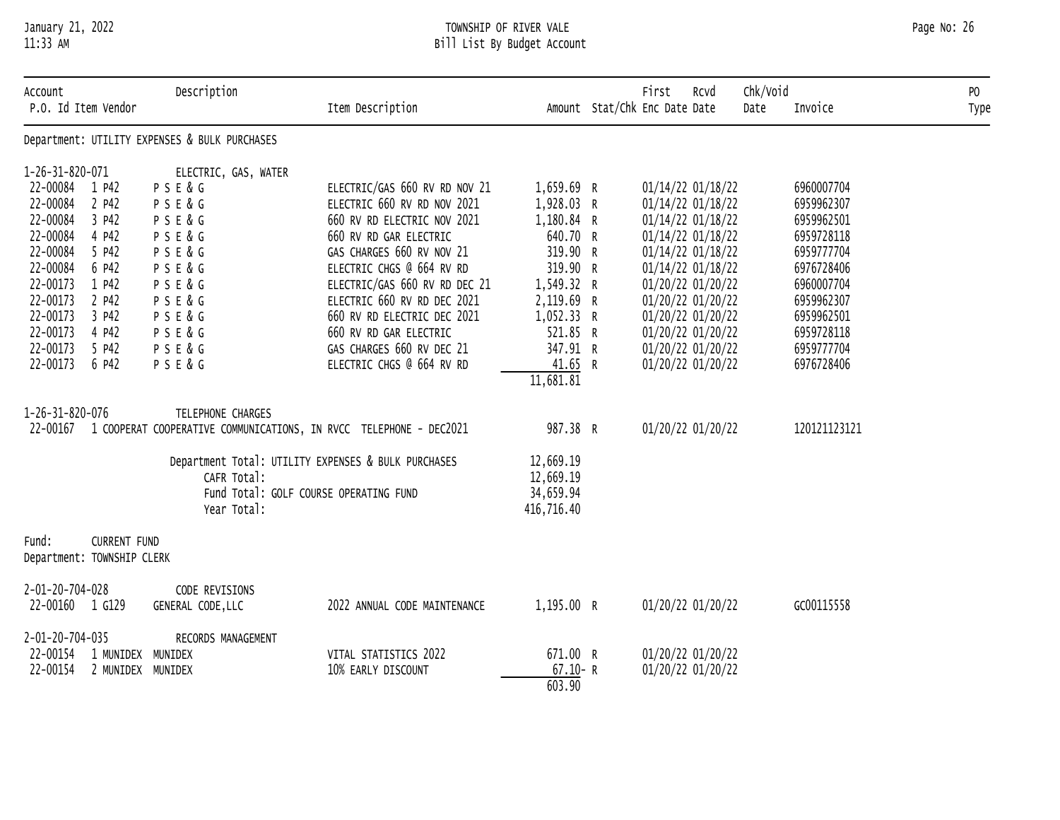# TOWNSHIP OF RIVER VALE
## Bill List By Budget Account

January 21, 2022
11:33 AM

| Account / P.O. Id | Item | Vendor / Description | Item Description | Amount | Stat/Chk | First Enc Date | Rcvd Date | Chk/Void Date | Invoice | PO Type |
|---|---|---|---|---|---|---|---|---|---|---|
| **Department: UTILITY EXPENSES & BULK PURCHASES** | | | | | | | | | | |
| 1-26-31-820-071 | | ELECTRIC, GAS, WATER | | | | | | | | |
| 22-00084 | 1 P42 | P S E & G | ELECTRIC/GAS 660 RV RD NOV 21 | 1,659.69 | R | 01/14/22 | 01/18/22 | | 6960007704 | |
| 22-00084 | 2 P42 | P S E & G | ELECTRIC 660 RV RD NOV 2021 | 1,928.03 | R | 01/14/22 | 01/18/22 | | 6959962307 | |
| 22-00084 | 3 P42 | P S E & G | 660 RV RD ELECTRIC NOV 2021 | 1,180.84 | R | 01/14/22 | 01/18/22 | | 6959962501 | |
| 22-00084 | 4 P42 | P S E & G | 660 RV RD GAR ELECTRIC | 640.70 | R | 01/14/22 | 01/18/22 | | 6959728118 | |
| 22-00084 | 5 P42 | P S E & G | GAS CHARGES 660 RV NOV 21 | 319.90 | R | 01/14/22 | 01/18/22 | | 6959777704 | |
| 22-00084 | 6 P42 | P S E & G | ELECTRIC CHGS @ 664 RV RD | 319.90 | R | 01/14/22 | 01/18/22 | | 6976728406 | |
| 22-00173 | 1 P42 | P S E & G | ELECTRIC/GAS 660 RV RD DEC 21 | 1,549.32 | R | 01/20/22 | 01/20/22 | | 6960007704 | |
| 22-00173 | 2 P42 | P S E & G | ELECTRIC 660 RV RD DEC 2021 | 2,119.69 | R | 01/20/22 | 01/20/22 | | 6959962307 | |
| 22-00173 | 3 P42 | P S E & G | 660 RV RD ELECTRIC DEC 2021 | 1,052.33 | R | 01/20/22 | 01/20/22 | | 6959962501 | |
| 22-00173 | 4 P42 | P S E & G | 660 RV RD GAR ELECTRIC | 521.85 | R | 01/20/22 | 01/20/22 | | 6959728118 | |
| 22-00173 | 5 P42 | P S E & G | GAS CHARGES 660 RV DEC 21 | 347.91 | R | 01/20/22 | 01/20/22 | | 6959777704 | |
| 22-00173 | 6 P42 | P S E & G | ELECTRIC CHGS @ 664 RV RD | 41.65 | R | 01/20/22 | 01/20/22 | | 6976728406 | |
| | | | | 11,681.81 | | | | | | |
| 1-26-31-820-076 | | TELEPHONE CHARGES | | | | | | | | |
| 22-00167 | 1 COOPERAT | COOPERATIVE COMMUNICATIONS, IN | RVCC TELEPHONE - DEC2021 | 987.38 | R | 01/20/22 | 01/20/22 | | 120121123121 | |
| | | Department Total: UTILITY EXPENSES & BULK PURCHASES | | 12,669.19 | | | | | | |
| | | CAFR Total: | | 12,669.19 | | | | | | |
| | | Fund Total: GOLF COURSE OPERATING FUND | | 34,659.94 | | | | | | |
| | | Year Total: | | 416,716.40 | | | | | | |
| **Fund: CURRENT FUND** | | | | | | | | | | |
| **Department: TOWNSHIP CLERK** | | | | | | | | | | |
| 2-01-20-704-028 | | CODE REVISIONS | | | | | | | | |
| 22-00160 | 1 G129 | GENERAL CODE,LLC | 2022 ANNUAL CODE MAINTENANCE | 1,195.00 | R | 01/20/22 | 01/20/22 | | GC00115558 | |
| 2-01-20-704-035 | | RECORDS MANAGEMENT | | | | | | | | |
| 22-00154 | 1 MUNIDEX | MUNIDEX | VITAL STATISTICS 2022 | 671.00 | R | 01/20/22 | 01/20/22 | | | |
| 22-00154 | 2 MUNIDEX | MUNIDEX | 10% EARLY DISCOUNT | 67.10- | R | 01/20/22 | 01/20/22 | | | |
| | | | | 603.90 | | | | | | |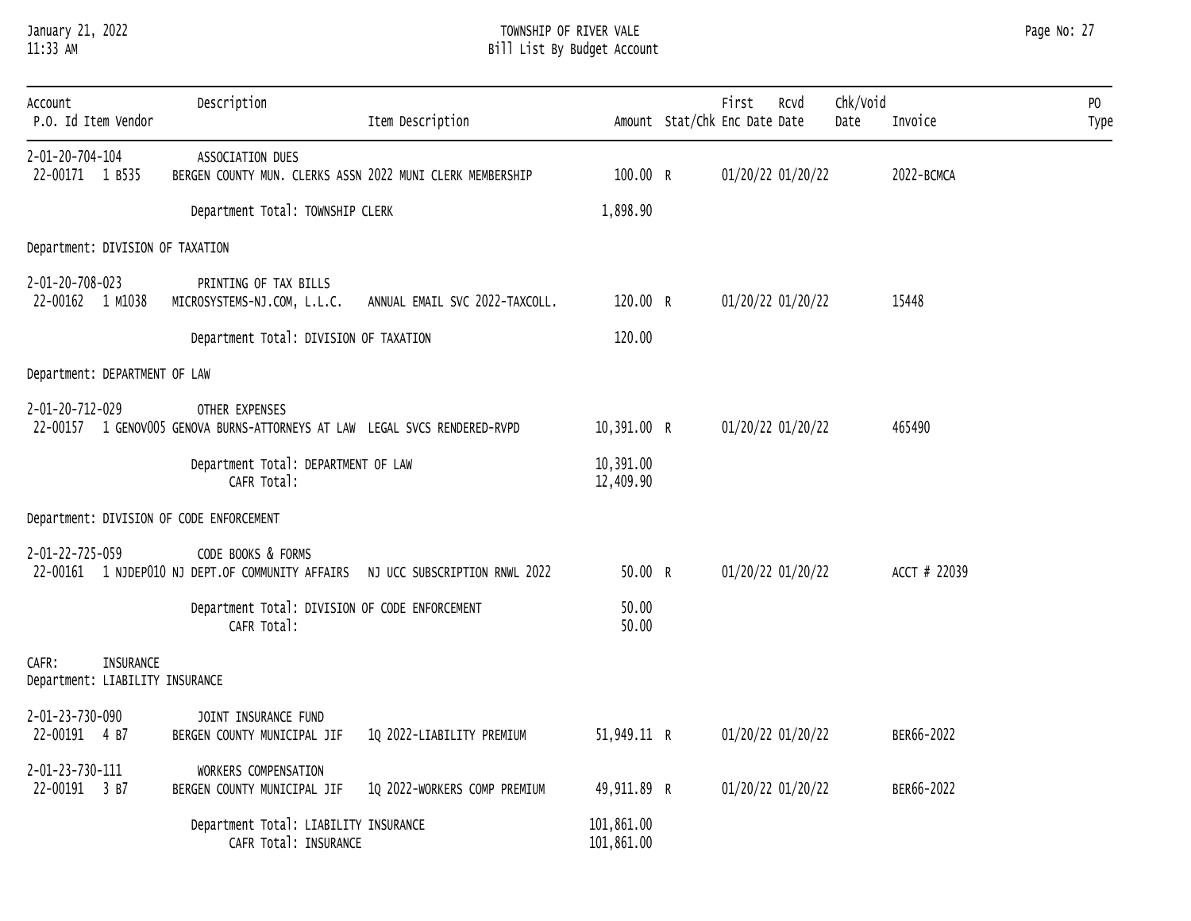TOWNSHIP OF RIVER VALE

Bill List By Budget Account

January 21, 2022
11:33 AM

| Account<br>P.O. Id Item Vendor | Description | Item Description | Amount | Stat/Chk | First Enc Date | Rcvd Date | Chk/Void Date | Invoice | PO Type |
|---|---|---|---|---|---|---|---|---|---|
| 2-01-20-704-104 | ASSOCIATION DUES | | | | | | | | |
| 22-00171 1 B535 | BERGEN COUNTY MUN. CLERKS ASSN | 2022 MUNI CLERK MEMBERSHIP | 100.00 | R | 01/20/22 | 01/20/22 | | 2022-BCMCA | |
| | Department Total: TOWNSHIP CLERK | | 1,898.90 | | | | | | |
| Department: DIVISION OF TAXATION | | | | | | | | | |
| 2-01-20-708-023 | PRINTING OF TAX BILLS | | | | | | | | |
| 22-00162 1 M1038 | MICROSYSTEMS-NJ.COM, L.L.C. | ANNUAL EMAIL SVC 2022-TAXCOLL. | 120.00 | R | 01/20/22 | 01/20/22 | | 15448 | |
| | Department Total: DIVISION OF TAXATION | | 120.00 | | | | | | |
| Department: DEPARTMENT OF LAW | | | | | | | | | |
| 2-01-20-712-029 | OTHER EXPENSES | | | | | | | | |
| 22-00157 1 GENOV005 | GENOVA BURNS-ATTORNEYS AT LAW | LEGAL SVCS RENDERED-RVPD | 10,391.00 | R | 01/20/22 | 01/20/22 | | 465490 | |
| | Department Total: DEPARTMENT OF LAW | | 10,391.00 | | | | | | |
| | CAFR Total: | | 12,409.90 | | | | | | |
| Department: DIVISION OF CODE ENFORCEMENT | | | | | | | | | |
| 2-01-22-725-059 | CODE BOOKS & FORMS | | | | | | | | |
| 22-00161 1 NJDEP010 | NJ DEPT.OF COMMUNITY AFFAIRS | NJ UCC SUBSCRIPTION RNWL 2022 | 50.00 | R | 01/20/22 | 01/20/22 | | ACCT # 22039 | |
| | Department Total: DIVISION OF CODE ENFORCEMENT | | 50.00 | | | | | | |
| | CAFR Total: | | 50.00 | | | | | | |
| CAFR: INSURANCE | | | | | | | | | |
| Department: LIABILITY INSURANCE | | | | | | | | | |
| 2-01-23-730-090 | JOINT INSURANCE FUND | | | | | | | | |
| 22-00191 4 B7 | BERGEN COUNTY MUNICIPAL JIF | 1Q 2022-LIABILITY PREMIUM | 51,949.11 | R | 01/20/22 | 01/20/22 | | BER66-2022 | |
| 2-01-23-730-111 | WORKERS COMPENSATION | | | | | | | | |
| 22-00191 3 B7 | BERGEN COUNTY MUNICIPAL JIF | 1Q 2022-WORKERS COMP PREMIUM | 49,911.89 | R | 01/20/22 | 01/20/22 | | BER66-2022 | |
| | Department Total: LIABILITY INSURANCE | | 101,861.00 | | | | | | |
| | CAFR Total: INSURANCE | | 101,861.00 | | | | | | |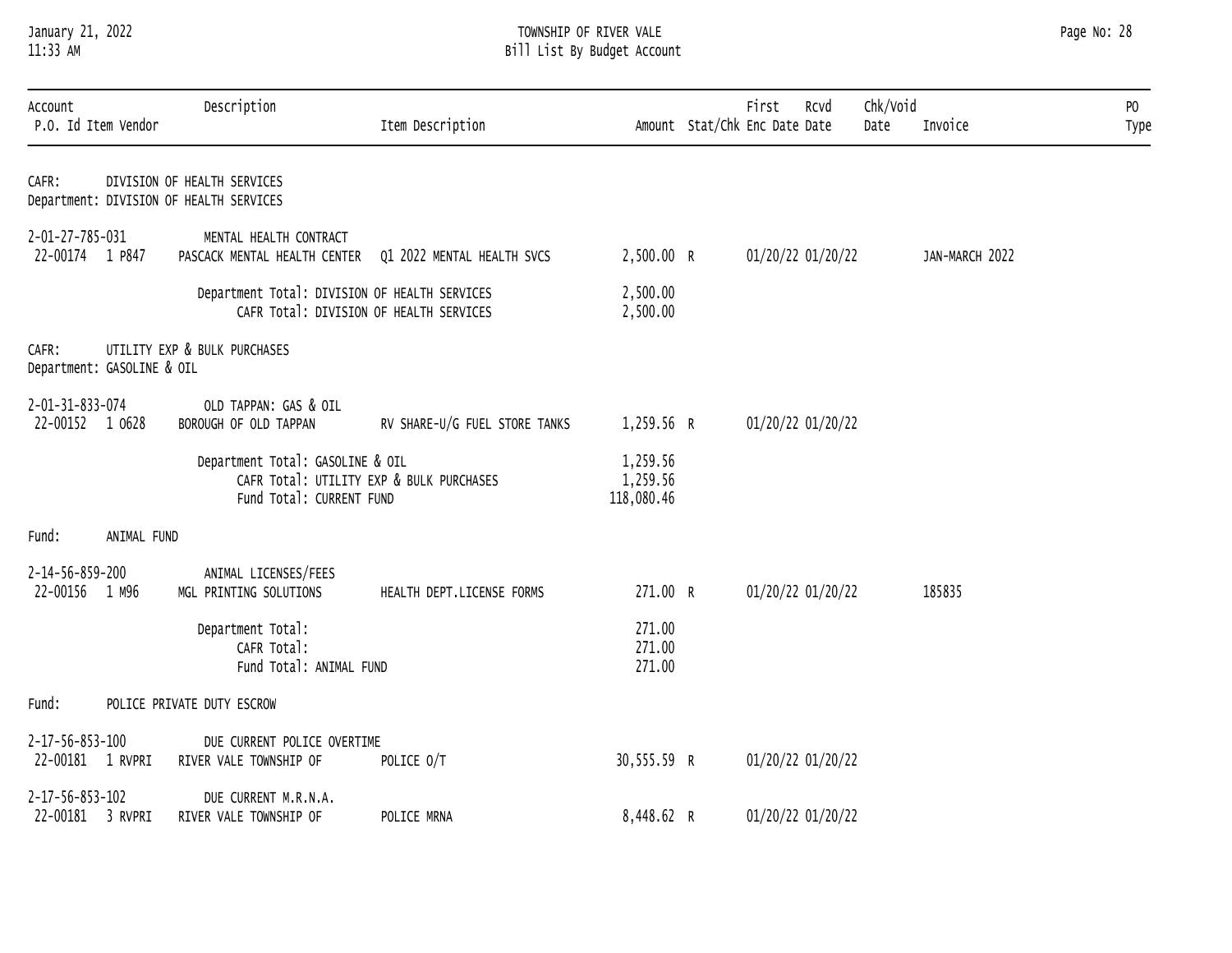TOWNSHIP OF RIVER VALE

Bill List By Budget Account

| Account<br>P.O. Id | Item | Vendor | Description | Item Description | Amount | Stat/Chk | First Enc Date | Rcvd Date | Chk/Void Date | Invoice | PO Type |
|---|---|---|---|---|---|---|---|---|---|---|---|
| CAFR: | | | DIVISION OF HEALTH SERVICES | | | | | | | | |
| Department: | | | DIVISION OF HEALTH SERVICES | | | | | | | | |
| 2-01-27-785-031 | | | MENTAL HEALTH CONTRACT | | | | | | | | |
| 22-00174 | 1 | P847 | PASCACK MENTAL HEALTH CENTER | Q1 2022 MENTAL HEALTH SVCS | 2,500.00 | R | 01/20/22 | 01/20/22 | | JAN-MARCH 2022 | |
| | | | Department Total: DIVISION OF HEALTH SERVICES | | 2,500.00 | | | | | | |
| | | | CAFR Total: DIVISION OF HEALTH SERVICES | | 2,500.00 | | | | | | |
| CAFR: | | | UTILITY EXP & BULK PURCHASES | | | | | | | | |
| Department: | | | GASOLINE & OIL | | | | | | | | |
| 2-01-31-833-074 | | | OLD TAPPAN: GAS & OIL | | | | | | | | |
| 22-00152 | 1 | O628 | BOROUGH OF OLD TAPPAN | RV SHARE-U/G FUEL STORE TANKS | 1,259.56 | R | 01/20/22 | 01/20/22 | | | |
| | | | Department Total: GASOLINE & OIL | | 1,259.56 | | | | | | |
| | | | CAFR Total: UTILITY EXP & BULK PURCHASES | | 1,259.56 | | | | | | |
| | | | Fund Total: CURRENT FUND | | 118,080.46 | | | | | | |
| Fund: | | | ANIMAL FUND | | | | | | | | |
| 2-14-56-859-200 | | | ANIMAL LICENSES/FEES | | | | | | | | |
| 22-00156 | 1 | M96 | MGL PRINTING SOLUTIONS | HEALTH DEPT.LICENSE FORMS | 271.00 | R | 01/20/22 | 01/20/22 | | 185835 | |
| | | | Department Total: | | 271.00 | | | | | | |
| | | | CAFR Total: | | 271.00 | | | | | | |
| | | | Fund Total: ANIMAL FUND | | 271.00 | | | | | | |
| Fund: | | | POLICE PRIVATE DUTY ESCROW | | | | | | | | |
| 2-17-56-853-100 | | | DUE CURRENT POLICE OVERTIME | | | | | | | | |
| 22-00181 | 1 | RVPRI | RIVER VALE TOWNSHIP OF | POLICE O/T | 30,555.59 | R | 01/20/22 | 01/20/22 | | | |
| 2-17-56-853-102 | | | DUE CURRENT M.R.N.A. | | | | | | | | |
| 22-00181 | 3 | RVPRI | RIVER VALE TOWNSHIP OF | POLICE MRNA | 8,448.62 | R | 01/20/22 | 01/20/22 | | | |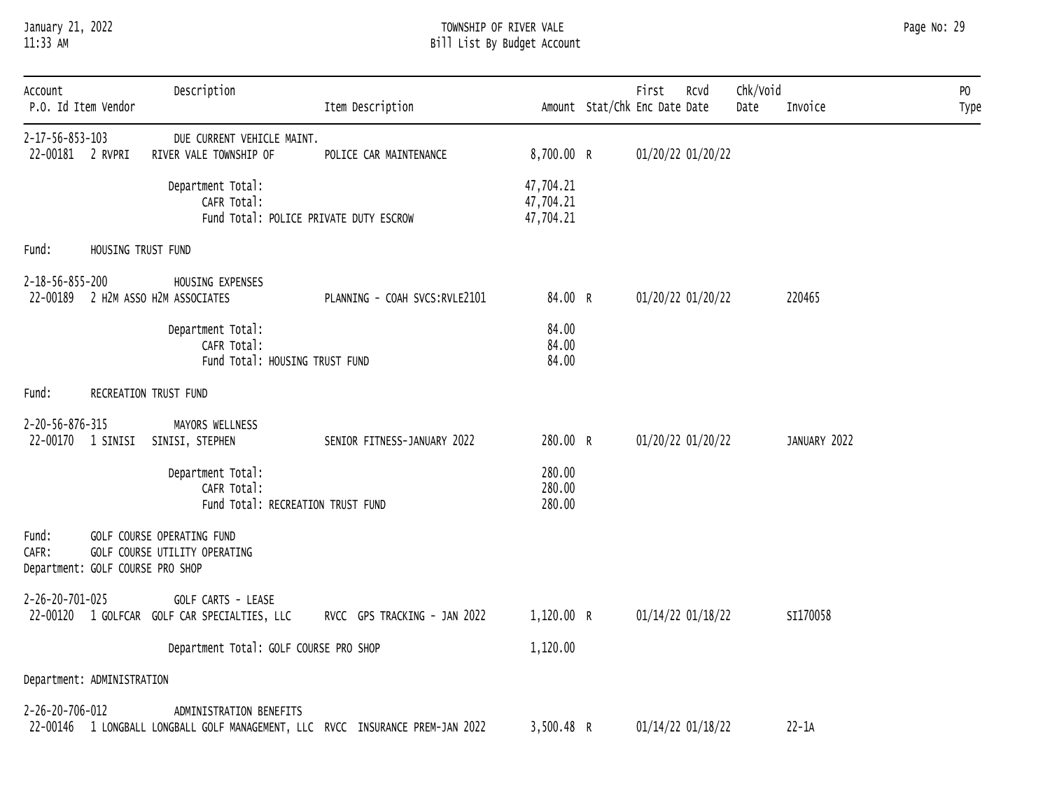| Account | | | Description | | | | | | | | |
|---|---|---|---|---|---|---|---|---|---|---|---|
| P.O. Id | Item | Vendor | | Item Description | Amount | Stat/Chk | First Enc Date | Rcvd Date | Chk/Void Date | Invoice | PO Type |
| 2-17-56-853-103 | | | DUE CURRENT VEHICLE MAINT. | | | | | | | | |
| 22-00181 | 2 | RVPRI | RIVER VALE TOWNSHIP OF | POLICE CAR MAINTENANCE | 8,700.00 | R | 01/20/22 | 01/20/22 | | | |
| | | | Department Total: | | 47,704.21 | | | | | | |
| | | | CAFR Total: | | 47,704.21 | | | | | | |
| | | | Fund Total: POLICE PRIVATE DUTY ESCROW | | 47,704.21 | | | | | | |

Fund: HOUSING TRUST FUND

| Account | | | Description | | | | | | | | |
|---|---|---|---|---|---|---|---|---|---|---|---|
| P.O. Id | Item | Vendor | | Item Description | Amount | Stat/Chk | First Enc Date | Rcvd Date | Chk/Void Date | Invoice | PO Type |
| 2-18-56-855-200 | | | HOUSING EXPENSES | | | | | | | | |
| 22-00189 | 2 | H2M ASSO | H2M ASSOCIATES | PLANNING - COAH SVCS:RVLE2101 | 84.00 | R | 01/20/22 | 01/20/22 | | 220465 | |
| | | | Department Total: | | 84.00 | | | | | | |
| | | | CAFR Total: | | 84.00 | | | | | | |
| | | | Fund Total: HOUSING TRUST FUND | | 84.00 | | | | | | |

Fund: RECREATION TRUST FUND

| Account | | | Description | | | | | | | | |
|---|---|---|---|---|---|---|---|---|---|---|---|
| P.O. Id | Item | Vendor | | Item Description | Amount | Stat/Chk | First Enc Date | Rcvd Date | Chk/Void Date | Invoice | PO Type |
| 2-20-56-876-315 | | | MAYORS WELLNESS | | | | | | | | |
| 22-00170 | 1 | SINISI | SINISI, STEPHEN | SENIOR FITNESS-JANUARY 2022 | 280.00 | R | 01/20/22 | 01/20/22 | | JANUARY 2022 | |
| | | | Department Total: | | 280.00 | | | | | | |
| | | | CAFR Total: | | 280.00 | | | | | | |
| | | | Fund Total: RECREATION TRUST FUND | | 280.00 | | | | | | |

Fund: GOLF COURSE OPERATING FUND
CAFR: GOLF COURSE UTILITY OPERATING
Department: GOLF COURSE PRO SHOP

| Account | | | Description | | | | | | | | |
|---|---|---|---|---|---|---|---|---|---|---|---|
| P.O. Id | Item | Vendor | | Item Description | Amount | Stat/Chk | First Enc Date | Rcvd Date | Chk/Void Date | Invoice | PO Type |
| 2-26-20-701-025 | | | GOLF CARTS - LEASE | | | | | | | | |
| 22-00120 | 1 | GOLFCAR | GOLF CAR SPECIALTIES, LLC | RVCC GPS TRACKING - JAN 2022 | 1,120.00 | R | 01/14/22 | 01/18/22 | | SI170058 | |
| | | | Department Total: GOLF COURSE PRO SHOP | | 1,120.00 | | | | | | |

Department: ADMINISTRATION

| Account | | | Description | | | | | | | | |
|---|---|---|---|---|---|---|---|---|---|---|---|
| P.O. Id | Item | Vendor | | Item Description | Amount | Stat/Chk | First Enc Date | Rcvd Date | Chk/Void Date | Invoice | PO Type |
| 2-26-20-706-012 | | | ADMINISTRATION BENEFITS | | | | | | | | |
| 22-00146 | 1 | LONGBALL | LONGBALL GOLF MANAGEMENT, LLC | RVCC INSURANCE PREM-JAN 2022 | 3,500.48 | R | 01/14/22 | 01/18/22 | | 22-1A | |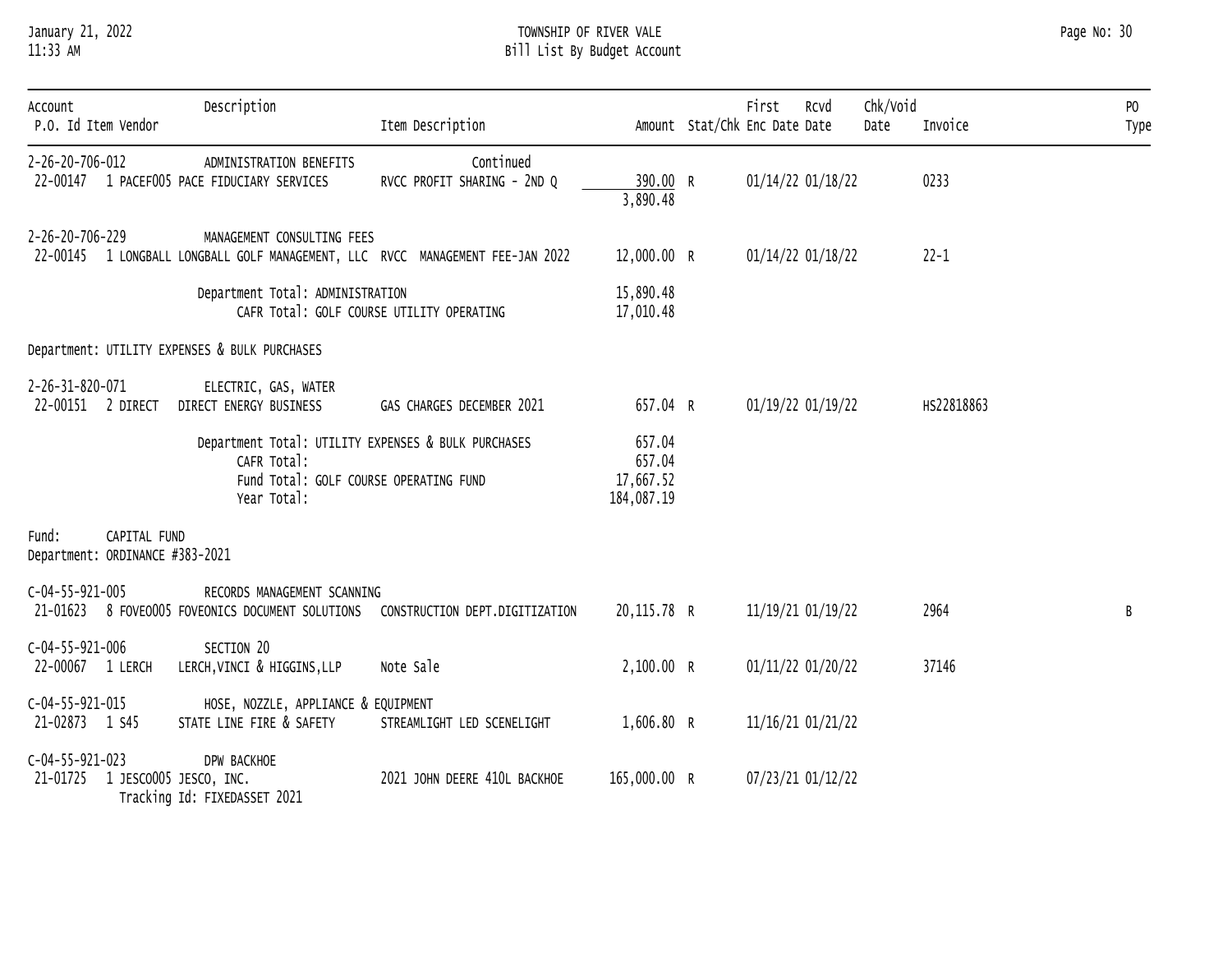TOWNSHIP OF RIVER VALE
Bill List By Budget Account

| Account / P.O. Id | Item | Vendor / Description | Item Description | Amount | Stat/Chk | First Enc Date | Rcvd Date | Chk/Void Date | Invoice | PO Type |
|---|---|---|---|---|---|---|---|---|---|---|
| 2-26-20-706-012 | | ADMINISTRATION BENEFITS | Continued | | | | | | | |
| 22-00147 | 1 | PACEF005 PACE FIDUCIARY SERVICES | RVCC PROFIT SHARING - 2ND Q | 390.00 | R | 01/14/22 | 01/18/22 | | 0233 | |
| | | | | 3,890.48 | | | | | | |
| 2-26-20-706-229 | | MANAGEMENT CONSULTING FEES | | | | | | | | |
| 22-00145 | 1 | LONGBALL LONGBALL GOLF MANAGEMENT, LLC | RVCC MANAGEMENT FEE-JAN 2022 | 12,000.00 | R | 01/14/22 | 01/18/22 | | 22-1 | |
| | | Department Total: ADMINISTRATION | | 15,890.48 | | | | | | |
| | | CAFR Total: GOLF COURSE UTILITY OPERATING | | 17,010.48 | | | | | | |
| Department: UTILITY EXPENSES & BULK PURCHASES | | | | | | | | | | |
| 2-26-31-820-071 | | ELECTRIC, GAS, WATER | | | | | | | | |
| 22-00151 | 2 | DIRECT DIRECT ENERGY BUSINESS | GAS CHARGES DECEMBER 2021 | 657.04 | R | 01/19/22 | 01/19/22 | | HS22818863 | |
| | | Department Total: UTILITY EXPENSES & BULK PURCHASES | | 657.04 | | | | | | |
| | | CAFR Total: | | 657.04 | | | | | | |
| | | Fund Total: GOLF COURSE OPERATING FUND | | 17,667.52 | | | | | | |
| | | Year Total: | | 184,087.19 | | | | | | |
| Fund: CAPITAL FUND | | | | | | | | | | |
| Department: ORDINANCE #383-2021 | | | | | | | | | | |
| C-04-55-921-005 | | RECORDS MANAGEMENT SCANNING | | | | | | | | |
| 21-01623 | 8 | FOVEO005 FOVEONICS DOCUMENT SOLUTIONS | CONSTRUCTION DEPT.DIGITIZATION | 20,115.78 | R | 11/19/21 | 01/19/22 | | 2964 | B |
| C-04-55-921-006 | | SECTION 20 | | | | | | | | |
| 22-00067 | 1 | LERCH LERCH,VINCI & HIGGINS,LLP | Note Sale | 2,100.00 | R | 01/11/22 | 01/20/22 | | 37146 | |
| C-04-55-921-015 | | HOSE, NOZZLE, APPLIANCE & EQUIPMENT | | | | | | | | |
| 21-02873 | 1 | S45 STATE LINE FIRE & SAFETY | STREAMLIGHT LED SCENELIGHT | 1,606.80 | R | 11/16/21 | 01/21/22 | | | |
| C-04-55-921-023 | | DPW BACKHOE | | | | | | | | |
| 21-01725 | 1 | JESCO005 JESCO, INC. | 2021 JOHN DEERE 410L BACKHOE | 165,000.00 | R | 07/23/21 | 01/12/22 | | | |
| | | Tracking Id: FIXEDASSET 2021 | | | | | | | | |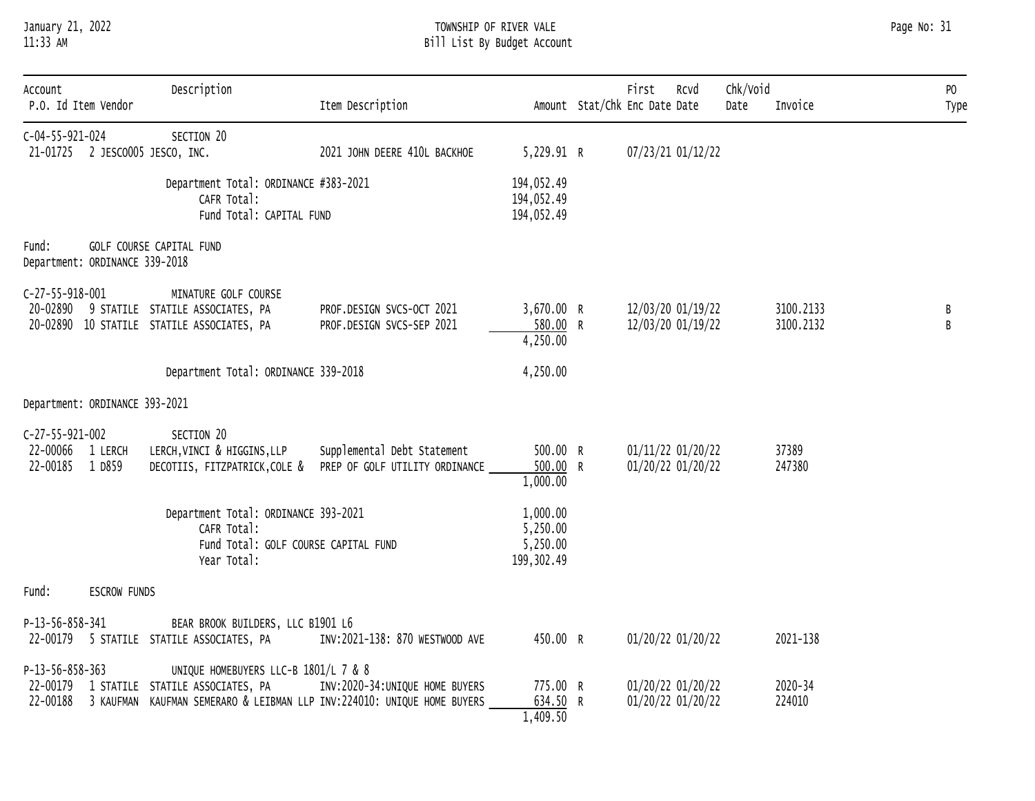January 21, 2022
11:33 AM

TOWNSHIP OF RIVER VALE
Bill List By Budget Account

| Account / P.O. Id Item Vendor | Description | Item Description | Amount | Stat/Chk | First Enc Date | Rcvd Date | Chk/Void Date | Invoice | PO Type |
|---|---|---|---|---|---|---|---|---|---|
| C-04-55-921-024 | SECTION 20 | | | | | | | | |
| 21-01725 2 JESCO005 | JESCO, INC. | 2021 JOHN DEERE 410L BACKHOE | 5,229.91 | R | 07/23/21 | 01/12/22 | | | |
| | Department Total: ORDINANCE #383-2021 | | 194,052.49 | | | | | | |
| | CAFR Total: | | 194,052.49 | | | | | | |
| | Fund Total: CAPITAL FUND | | 194,052.49 | | | | | | |

Fund: GOLF COURSE CAPITAL FUND
Department: ORDINANCE 339-2018

| Account / P.O. Id Item Vendor | Description | Item Description | Amount | Stat/Chk | First Enc Date | Rcvd Date | Chk/Void Date | Invoice | PO Type |
|---|---|---|---|---|---|---|---|---|---|
| C-27-55-918-001 | MINATURE GOLF COURSE | | | | | | | | |
| 20-02890 9 STATILE | STATILE ASSOCIATES, PA | PROF.DESIGN SVCS-OCT 2021 | 3,670.00 | R | 12/03/20 | 01/19/22 | | 3100.2133 | B |
| 20-02890 10 STATILE | STATILE ASSOCIATES, PA | PROF.DESIGN SVCS-SEP 2021 | 580.00 | R | 12/03/20 | 01/19/22 | | 3100.2132 | B |
| | | | 4,250.00 | | | | | | |
| | Department Total: ORDINANCE 339-2018 | | 4,250.00 | | | | | | |

Department: ORDINANCE 393-2021

| Account / P.O. Id Item Vendor | Description | Item Description | Amount | Stat/Chk | First Enc Date | Rcvd Date | Chk/Void Date | Invoice | PO Type |
|---|---|---|---|---|---|---|---|---|---|
| C-27-55-921-002 | SECTION 20 | | | | | | | | |
| 22-00066 1 LERCH | LERCH,VINCI & HIGGINS,LLP | Supplemental Debt Statement | 500.00 | R | 01/11/22 | 01/20/22 | | 37389 | |
| 22-00185 1 D859 | DECOTIIS, FITZPATRICK,COLE & | PREP OF GOLF UTILITY ORDINANCE | 500.00 | R | 01/20/22 | 01/20/22 | | 247380 | |
| | | | 1,000.00 | | | | | | |
| | Department Total: ORDINANCE 393-2021 | | 1,000.00 | | | | | | |
| | CAFR Total: | | 5,250.00 | | | | | | |
| | Fund Total: GOLF COURSE CAPITAL FUND | | 5,250.00 | | | | | | |
| | Year Total: | | 199,302.49 | | | | | | |

Fund: ESCROW FUNDS

| Account / P.O. Id Item Vendor | Description | Item Description | Amount | Stat/Chk | First Enc Date | Rcvd Date | Chk/Void Date | Invoice | PO Type |
|---|---|---|---|---|---|---|---|---|---|
| P-13-56-858-341 | BEAR BROOK BUILDERS, LLC B1901 L6 | | | | | | | | |
| 22-00179 5 STATILE | STATILE ASSOCIATES, PA | INV:2021-138: 870 WESTWOOD AVE | 450.00 | R | 01/20/22 | 01/20/22 | | 2021-138 | |
| P-13-56-858-363 | UNIQUE HOMEBUYERS LLC-B 1801/L 7 & 8 | | | | | | | | |
| 22-00179 1 STATILE | STATILE ASSOCIATES, PA | INV:2020-34:UNIQUE HOME BUYERS | 775.00 | R | 01/20/22 | 01/20/22 | | 2020-34 | |
| 22-00188 3 KAUFMAN | KAUFMAN SEMERARO & LEIBMAN LLP | INV:224010: UNIQUE HOME BUYERS | 634.50 | R | 01/20/22 | 01/20/22 | | 224010 | |
| | | | 1,409.50 | | | | | | |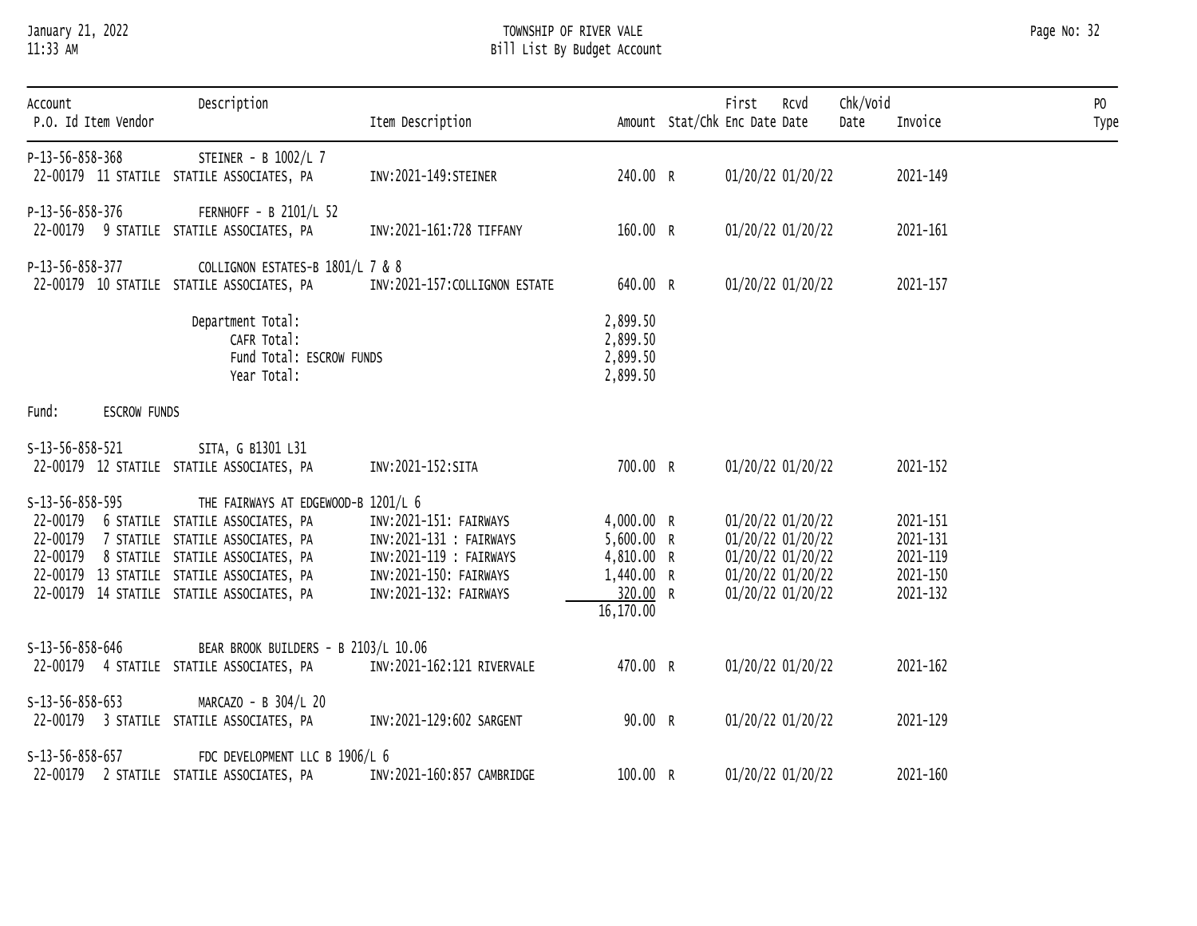# TOWNSHIP OF RIVER VALE
## Bill List By Budget Account

| Account / P.O. Id | Item | Vendor | Description | Item Description | Amount | Stat/Chk | First Enc Date | Rcvd Date | Chk/Void Date | Invoice | PO Type |
|---|---|---|---|---|---|---|---|---|---|---|---|
| P-13-56-858-368 | | | STEINER - B 1002/L 7 | | | | | | | | |
| 22-00179 | 11 | STATILE | STATILE ASSOCIATES, PA | INV:2021-149:STEINER | 240.00 | R | 01/20/22 | 01/20/22 | | 2021-149 | |
| P-13-56-858-376 | | | FERNHOFF - B 2101/L 52 | | | | | | | | |
| 22-00179 | 9 | STATILE | STATILE ASSOCIATES, PA | INV:2021-161:728 TIFFANY | 160.00 | R | 01/20/22 | 01/20/22 | | 2021-161 | |
| P-13-56-858-377 | | | COLLIGNON ESTATES-B 1801/L 7 & 8 | | | | | | | | |
| 22-00179 | 10 | STATILE | STATILE ASSOCIATES, PA | INV:2021-157:COLLIGNON ESTATE | 640.00 | R | 01/20/22 | 01/20/22 | | 2021-157 | |
| | | | Department Total: | | 2,899.50 | | | | | | |
| | | | CAFR Total: | | 2,899.50 | | | | | | |
| | | | Fund Total: ESCROW FUNDS | | 2,899.50 | | | | | | |
| | | | Year Total: | | 2,899.50 | | | | | | |

Fund: ESCROW FUNDS

| Account / P.O. Id | Item | Vendor | Description | Item Description | Amount | Stat/Chk | First Enc Date | Rcvd Date | Chk/Void Date | Invoice | PO Type |
|---|---|---|---|---|---|---|---|---|---|---|---|
| S-13-56-858-521 | | | SITA, G B1301 L31 | | | | | | | | |
| 22-00179 | 12 | STATILE | STATILE ASSOCIATES, PA | INV:2021-152:SITA | 700.00 | R | 01/20/22 | 01/20/22 | | 2021-152 | |
| S-13-56-858-595 | | | THE FAIRWAYS AT EDGEWOOD-B 1201/L 6 | | | | | | | | |
| 22-00179 | 6 | STATILE | STATILE ASSOCIATES, PA | INV:2021-151: FAIRWAYS | 4,000.00 | R | 01/20/22 | 01/20/22 | | 2021-151 | |
| 22-00179 | 7 | STATILE | STATILE ASSOCIATES, PA | INV:2021-131 : FAIRWAYS | 5,600.00 | R | 01/20/22 | 01/20/22 | | 2021-131 | |
| 22-00179 | 8 | STATILE | STATILE ASSOCIATES, PA | INV:2021-119 : FAIRWAYS | 4,810.00 | R | 01/20/22 | 01/20/22 | | 2021-119 | |
| 22-00179 | 13 | STATILE | STATILE ASSOCIATES, PA | INV:2021-150: FAIRWAYS | 1,440.00 | R | 01/20/22 | 01/20/22 | | 2021-150 | |
| 22-00179 | 14 | STATILE | STATILE ASSOCIATES, PA | INV:2021-132: FAIRWAYS | 320.00 | R | 01/20/22 | 01/20/22 | | 2021-132 | |
| | | | | | 16,170.00 | | | | | | |
| S-13-56-858-646 | | | BEAR BROOK BUILDERS - B 2103/L 10.06 | | | | | | | | |
| 22-00179 | 4 | STATILE | STATILE ASSOCIATES, PA | INV:2021-162:121 RIVERVALE | 470.00 | R | 01/20/22 | 01/20/22 | | 2021-162 | |
| S-13-56-858-653 | | | MARCAZO - B 304/L 20 | | | | | | | | |
| 22-00179 | 3 | STATILE | STATILE ASSOCIATES, PA | INV:2021-129:602 SARGENT | 90.00 | R | 01/20/22 | 01/20/22 | | 2021-129 | |
| S-13-56-858-657 | | | FDC DEVELOPMENT LLC B 1906/L 6 | | | | | | | | |
| 22-00179 | 2 | STATILE | STATILE ASSOCIATES, PA | INV:2021-160:857 CAMBRIDGE | 100.00 | R | 01/20/22 | 01/20/22 | | 2021-160 | |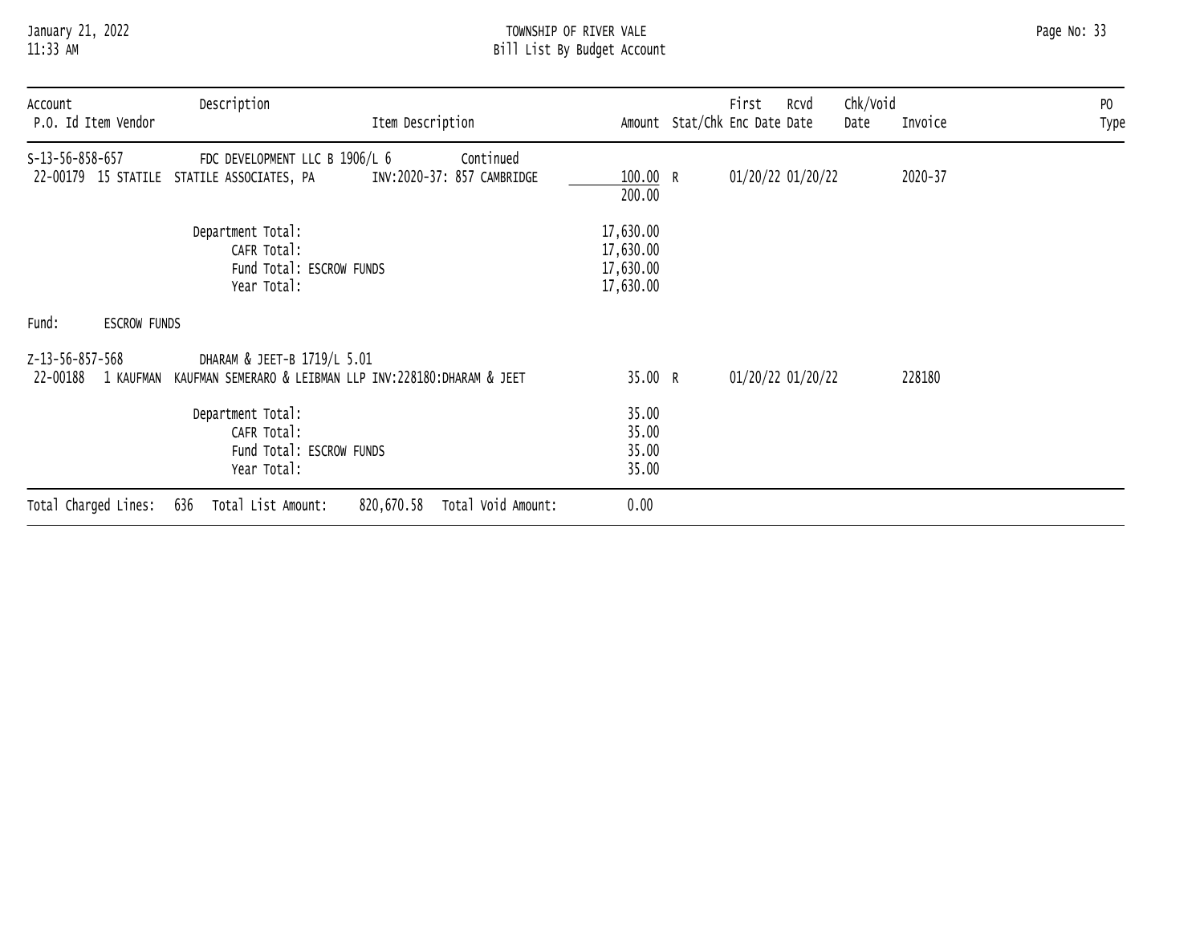| Account<br>P.O. Id Item Vendor | Description | Item Description | Amount | Stat/Chk | First Enc Date | Rcvd Date | Chk/Void Date | Invoice | PO Type |
|---|---|---|---|---|---|---|---|---|---|
| S-13-56-858-657 | FDC DEVELOPMENT LLC B 1906/L 6 | Continued | | | | | | | |
| 22-00179 15 STATILE | STATILE ASSOCIATES, PA | INV:2020-37: 857 CAMBRIDGE | 100.00 | R | 01/20/22 | 01/20/22 | | 2020-37 | |
| | | | 200.00 | | | | | | |
| | Department Total: | | 17,630.00 | | | | | | |
| | CAFR Total: | | 17,630.00 | | | | | | |
| | Fund Total: ESCROW FUNDS | | 17,630.00 | | | | | | |
| | Year Total: | | 17,630.00 | | | | | | |

Fund: ESCROW FUNDS

| Account<br>P.O. Id Item Vendor | Description | Item Description | Amount | Stat/Chk | First Enc Date | Rcvd Date | Chk/Void Date | Invoice | PO Type |
|---|---|---|---|---|---|---|---|---|---|
| Z-13-56-857-568 | DHARAM & JEET-B 1719/L 5.01 | | | | | | | | |
| 22-00188 1 KAUFMAN | KAUFMAN SEMERARO & LEIBMAN LLP | INV:228180:DHARAM & JEET | 35.00 | R | 01/20/22 | 01/20/22 | | 228180 | |
| | Department Total: | | 35.00 | | | | | | |
| | CAFR Total: | | 35.00 | | | | | | |
| | Fund Total: ESCROW FUNDS | | 35.00 | | | | | | |
| | Year Total: | | 35.00 | | | | | | |

Total Charged Lines: 636 Total List Amount: 820,670.58 Total Void Amount: 0.00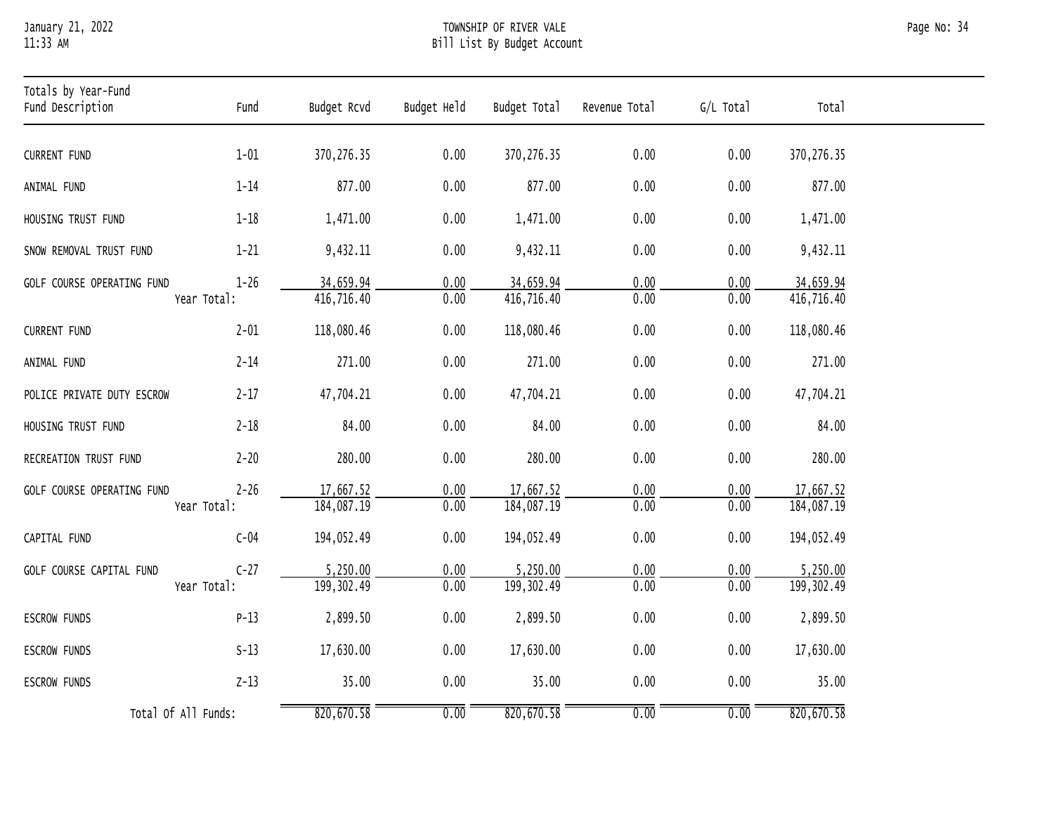TOWNSHIP OF RIVER VALE
Bill List By Budget Account

| Totals by Year-Fund Fund Description | Fund | Budget Rcvd | Budget Held | Budget Total | Revenue Total | G/L Total | Total |
|---|---|---|---|---|---|---|---|
| CURRENT FUND | 1-01 | 370,276.35 | 0.00 | 370,276.35 | 0.00 | 0.00 | 370,276.35 |
| ANIMAL FUND | 1-14 | 877.00 | 0.00 | 877.00 | 0.00 | 0.00 | 877.00 |
| HOUSING TRUST FUND | 1-18 | 1,471.00 | 0.00 | 1,471.00 | 0.00 | 0.00 | 1,471.00 |
| SNOW REMOVAL TRUST FUND | 1-21 | 9,432.11 | 0.00 | 9,432.11 | 0.00 | 0.00 | 9,432.11 |
| GOLF COURSE OPERATING FUND | 1-26 | 34,659.94 | 0.00 | 34,659.94 | 0.00 | 0.00 | 34,659.94 |
| Year Total: | | 416,716.40 | 0.00 | 416,716.40 | 0.00 | 0.00 | 416,716.40 |
| CURRENT FUND | 2-01 | 118,080.46 | 0.00 | 118,080.46 | 0.00 | 0.00 | 118,080.46 |
| ANIMAL FUND | 2-14 | 271.00 | 0.00 | 271.00 | 0.00 | 0.00 | 271.00 |
| POLICE PRIVATE DUTY ESCROW | 2-17 | 47,704.21 | 0.00 | 47,704.21 | 0.00 | 0.00 | 47,704.21 |
| HOUSING TRUST FUND | 2-18 | 84.00 | 0.00 | 84.00 | 0.00 | 0.00 | 84.00 |
| RECREATION TRUST FUND | 2-20 | 280.00 | 0.00 | 280.00 | 0.00 | 0.00 | 280.00 |
| GOLF COURSE OPERATING FUND | 2-26 | 17,667.52 | 0.00 | 17,667.52 | 0.00 | 0.00 | 17,667.52 |
| Year Total: | | 184,087.19 | 0.00 | 184,087.19 | 0.00 | 0.00 | 184,087.19 |
| CAPITAL FUND | C-04 | 194,052.49 | 0.00 | 194,052.49 | 0.00 | 0.00 | 194,052.49 |
| GOLF COURSE CAPITAL FUND | C-27 | 5,250.00 | 0.00 | 5,250.00 | 0.00 | 0.00 | 5,250.00 |
| Year Total: | | 199,302.49 | 0.00 | 199,302.49 | 0.00 | 0.00 | 199,302.49 |
| ESCROW FUNDS | P-13 | 2,899.50 | 0.00 | 2,899.50 | 0.00 | 0.00 | 2,899.50 |
| ESCROW FUNDS | S-13 | 17,630.00 | 0.00 | 17,630.00 | 0.00 | 0.00 | 17,630.00 |
| ESCROW FUNDS | Z-13 | 35.00 | 0.00 | 35.00 | 0.00 | 0.00 | 35.00 |
| Total Of All Funds: | | 820,670.58 | 0.00 | 820,670.58 | 0.00 | 0.00 | 820,670.58 |